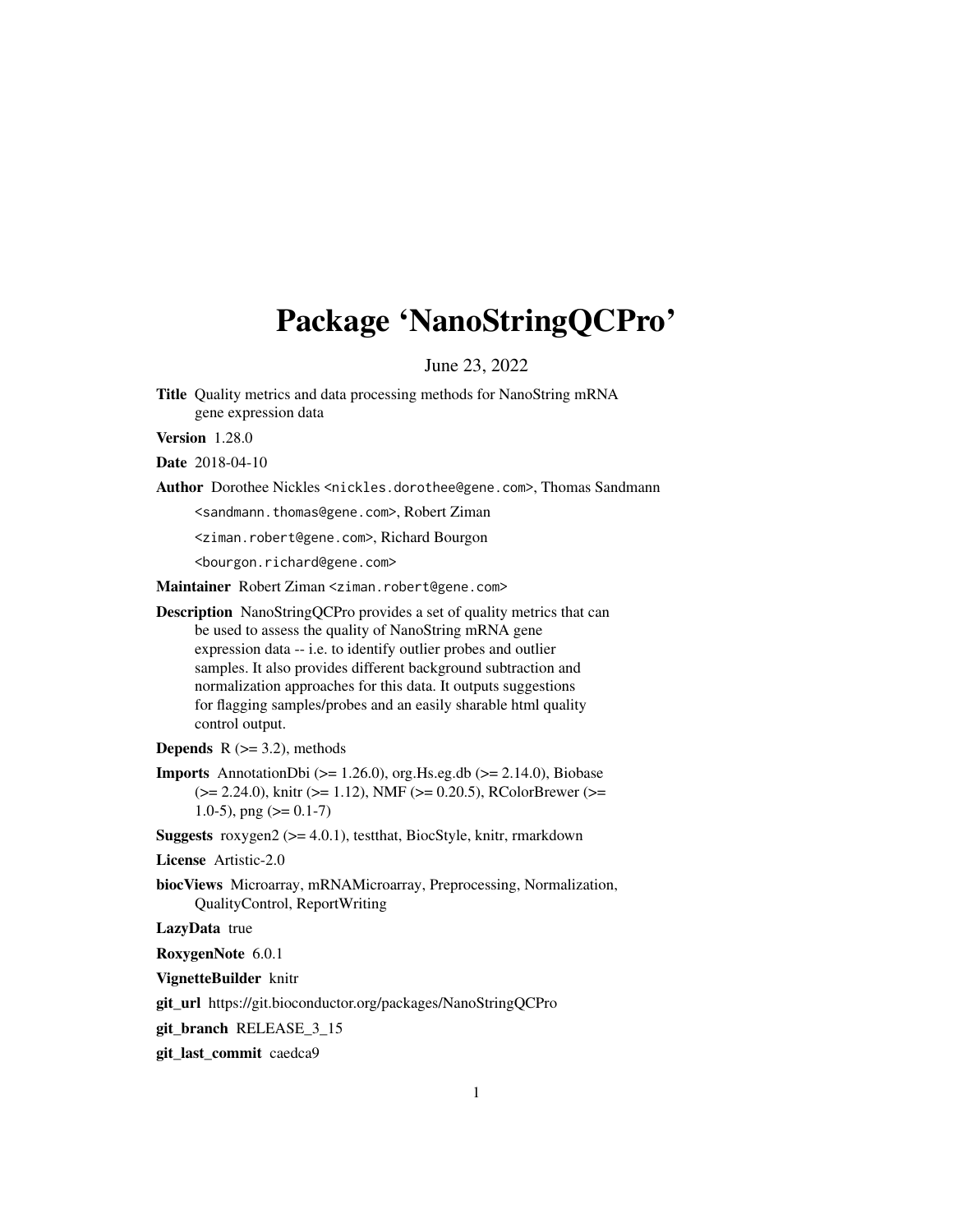# Package 'NanoStringQCPro'

June 23, 2022

**Title** Quality metrics and data processing methods for NanoString mRNA gene expression data

**Version** 1.28.0

**Date** 2018-04-10

**Author** Dorothee Nickles <nickles.dorothee@gene.com>, Thomas Sandmann <sandmann.thomas@gene.com>, Robert Ziman <ziman.robert@gene.com>, Richard Bourgon <bourgon.richard@gene.com>

**Maintainer** Robert Ziman <ziman.robert@gene.com>

**Description** NanoStringQCPro provides a set of quality metrics that can be used to assess the quality of NanoString mRNA gene expression data -- i.e. to identify outlier probes and outlier samples. It also provides different background subtraction and normalization approaches for this data. It outputs suggestions for flagging samples/probes and an easily sharable html quality control output.

**Depends** R (>= 3.2), methods

**Imports** AnnotationDbi (>= 1.26.0), org.Hs.eg.db (>= 2.14.0), Biobase (>= 2.24.0), knitr (>= 1.12), NMF (>= 0.20.5), RColorBrewer (>= 1.0-5), png (>= 0.1-7)

**Suggests** roxygen2 (>= 4.0.1), testthat, BiocStyle, knitr, rmarkdown

**License** Artistic-2.0

**biocViews** Microarray, mRNAMicroarray, Preprocessing, Normalization, QualityControl, ReportWriting

**LazyData** true

**RoxygenNote** 6.0.1

**VignetteBuilder** knitr

**git_url** https://git.bioconductor.org/packages/NanoStringQCPro

**git_branch** RELEASE_3_15

**git_last_commit** caedca9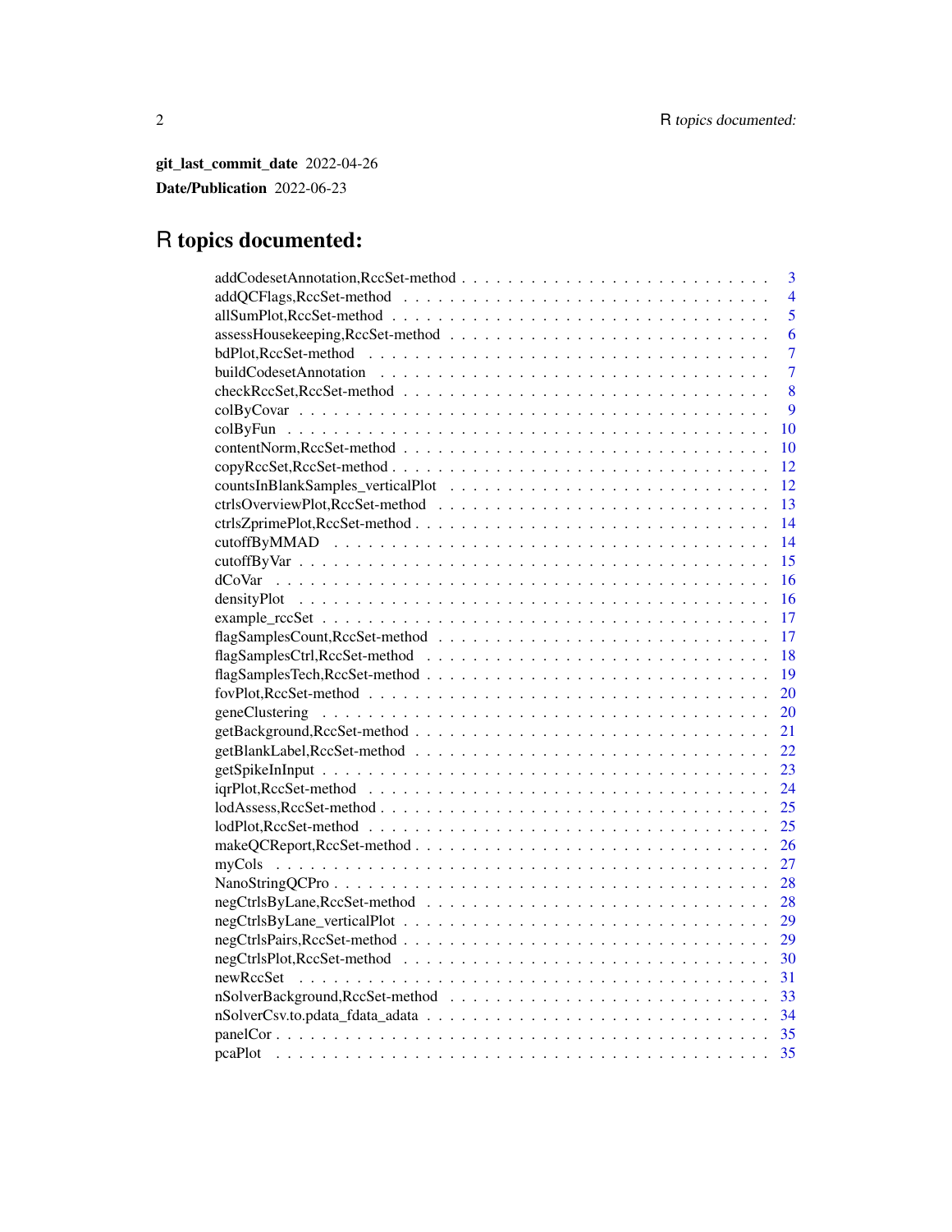**git_last_commit_date** 2022-04-26

**Date/Publication** 2022-06-23

# R topics documented:

addCodesetAnnotation,RccSet-method . . . . . . . . . . . . . . . . . . . . . . . . . . 3
addQCFlags,RccSet-method . . . . . . . . . . . . . . . . . . . . . . . . . . 4
allSumPlot,RccSet-method . . . . . . . . . . . . . . . . . . . . . . . . . . 5
assessHousekeeping,RccSet-method . . . . . . . . . . . . . . . . . . . . . . . . . . 6
bdPlot,RccSet-method . . . . . . . . . . . . . . . . . . . . . . . . . . 7
buildCodesetAnnotation . . . . . . . . . . . . . . . . . . . . . . . . . . 7
checkRccSet,RccSet-method . . . . . . . . . . . . . . . . . . . . . . . . . . 8
colByCovar . . . . . . . . . . . . . . . . . . . . . . . . . . 9
colByFun . . . . . . . . . . . . . . . . . . . . . . . . . . 10
contentNorm,RccSet-method . . . . . . . . . . . . . . . . . . . . . . . . . . 10
copyRccSet,RccSet-method . . . . . . . . . . . . . . . . . . . . . . . . . . 12
countsInBlankSamples_verticalPlot . . . . . . . . . . . . . . . . . . . . . . . . . . 12
ctrlsOverviewPlot,RccSet-method . . . . . . . . . . . . . . . . . . . . . . . . . . 13
ctrlsZprimePlot,RccSet-method . . . . . . . . . . . . . . . . . . . . . . . . . . 14
cutoffByMMAD . . . . . . . . . . . . . . . . . . . . . . . . . . 14
cutoffByVar . . . . . . . . . . . . . . . . . . . . . . . . . . 15
dCoVar . . . . . . . . . . . . . . . . . . . . . . . . . . 16
densityPlot . . . . . . . . . . . . . . . . . . . . . . . . . . 16
example_rccSet . . . . . . . . . . . . . . . . . . . . . . . . . . 17
flagSamplesCount,RccSet-method . . . . . . . . . . . . . . . . . . . . . . . . . . 17
flagSamplesCtrl,RccSet-method . . . . . . . . . . . . . . . . . . . . . . . . . . 18
flagSamplesTech,RccSet-method . . . . . . . . . . . . . . . . . . . . . . . . . . 19
fovPlot,RccSet-method . . . . . . . . . . . . . . . . . . . . . . . . . . 20
geneClustering . . . . . . . . . . . . . . . . . . . . . . . . . . 20
getBackground,RccSet-method . . . . . . . . . . . . . . . . . . . . . . . . . . 21
getBlankLabel,RccSet-method . . . . . . . . . . . . . . . . . . . . . . . . . . 22
getSpikeInInput . . . . . . . . . . . . . . . . . . . . . . . . . . 23
iqrPlot,RccSet-method . . . . . . . . . . . . . . . . . . . . . . . . . . 24
lodAssess,RccSet-method . . . . . . . . . . . . . . . . . . . . . . . . . . 25
lodPlot,RccSet-method . . . . . . . . . . . . . . . . . . . . . . . . . . 25
makeQCReport,RccSet-method . . . . . . . . . . . . . . . . . . . . . . . . . . 26
myCols . . . . . . . . . . . . . . . . . . . . . . . . . . 27
NanoStringQCPro . . . . . . . . . . . . . . . . . . . . . . . . . . 28
negCtrlsByLane,RccSet-method . . . . . . . . . . . . . . . . . . . . . . . . . . 28
negCtrlsByLane_verticalPlot . . . . . . . . . . . . . . . . . . . . . . . . . . 29
negCtrlsPairs,RccSet-method . . . . . . . . . . . . . . . . . . . . . . . . . . 29
negCtrlsPlot,RccSet-method . . . . . . . . . . . . . . . . . . . . . . . . . . 30
newRccSet . . . . . . . . . . . . . . . . . . . . . . . . . . 31
nSolverBackground,RccSet-method . . . . . . . . . . . . . . . . . . . . . . . . . . 33
nSolverCsv.to.pdata_fdata_adata . . . . . . . . . . . . . . . . . . . . . . . . . . 34
panelCor . . . . . . . . . . . . . . . . . . . . . . . . . . 35
pcaPlot . . . . . . . . . . . . . . . . . . . . . . . . . . 35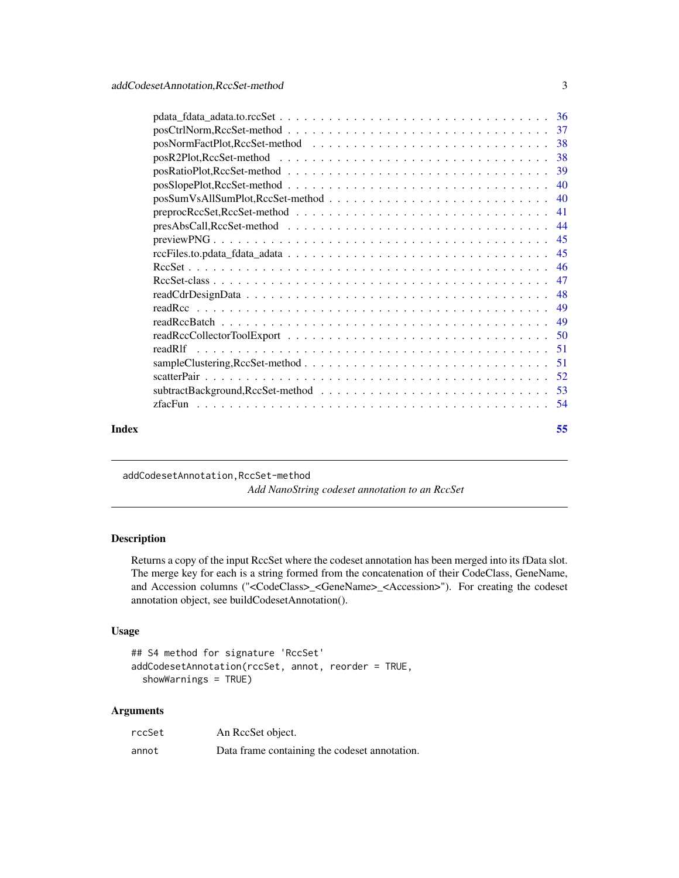pdata_fdata_adata.to.rccSet . . . . . . . . . . . . . . . . . . . . . . . . . . . . . . . 36
posCtrlNorm,RccSet-method . . . . . . . . . . . . . . . . . . . . . . . . . . . . . . . 37
posNormFactPlot,RccSet-method . . . . . . . . . . . . . . . . . . . . . . . . . . . . 38
posR2Plot,RccSet-method . . . . . . . . . . . . . . . . . . . . . . . . . . . . . . . . 38
posRatioPlot,RccSet-method . . . . . . . . . . . . . . . . . . . . . . . . . . . . . . . 39
posSlopePlot,RccSet-method . . . . . . . . . . . . . . . . . . . . . . . . . . . . . . . 40
posSumVsAllSumPlot,RccSet-method . . . . . . . . . . . . . . . . . . . . . . . . . . 40
preprocRccSet,RccSet-method . . . . . . . . . . . . . . . . . . . . . . . . . . . . . . 41
presAbsCall,RccSet-method . . . . . . . . . . . . . . . . . . . . . . . . . . . . . . . 44
previewPNG . . . . . . . . . . . . . . . . . . . . . . . . . . . . . . . . . . . . . . . 45
rccFiles.to.pdata_fdata_adata . . . . . . . . . . . . . . . . . . . . . . . . . . . . . . 45
RccSet . . . . . . . . . . . . . . . . . . . . . . . . . . . . . . . . . . . . . . . . . . 46
RccSet-class . . . . . . . . . . . . . . . . . . . . . . . . . . . . . . . . . . . . . . . 47
readCdrDesignData . . . . . . . . . . . . . . . . . . . . . . . . . . . . . . . . . . . . 48
readRcc . . . . . . . . . . . . . . . . . . . . . . . . . . . . . . . . . . . . . . . . . . 49
readRccBatch . . . . . . . . . . . . . . . . . . . . . . . . . . . . . . . . . . . . . . . 49
readRccCollectorToolExport . . . . . . . . . . . . . . . . . . . . . . . . . . . . . . . 50
readRlf . . . . . . . . . . . . . . . . . . . . . . . . . . . . . . . . . . . . . . . . . . 51
sampleClustering,RccSet-method . . . . . . . . . . . . . . . . . . . . . . . . . . . . . 51
scatterPair . . . . . . . . . . . . . . . . . . . . . . . . . . . . . . . . . . . . . . . . 52
subtractBackground,RccSet-method . . . . . . . . . . . . . . . . . . . . . . . . . . . . 53
zfacFun . . . . . . . . . . . . . . . . . . . . . . . . . . . . . . . . . . . . . . . . . . 54

**Index** **55**

---

`addCodesetAnnotation,RccSet-method`
*Add NanoString codeset annotation to an RccSet*

---

### Description

Returns a copy of the input RccSet where the codeset annotation has been merged into its fData slot. The merge key for each is a string formed from the concatenation of their CodeClass, GeneName, and Accession columns ("<CodeClass>_<GeneName>_<Accession>"). For creating the codeset annotation object, see buildCodesetAnnotation().

### Usage

```
## S4 method for signature 'RccSet'
addCodesetAnnotation(rccSet, annot, reorder = TRUE,
  showWarnings = TRUE)
```

### Arguments

| | |
|---|---|
| `rccSet` | An RccSet object. |
| `annot` | Data frame containing the codeset annotation. |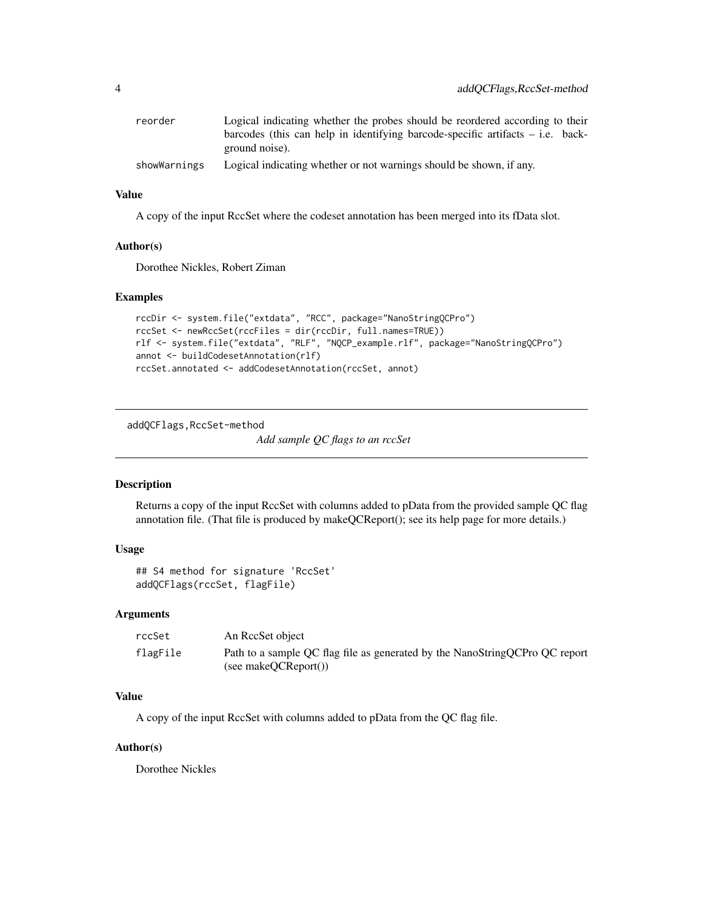| | |
|---|---|
| reorder | Logical indicating whether the probes should be reordered according to their barcodes (this can help in identifying barcode-specific artifacts – i.e. background noise). |
| showWarnings | Logical indicating whether or not warnings should be shown, if any. |

### Value

A copy of the input RccSet where the codeset annotation has been merged into its fData slot.

### Author(s)

Dorothee Nickles, Robert Ziman

### Examples

```
rccDir <- system.file("extdata", "RCC", package="NanoStringQCPro")
rccSet <- newRccSet(rccFiles = dir(rccDir, full.names=TRUE))
rlf <- system.file("extdata", "RLF", "NQCP_example.rlf", package="NanoStringQCPro")
annot <- buildCodesetAnnotation(rlf)
rccSet.annotated <- addCodesetAnnotation(rccSet, annot)
```

---

## addQCFlags,RccSet-method

*Add sample QC flags to an rccSet*

---

### Description

Returns a copy of the input RccSet with columns added to pData from the provided sample QC flag annotation file. (That file is produced by makeQCReport(); see its help page for more details.)

### Usage

```
## S4 method for signature 'RccSet'
addQCFlags(rccSet, flagFile)
```

### Arguments

| | |
|---|---|
| rccSet | An RccSet object |
| flagFile | Path to a sample QC flag file as generated by the NanoStringQCPro QC report (see makeQCReport()) |

### Value

A copy of the input RccSet with columns added to pData from the QC flag file.

### Author(s)

Dorothee Nickles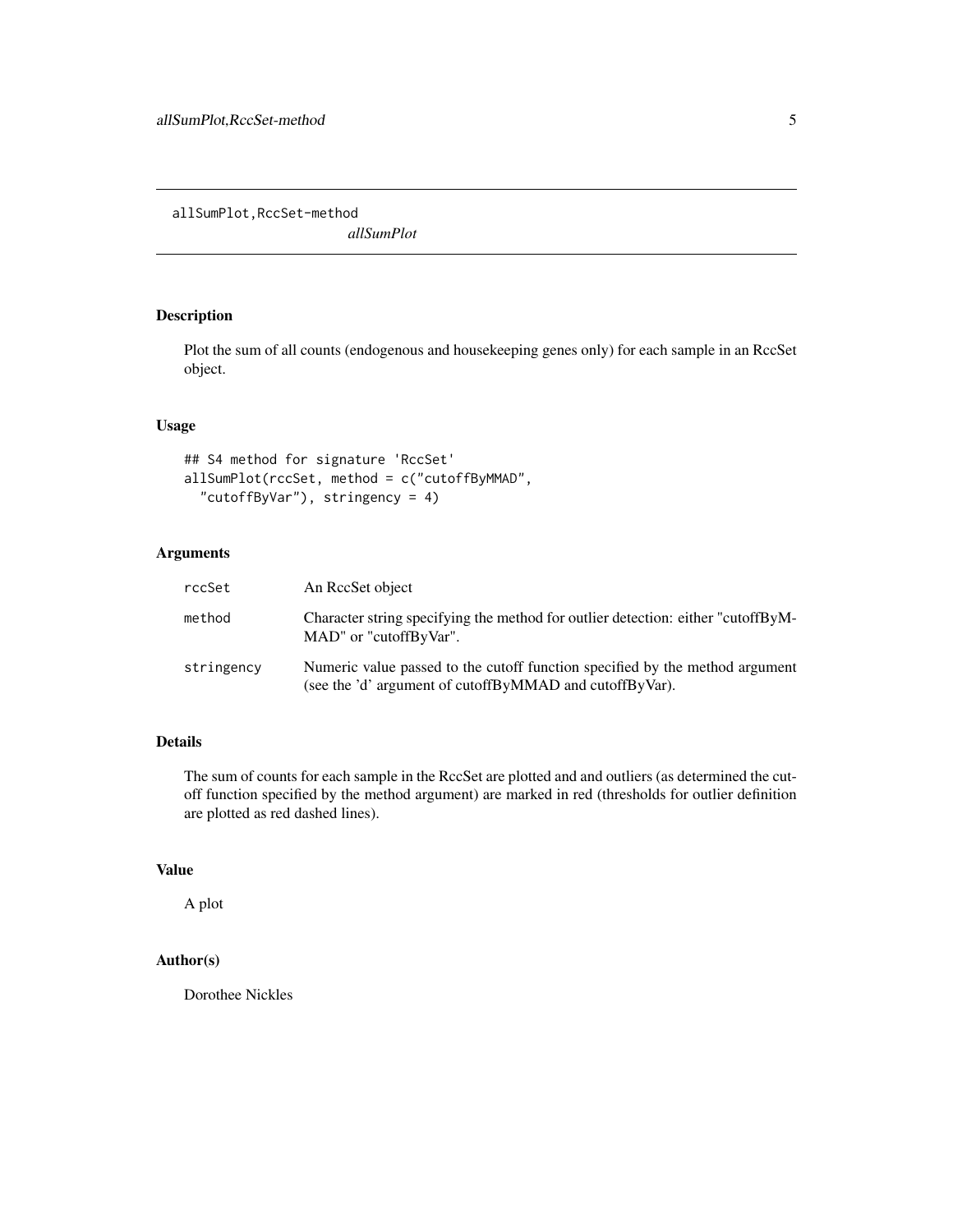allSumPlot,RccSet-method

*allSumPlot*

## Description

Plot the sum of all counts (endogenous and housekeeping genes only) for each sample in an RccSet object.

## Usage

```
## S4 method for signature 'RccSet'
allSumPlot(rccSet, method = c("cutoffByMMAD",
  "cutoffByVar"), stringency = 4)
```

## Arguments

| | |
|---|---|
| rccSet | An RccSet object |
| method | Character string specifying the method for outlier detection: either "cutoffByMMAD" or "cutoffByVar". |
| stringency | Numeric value passed to the cutoff function specified by the method argument (see the 'd' argument of cutoffByMMAD and cutoffByVar). |

## Details

The sum of counts for each sample in the RccSet are plotted and and outliers (as determined the cutoff function specified by the method argument) are marked in red (thresholds for outlier definition are plotted as red dashed lines).

## Value

A plot

## Author(s)

Dorothee Nickles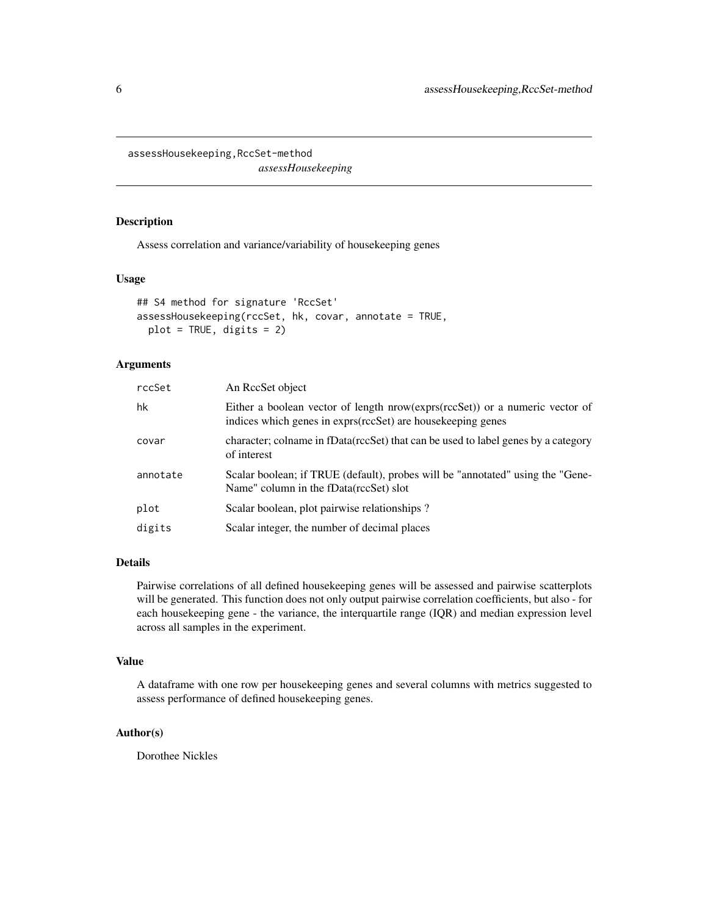assessHousekeeping,RccSet-method
*assessHousekeeping*

## Description

Assess correlation and variance/variability of housekeeping genes

## Usage

```
## S4 method for signature 'RccSet'
assessHousekeeping(rccSet, hk, covar, annotate = TRUE,
  plot = TRUE, digits = 2)
```

## Arguments

| | |
|---|---|
| rccSet | An RccSet object |
| hk | Either a boolean vector of length nrow(exprs(rccSet)) or a numeric vector of indices which genes in exprs(rccSet) are housekeeping genes |
| covar | character; colname in fData(rccSet) that can be used to label genes by a category of interest |
| annotate | Scalar boolean; if TRUE (default), probes will be "annotated" using the "GeneName" column in the fData(rccSet) slot |
| plot | Scalar boolean, plot pairwise relationships ? |
| digits | Scalar integer, the number of decimal places |

## Details

Pairwise correlations of all defined housekeeping genes will be assessed and pairwise scatterplots will be generated. This function does not only output pairwise correlation coefficients, but also - for each housekeeping gene - the variance, the interquartile range (IQR) and median expression level across all samples in the experiment.

## Value

A dataframe with one row per housekeeping genes and several columns with metrics suggested to assess performance of defined housekeeping genes.

## Author(s)

Dorothee Nickles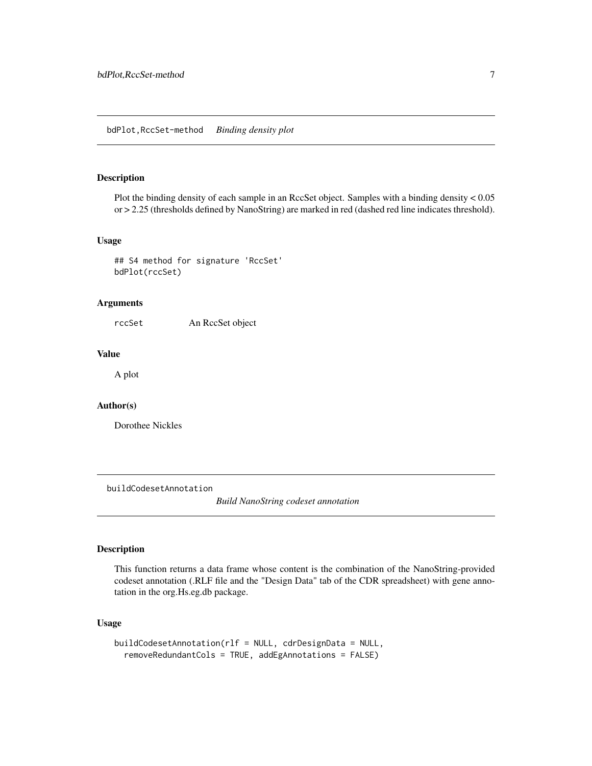## bdPlot,RccSet-method *Binding density plot*

### Description

Plot the binding density of each sample in an RccSet object. Samples with a binding density < 0.05 or > 2.25 (thresholds defined by NanoString) are marked in red (dashed red line indicates threshold).

### Usage

```
## S4 method for signature 'RccSet'
bdPlot(rccSet)
```

### Arguments

| | |
|---|---|
| rccSet | An RccSet object |

### Value

A plot

### Author(s)

Dorothee Nickles

## buildCodesetAnnotation *Build NanoString codeset annotation*

### Description

This function returns a data frame whose content is the combination of the NanoString-provided codeset annotation (.RLF file and the "Design Data" tab of the CDR spreadsheet) with gene annotation in the org.Hs.eg.db package.

### Usage

```
buildCodesetAnnotation(rlf = NULL, cdrDesignData = NULL,
  removeRedundantCols = TRUE, addEgAnnotations = FALSE)
```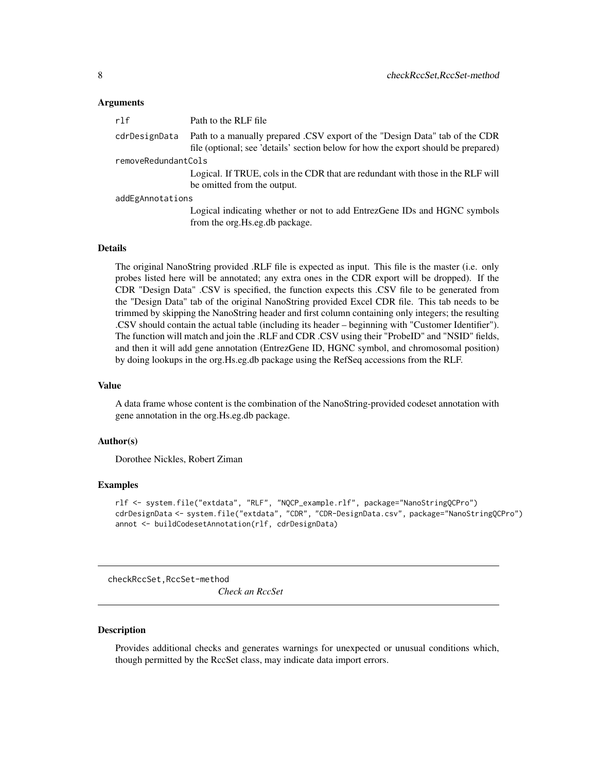### Arguments

| | |
|---|---|
| `rlf` | Path to the RLF file |
| `cdrDesignData` | Path to a manually prepared .CSV export of the "Design Data" tab of the CDR file (optional; see 'details' section below for how the export should be prepared) |
| `removeRedundantCols` | Logical. If TRUE, cols in the CDR that are redundant with those in the RLF will be omitted from the output. |
| `addEgAnnotations` | Logical indicating whether or not to add EntrezGene IDs and HGNC symbols from the org.Hs.eg.db package. |

### Details

The original NanoString provided .RLF file is expected as input. This file is the master (i.e. only probes listed here will be annotated; any extra ones in the CDR export will be dropped). If the CDR "Design Data" .CSV is specified, the function expects this .CSV file to be generated from the "Design Data" tab of the original NanoString provided Excel CDR file. This tab needs to be trimmed by skipping the NanoString header and first column containing only integers; the resulting .CSV should contain the actual table (including its header – beginning with "Customer Identifier"). The function will match and join the .RLF and CDR .CSV using their "ProbeID" and "NSID" fields, and then it will add gene annotation (EntrezGene ID, HGNC symbol, and chromosomal position) by doing lookups in the org.Hs.eg.db package using the RefSeq accessions from the RLF.

### Value

A data frame whose content is the combination of the NanoString-provided codeset annotation with gene annotation in the org.Hs.eg.db package.

### Author(s)

Dorothee Nickles, Robert Ziman

### Examples

```
rlf <- system.file("extdata", "RLF", "NQCP_example.rlf", package="NanoStringQCPro")
cdrDesignData <- system.file("extdata", "CDR", "CDR-DesignData.csv", package="NanoStringQCPro")
annot <- buildCodesetAnnotation(rlf, cdrDesignData)
```

---

## checkRccSet,RccSet-method — *Check an RccSet*

---

### Description

Provides additional checks and generates warnings for unexpected or unusual conditions which, though permitted by the RccSet class, may indicate data import errors.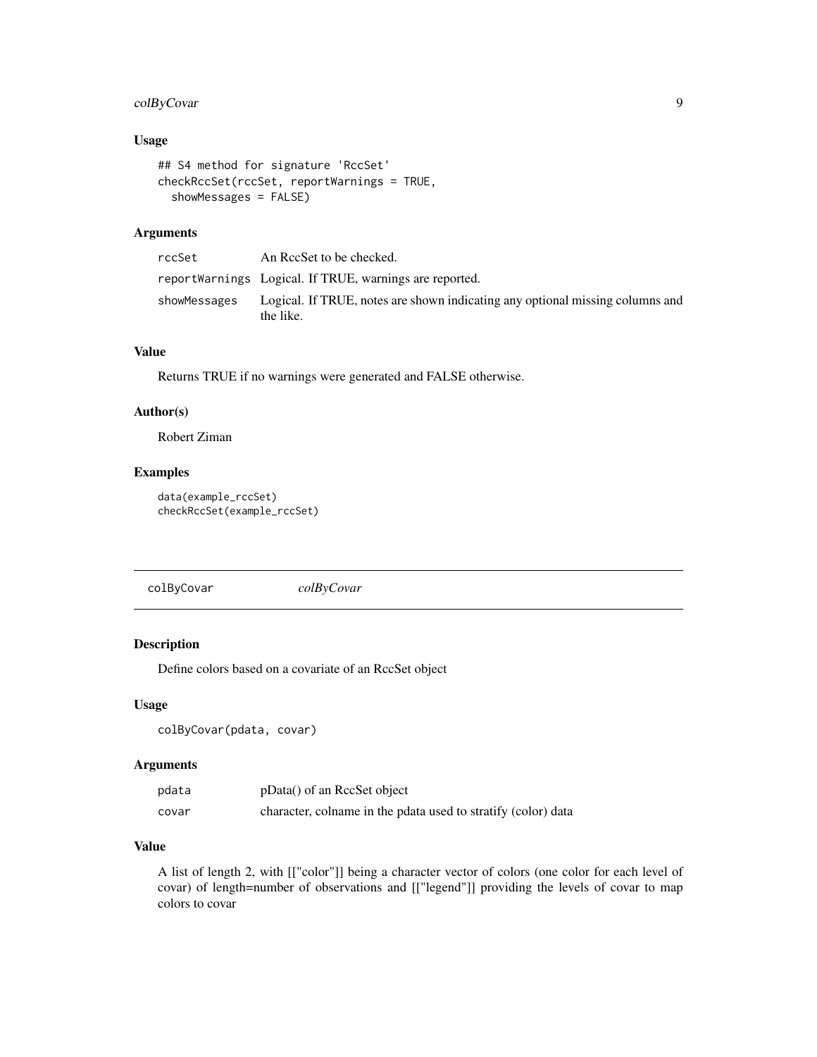## Usage

```
## S4 method for signature 'RccSet'
checkRccSet(rccSet, reportWarnings = TRUE,
  showMessages = FALSE)
```

## Arguments

| | |
|---|---|
| rccSet | An RccSet to be checked. |
| reportWarnings | Logical. If TRUE, warnings are reported. |
| showMessages | Logical. If TRUE, notes are shown indicating any optional missing columns and the like. |

## Value

Returns TRUE if no warnings were generated and FALSE otherwise.

## Author(s)

Robert Ziman

## Examples

```
data(example_rccSet)
checkRccSet(example_rccSet)
```

---

# colByCovar &nbsp;&nbsp;&nbsp; *colByCovar*

---

## Description

Define colors based on a covariate of an RccSet object

## Usage

```
colByCovar(pdata, covar)
```

## Arguments

| | |
|---|---|
| pdata | pData() of an RccSet object |
| covar | character, colname in the pdata used to stratify (color) data |

## Value

A list of length 2, with [["color"]] being a character vector of colors (one color for each level of covar) of length=number of observations and [["legend"]] providing the levels of covar to map colors to covar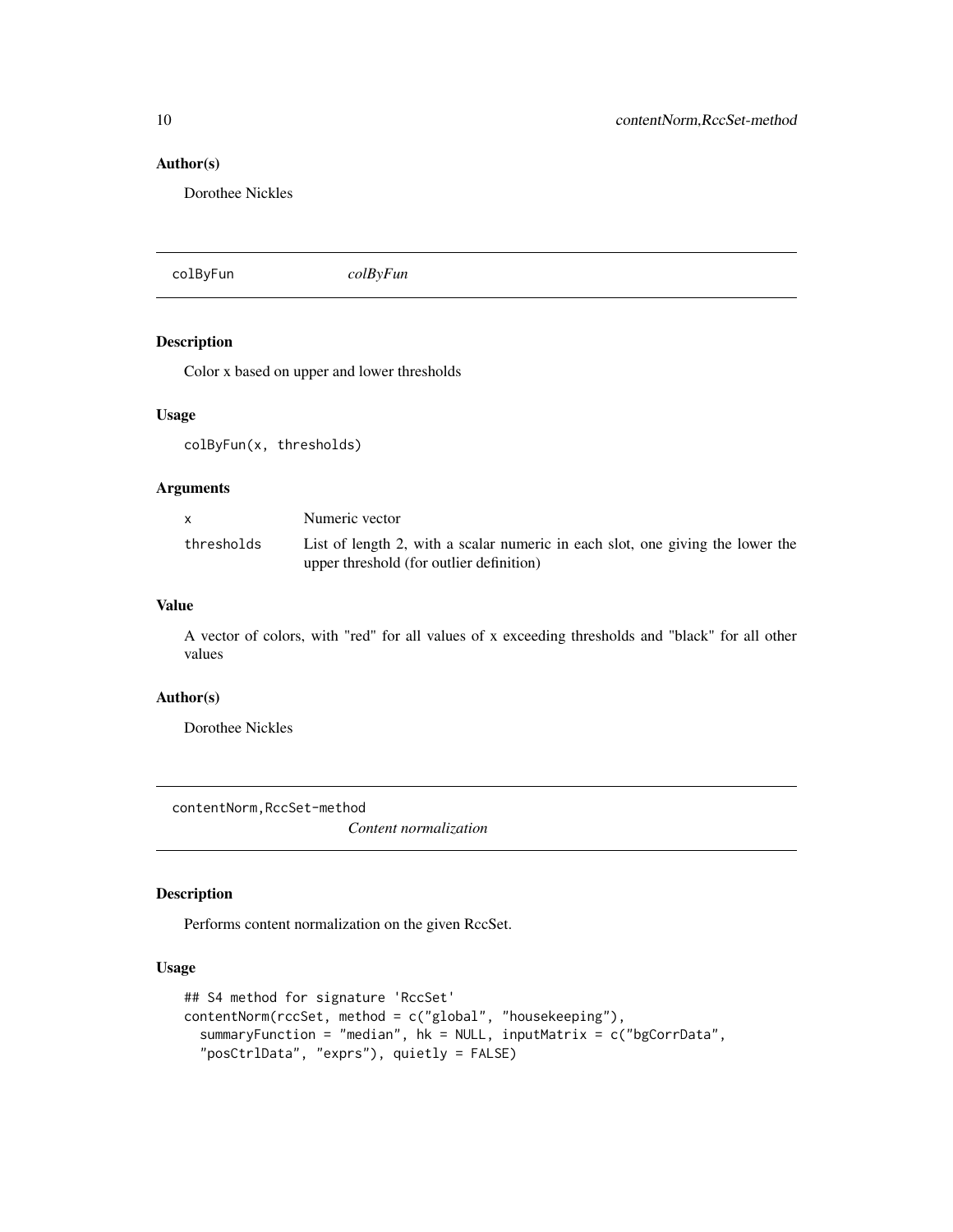### Author(s)

Dorothee Nickles

---

## colByFun *colByFun*

---

### Description

Color x based on upper and lower thresholds

### Usage

```
colByFun(x, thresholds)
```

### Arguments

| | |
|---|---|
| x | Numeric vector |
| thresholds | List of length 2, with a scalar numeric in each slot, one giving the lower the upper threshold (for outlier definition) |

### Value

A vector of colors, with "red" for all values of x exceeding thresholds and "black" for all other values

### Author(s)

Dorothee Nickles

---

## contentNorm,RccSet-method *Content normalization*

---

### Description

Performs content normalization on the given RccSet.

### Usage

```
## S4 method for signature 'RccSet'
contentNorm(rccSet, method = c("global", "housekeeping"),
  summaryFunction = "median", hk = NULL, inputMatrix = c("bgCorrData",
  "posCtrlData", "exprs"), quietly = FALSE)
```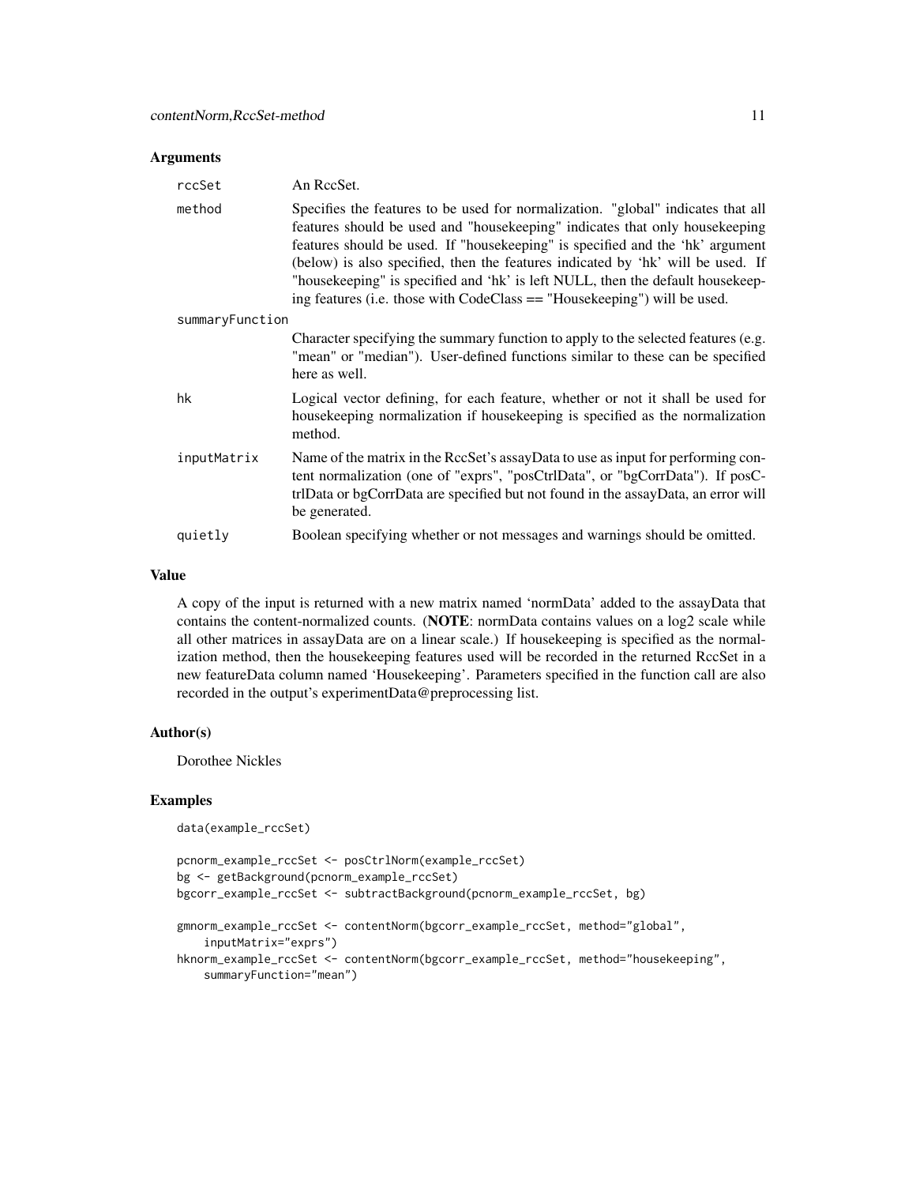### Arguments

| | |
|---|---|
| rccSet | An RccSet. |
| method | Specifies the features to be used for normalization. "global" indicates that all features should be used and "housekeeping" indicates that only housekeeping features should be used. If "housekeeping" is specified and the 'hk' argument (below) is also specified, then the features indicated by 'hk' will be used. If "housekeeping" is specified and 'hk' is left NULL, then the default housekeeping features (i.e. those with CodeClass == "Housekeeping") will be used. |
| summaryFunction | Character specifying the summary function to apply to the selected features (e.g. "mean" or "median"). User-defined functions similar to these can be specified here as well. |
| hk | Logical vector defining, for each feature, whether or not it shall be used for housekeeping normalization if housekeeping is specified as the normalization method. |
| inputMatrix | Name of the matrix in the RccSet's assayData to use as input for performing content normalization (one of "exprs", "posCtrlData", or "bgCorrData"). If posCtrlData or bgCorrData are specified but not found in the assayData, an error will be generated. |
| quietly | Boolean specifying whether or not messages and warnings should be omitted. |

### Value

A copy of the input is returned with a new matrix named 'normData' added to the assayData that contains the content-normalized counts. (**NOTE**: normData contains values on a log2 scale while all other matrices in assayData are on a linear scale.) If housekeeping is specified as the normalization method, then the housekeeping features used will be recorded in the returned RccSet in a new featureData column named 'Housekeeping'. Parameters specified in the function call are also recorded in the output's experimentData@preprocessing list.

### Author(s)

Dorothee Nickles

### Examples

```
data(example_rccSet)

pcnorm_example_rccSet <- posCtrlNorm(example_rccSet)
bg <- getBackground(pcnorm_example_rccSet)
bgcorr_example_rccSet <- subtractBackground(pcnorm_example_rccSet, bg)

gmnorm_example_rccSet <- contentNorm(bgcorr_example_rccSet, method="global",
    inputMatrix="exprs")
hknorm_example_rccSet <- contentNorm(bgcorr_example_rccSet, method="housekeeping",
    summaryFunction="mean")
```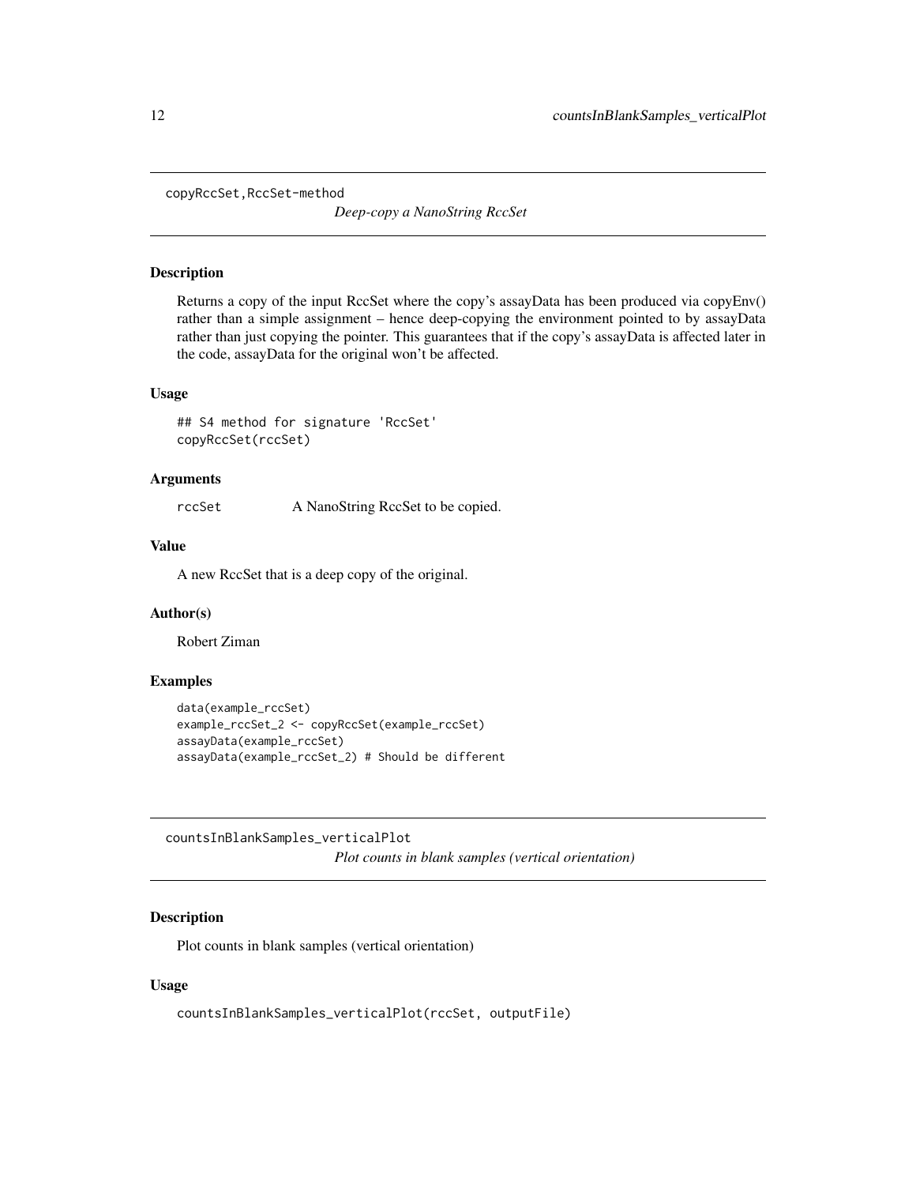## copyRccSet,RccSet-method

*Deep-copy a NanoString RccSet*

### Description

Returns a copy of the input RccSet where the copy's assayData has been produced via copyEnv() rather than a simple assignment – hence deep-copying the environment pointed to by assayData rather than just copying the pointer. This guarantees that if the copy's assayData is affected later in the code, assayData for the original won't be affected.

### Usage

```
## S4 method for signature 'RccSet'
copyRccSet(rccSet)
```

### Arguments

| | |
|---|---|
| rccSet | A NanoString RccSet to be copied. |

### Value

A new RccSet that is a deep copy of the original.

### Author(s)

Robert Ziman

### Examples

```
data(example_rccSet)
example_rccSet_2 <- copyRccSet(example_rccSet)
assayData(example_rccSet)
assayData(example_rccSet_2) # Should be different
```

## countsInBlankSamples_verticalPlot

*Plot counts in blank samples (vertical orientation)*

### Description

Plot counts in blank samples (vertical orientation)

### Usage

```
countsInBlankSamples_verticalPlot(rccSet, outputFile)
```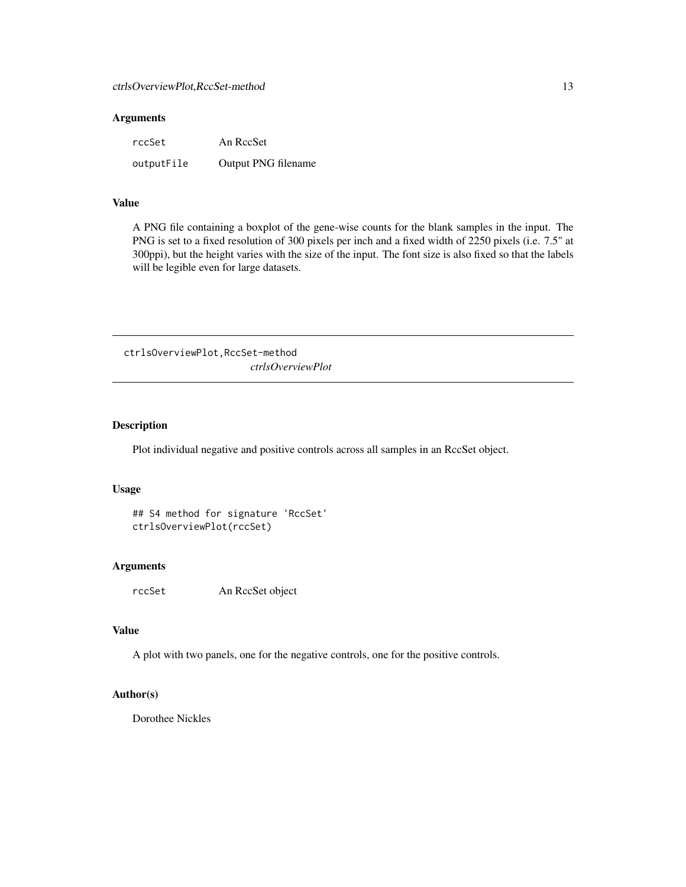### Arguments

| | |
|---|---|
| `rccSet` | An RccSet |
| `outputFile` | Output PNG filename |

### Value

A PNG file containing a boxplot of the gene-wise counts for the blank samples in the input. The PNG is set to a fixed resolution of 300 pixels per inch and a fixed width of 2250 pixels (i.e. 7.5" at 300ppi), but the height varies with the size of the input. The font size is also fixed so that the labels will be legible even for large datasets.

---

## ctrlsOverviewPlot,RccSet-method

*ctrlsOverviewPlot*

---

### Description

Plot individual negative and positive controls across all samples in an RccSet object.

### Usage

```
## S4 method for signature 'RccSet'
ctrlsOverviewPlot(rccSet)
```

### Arguments

| | |
|---|---|
| `rccSet` | An RccSet object |

### Value

A plot with two panels, one for the negative controls, one for the positive controls.

### Author(s)

Dorothee Nickles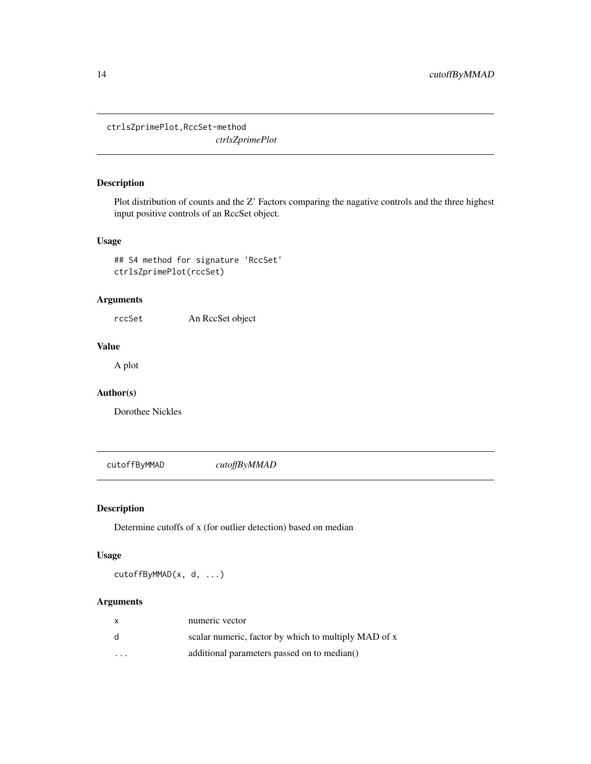## ctrlsZprimePlot,RccSet-method

*ctrlsZprimePlot*

### Description

Plot distribution of counts and the Z' Factors comparing the nagative controls and the three highest input positive controls of an RccSet object.

### Usage

```
## S4 method for signature 'RccSet'
ctrlsZprimePlot(rccSet)
```

### Arguments

| | |
|---|---|
| rccSet | An RccSet object |

### Value

A plot

### Author(s)

Dorothee Nickles

## cutoffByMMAD

*cutoffByMMAD*

### Description

Determine cutoffs of x (for outlier detection) based on median

### Usage

```
cutoffByMMAD(x, d, ...)
```

### Arguments

| | |
|---|---|
| x | numeric vector |
| d | scalar numeric, factor by which to multiply MAD of x |
| ... | additional parameters passed on to median() |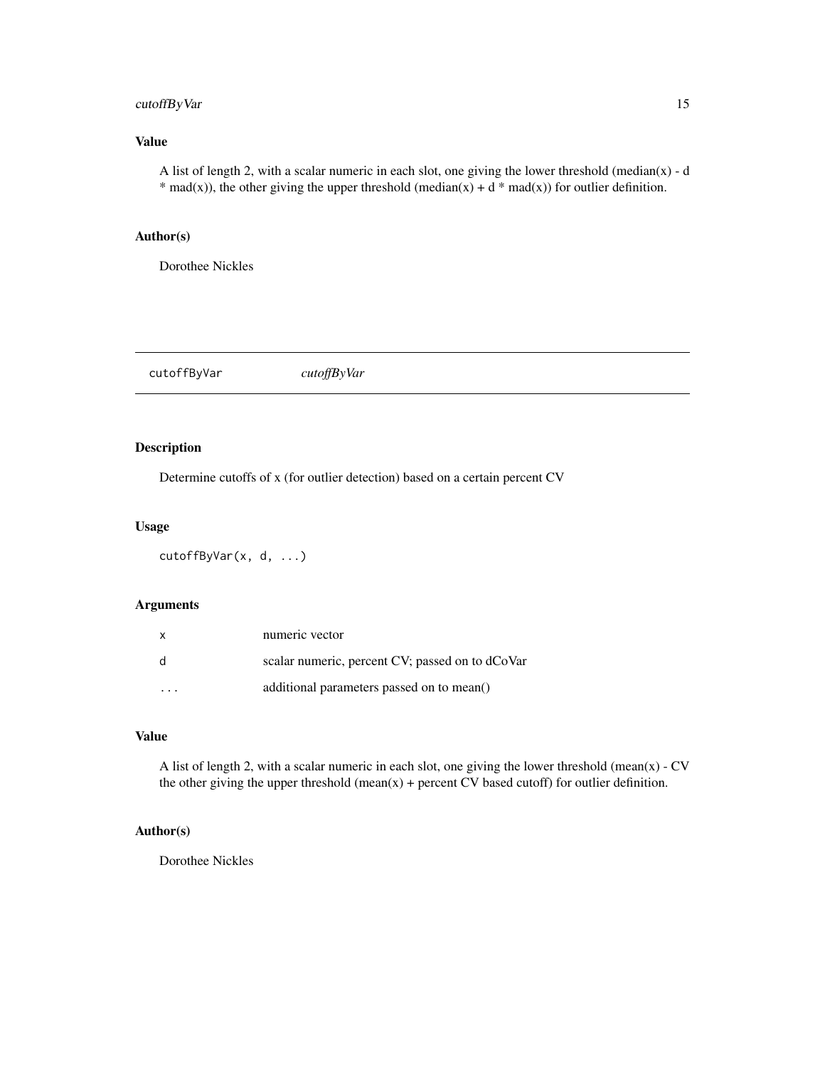## Value

A list of length 2, with a scalar numeric in each slot, one giving the lower threshold (median(x) - d * mad(x)), the other giving the upper threshold (median(x) + d * mad(x)) for outlier definition.

## Author(s)

Dorothee Nickles

---

# cutoffByVar *cutoffByVar*

## Description

Determine cutoffs of x (for outlier detection) based on a certain percent CV

## Usage

```
cutoffByVar(x, d, ...)
```

## Arguments

| | |
|---|---|
| x | numeric vector |
| d | scalar numeric, percent CV; passed on to dCoVar |
| ... | additional parameters passed on to mean() |

## Value

A list of length 2, with a scalar numeric in each slot, one giving the lower threshold (mean(x) - CV the other giving the upper threshold (mean(x) + percent CV based cutoff) for outlier definition.

## Author(s)

Dorothee Nickles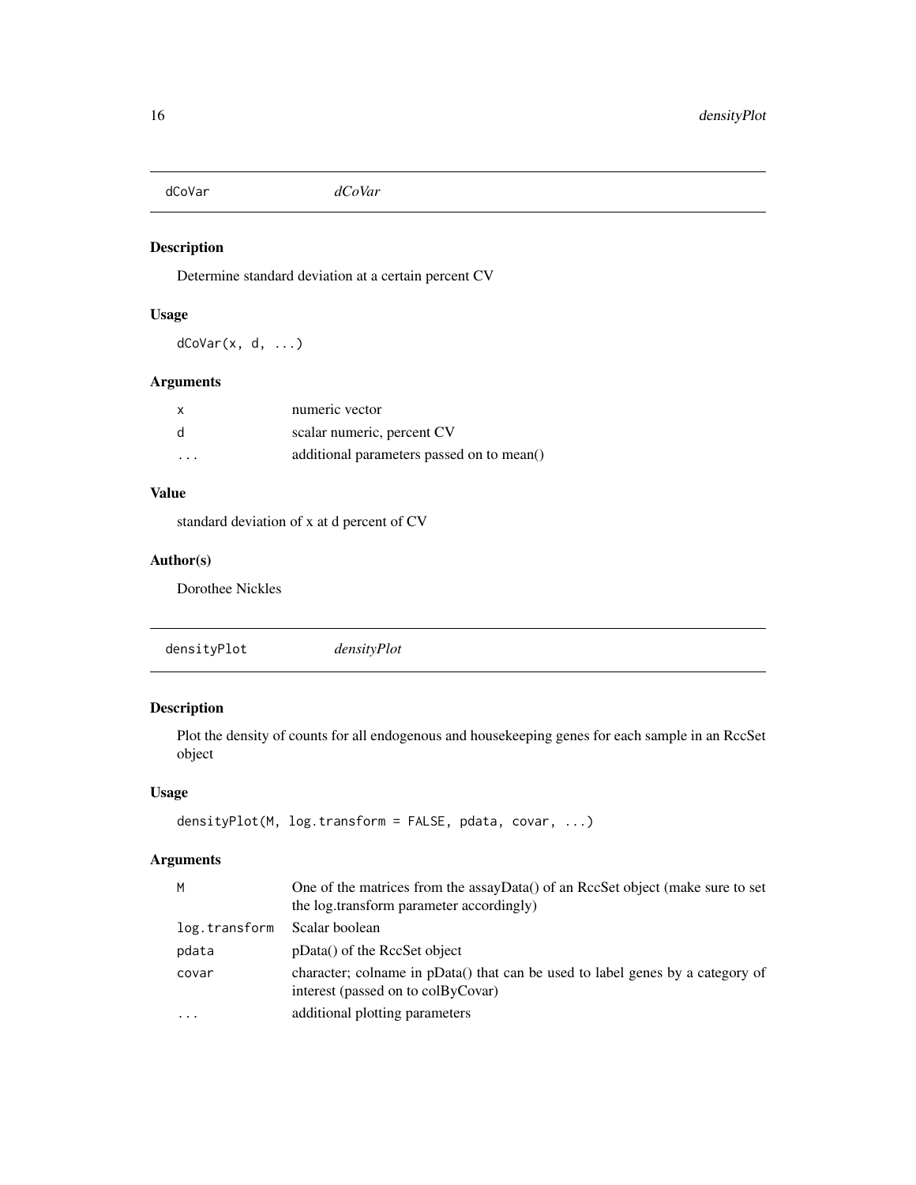## dCoVar *dCoVar*

### Description

Determine standard deviation at a certain percent CV

### Usage

```
dCoVar(x, d, ...)
```

### Arguments

| | |
|---|---|
| x | numeric vector |
| d | scalar numeric, percent CV |
| ... | additional parameters passed on to mean() |

### Value

standard deviation of x at d percent of CV

### Author(s)

Dorothee Nickles

## densityPlot *densityPlot*

### Description

Plot the density of counts for all endogenous and housekeeping genes for each sample in an RccSet object

### Usage

```
densityPlot(M, log.transform = FALSE, pdata, covar, ...)
```

### Arguments

| | |
|---|---|
| M | One of the matrices from the assayData() of an RccSet object (make sure to set the log.transform parameter accordingly) |
| log.transform | Scalar boolean |
| pdata | pData() of the RccSet object |
| covar | character; colname in pData() that can be used to label genes by a category of interest (passed on to colByCovar) |
| ... | additional plotting parameters |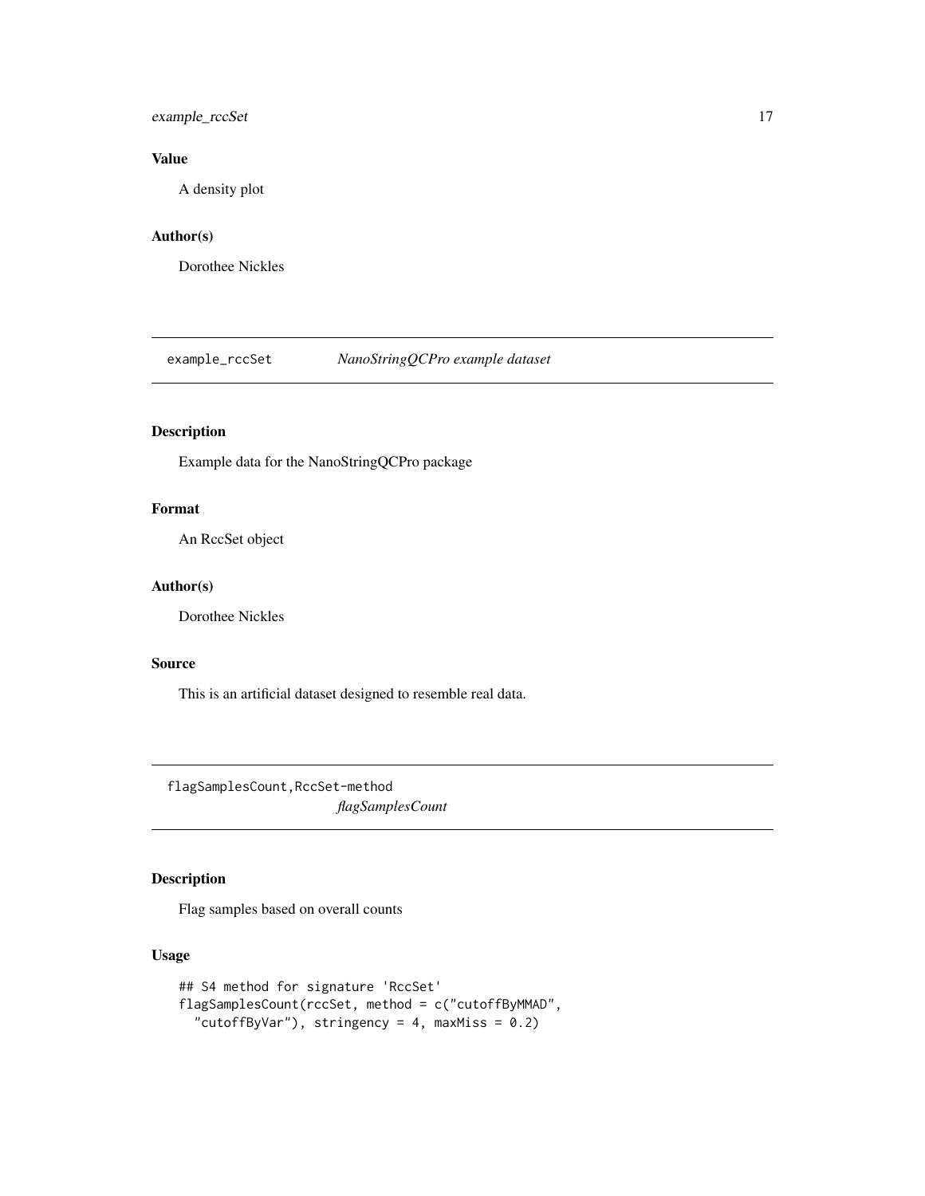### Value

A density plot

### Author(s)

Dorothee Nickles

---

## example_rccSet *NanoStringQCPro example dataset*

### Description

Example data for the NanoStringQCPro package

### Format

An RccSet object

### Author(s)

Dorothee Nickles

### Source

This is an artificial dataset designed to resemble real data.

---

## flagSamplesCount,RccSet-method *flagSamplesCount*

### Description

Flag samples based on overall counts

### Usage

```
## S4 method for signature 'RccSet'
flagSamplesCount(rccSet, method = c("cutoffByMMAD",
  "cutoffByVar"), stringency = 4, maxMiss = 0.2)
```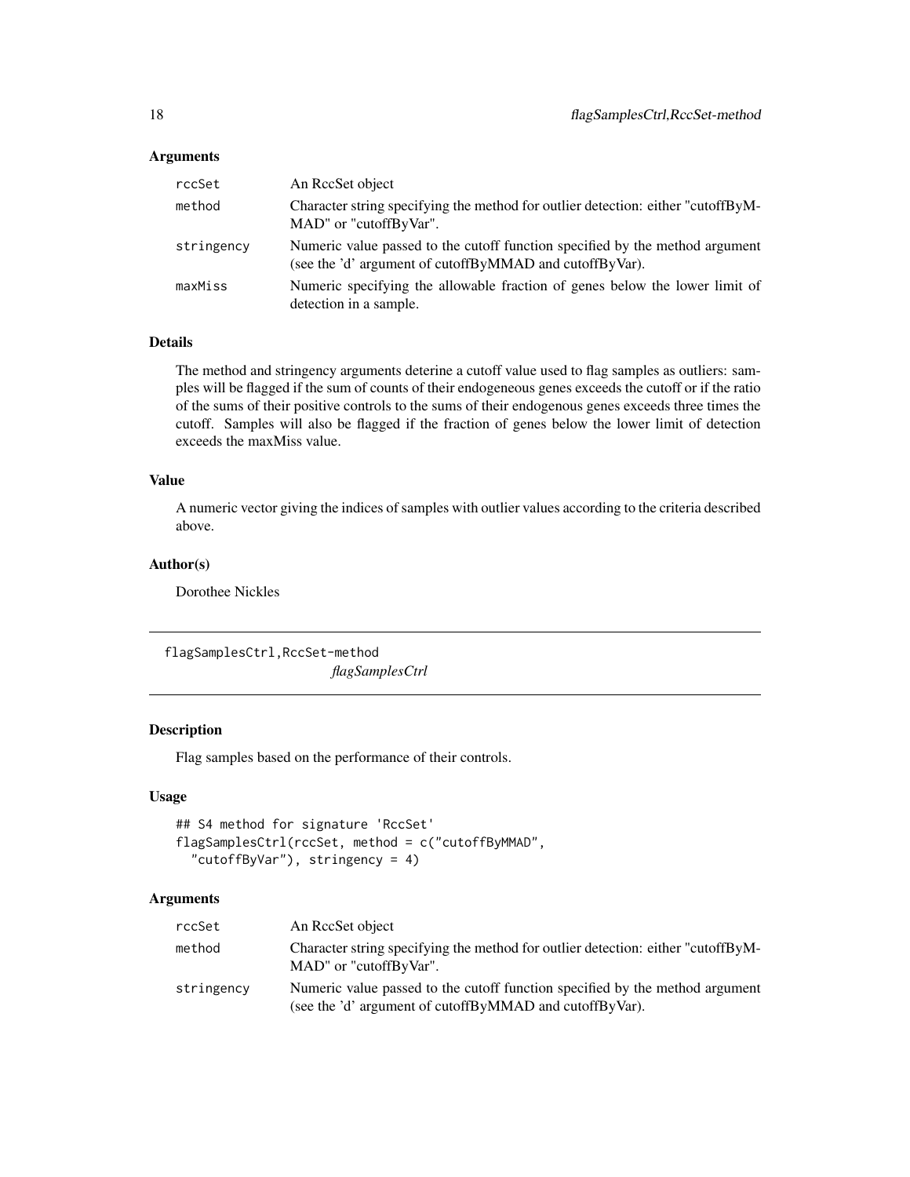## Arguments

| | |
|---|---|
| rccSet | An RccSet object |
| method | Character string specifying the method for outlier detection: either "cutoffByMMAD" or "cutoffByVar". |
| stringency | Numeric value passed to the cutoff function specified by the method argument (see the 'd' argument of cutoffByMMAD and cutoffByVar). |
| maxMiss | Numeric specifying the allowable fraction of genes below the lower limit of detection in a sample. |

## Details

The method and stringency arguments deterine a cutoff value used to flag samples as outliers: samples will be flagged if the sum of counts of their endogeneous genes exceeds the cutoff or if the ratio of the sums of their positive controls to the sums of their endogenous genes exceeds three times the cutoff. Samples will also be flagged if the fraction of genes below the lower limit of detection exceeds the maxMiss value.

## Value

A numeric vector giving the indices of samples with outlier values according to the criteria described above.

## Author(s)

Dorothee Nickles

---

# flagSamplesCtrl,RccSet-method    *flagSamplesCtrl*

---

## Description

Flag samples based on the performance of their controls.

## Usage

```
## S4 method for signature 'RccSet'
flagSamplesCtrl(rccSet, method = c("cutoffByMMAD",
  "cutoffByVar"), stringency = 4)
```

## Arguments

| | |
|---|---|
| rccSet | An RccSet object |
| method | Character string specifying the method for outlier detection: either "cutoffByMMAD" or "cutoffByVar". |
| stringency | Numeric value passed to the cutoff function specified by the method argument (see the 'd' argument of cutoffByMMAD and cutoffByVar). |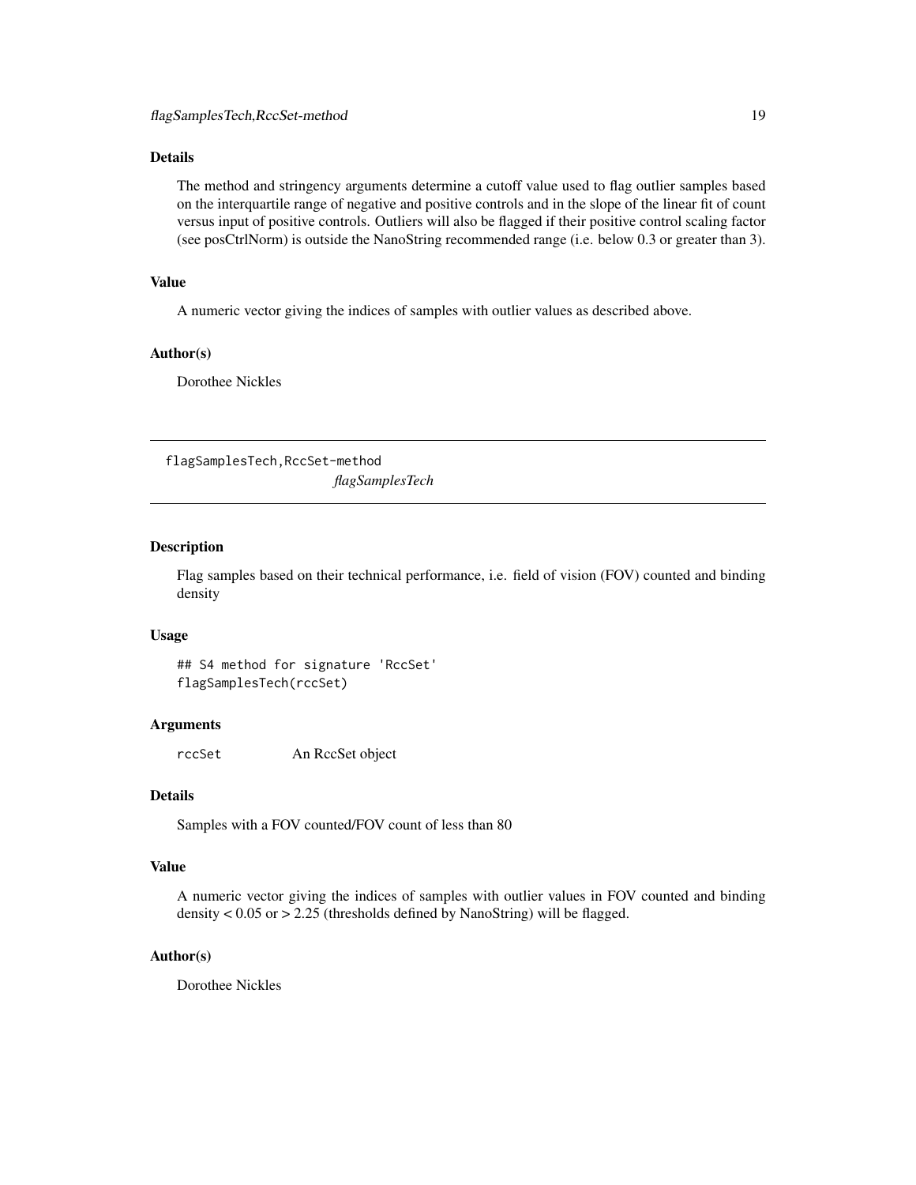### Details

The method and stringency arguments determine a cutoff value used to flag outlier samples based on the interquartile range of negative and positive controls and in the slope of the linear fit of count versus input of positive controls. Outliers will also be flagged if their positive control scaling factor (see posCtrlNorm) is outside the NanoString recommended range (i.e. below 0.3 or greater than 3).

### Value

A numeric vector giving the indices of samples with outlier values as described above.

### Author(s)

Dorothee Nickles

---

## flagSamplesTech,RccSet-method

*flagSamplesTech*

---

### Description

Flag samples based on their technical performance, i.e. field of vision (FOV) counted and binding density

### Usage

```
## S4 method for signature 'RccSet'
flagSamplesTech(rccSet)
```

### Arguments

| | |
|---|---|
| rccSet | An RccSet object |

### Details

Samples with a FOV counted/FOV count of less than 80

### Value

A numeric vector giving the indices of samples with outlier values in FOV counted and binding density < 0.05 or > 2.25 (thresholds defined by NanoString) will be flagged.

### Author(s)

Dorothee Nickles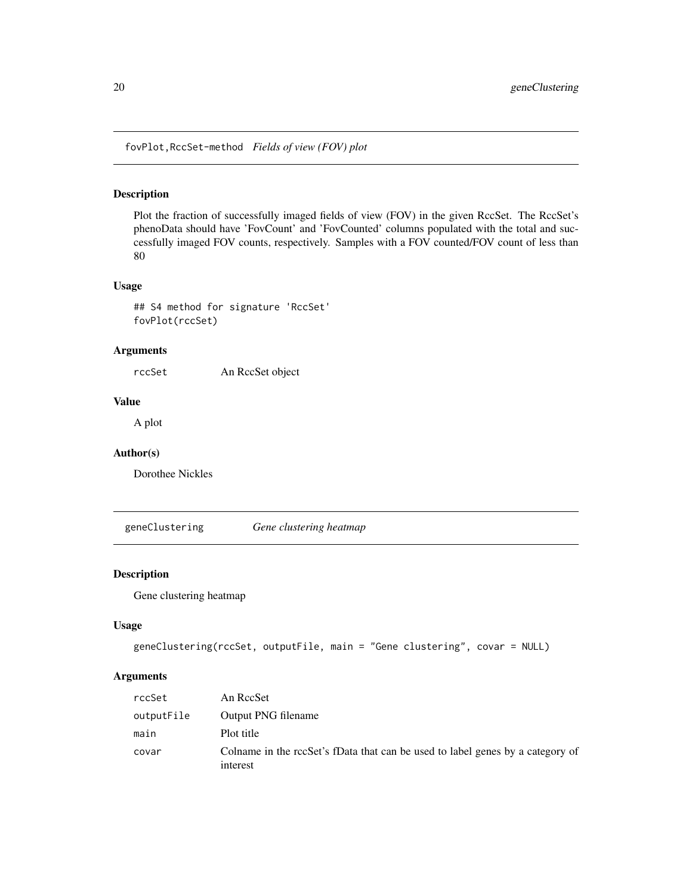## fovPlot,RccSet-method *Fields of view (FOV) plot*

### Description

Plot the fraction of successfully imaged fields of view (FOV) in the given RccSet. The RccSet's phenoData should have 'FovCount' and 'FovCounted' columns populated with the total and successfully imaged FOV counts, respectively. Samples with a FOV counted/FOV count of less than 80

### Usage

```
## S4 method for signature 'RccSet'
fovPlot(rccSet)
```

### Arguments

| | |
|---|---|
| rccSet | An RccSet object |

### Value

A plot

### Author(s)

Dorothee Nickles

## geneClustering *Gene clustering heatmap*

### Description

Gene clustering heatmap

### Usage

```
geneClustering(rccSet, outputFile, main = "Gene clustering", covar = NULL)
```

### Arguments

| | |
|---|---|
| rccSet | An RccSet |
| outputFile | Output PNG filename |
| main | Plot title |
| covar | Colname in the rccSet's fData that can be used to label genes by a category of interest |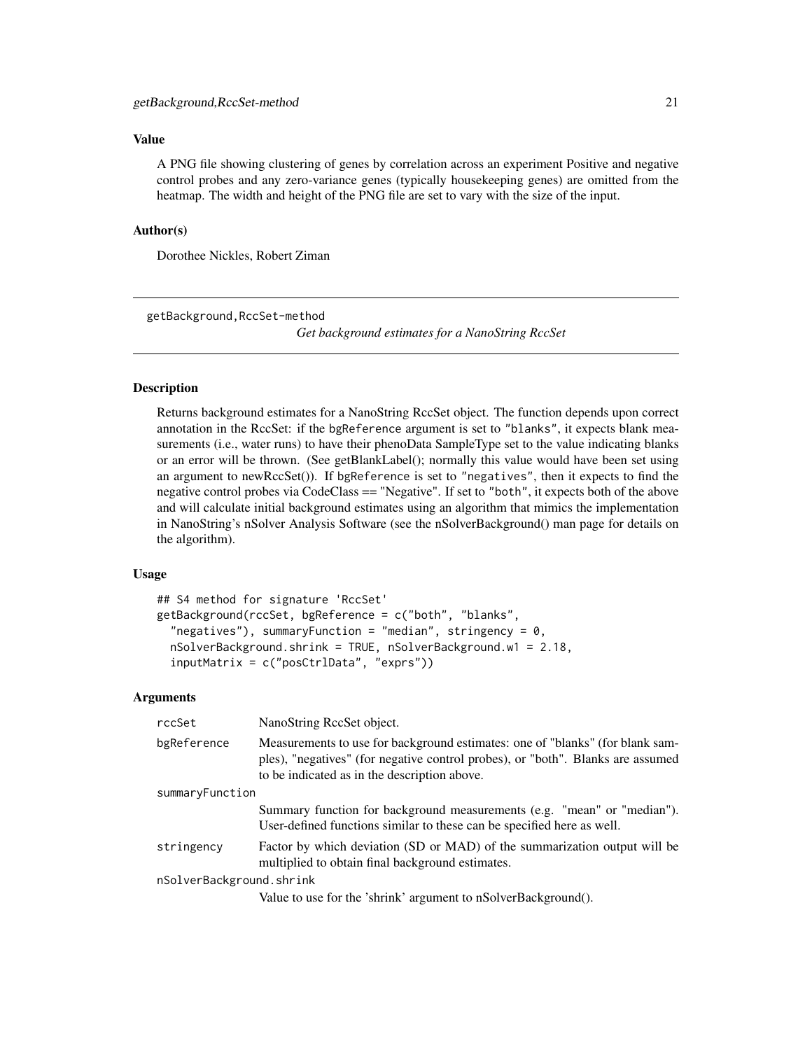### Value

A PNG file showing clustering of genes by correlation across an experiment Positive and negative control probes and any zero-variance genes (typically housekeeping genes) are omitted from the heatmap. The width and height of the PNG file are set to vary with the size of the input.

### Author(s)

Dorothee Nickles, Robert Ziman

---

## getBackground,RccSet-method

*Get background estimates for a NanoString RccSet*

---

### Description

Returns background estimates for a NanoString RccSet object. The function depends upon correct annotation in the RccSet: if the `bgReference` argument is set to `"blanks"`, it expects blank measurements (i.e., water runs) to have their phenoData SampleType set to the value indicating blanks or an error will be thrown. (See getBlankLabel(); normally this value would have been set using an argument to newRccSet()). If `bgReference` is set to `"negatives"`, then it expects to find the negative control probes via CodeClass == "Negative". If set to `"both"`, it expects both of the above and will calculate initial background estimates using an algorithm that mimics the implementation in NanoString's nSolver Analysis Software (see the nSolverBackground() man page for details on the algorithm).

### Usage

```
## S4 method for signature 'RccSet'
getBackground(rccSet, bgReference = c("both", "blanks",
  "negatives"), summaryFunction = "median", stringency = 0,
  nSolverBackground.shrink = TRUE, nSolverBackground.w1 = 2.18,
  inputMatrix = c("posCtrlData", "exprs"))
```

### Arguments

`rccSet`
: NanoString RccSet object.

`bgReference`
: Measurements to use for background estimates: one of "blanks" (for blank samples), "negatives" (for negative control probes), or "both". Blanks are assumed to be indicated as in the description above.

`summaryFunction`
: Summary function for background measurements (e.g. "mean" or "median"). User-defined functions similar to these can be specified here as well.

`stringency`
: Factor by which deviation (SD or MAD) of the summarization output will be multiplied to obtain final background estimates.

`nSolverBackground.shrink`
: Value to use for the 'shrink' argument to nSolverBackground().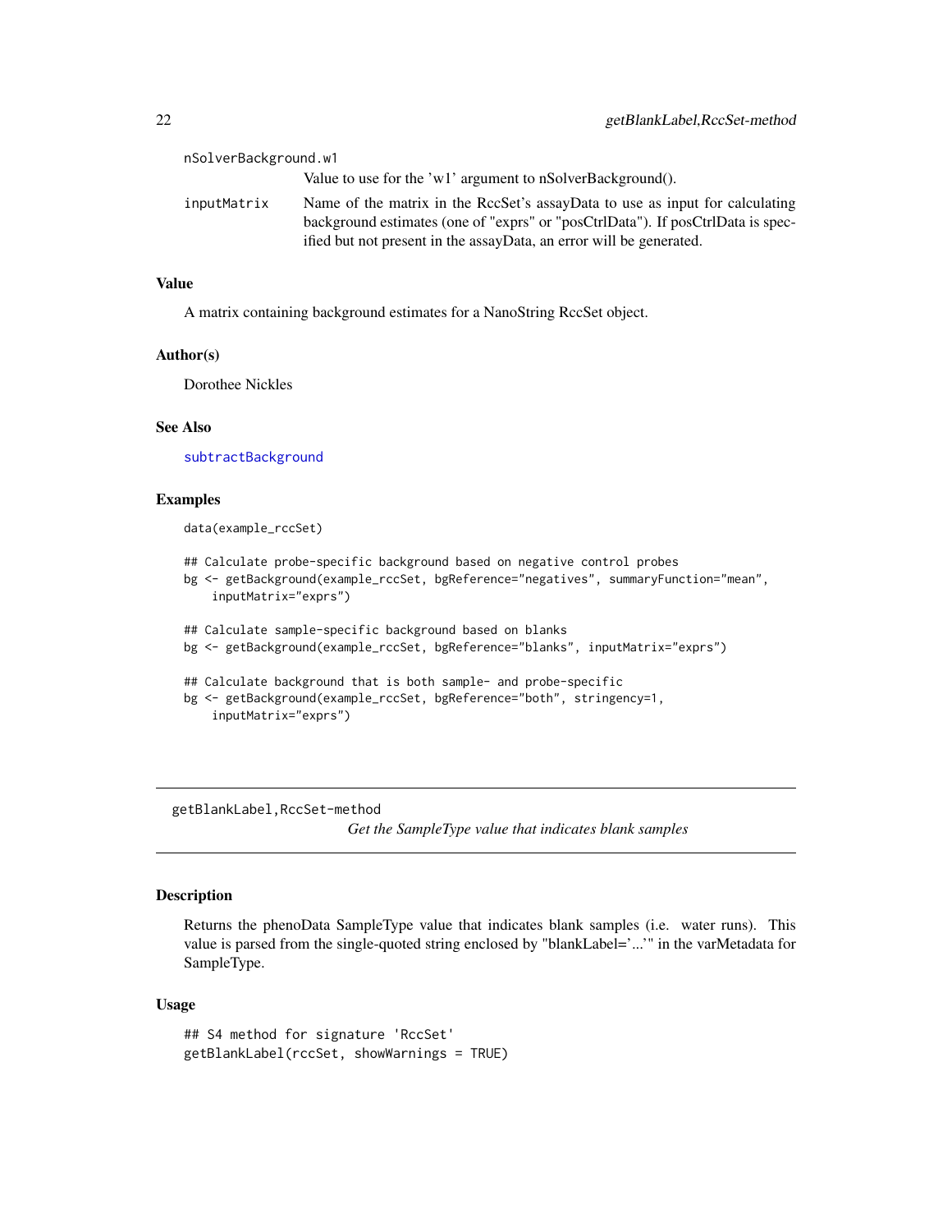nSolverBackground.w1
: Value to use for the 'w1' argument to nSolverBackground().

inputMatrix
: Name of the matrix in the RccSet's assayData to use as input for calculating background estimates (one of "exprs" or "posCtrlData"). If posCtrlData is specified but not present in the assayData, an error will be generated.

### Value

A matrix containing background estimates for a NanoString RccSet object.

### Author(s)

Dorothee Nickles

### See Also

subtractBackground

### Examples

```
data(example_rccSet)

## Calculate probe-specific background based on negative control probes
bg <- getBackground(example_rccSet, bgReference="negatives", summaryFunction="mean",
    inputMatrix="exprs")

## Calculate sample-specific background based on blanks
bg <- getBackground(example_rccSet, bgReference="blanks", inputMatrix="exprs")

## Calculate background that is both sample- and probe-specific
bg <- getBackground(example_rccSet, bgReference="both", stringency=1,
    inputMatrix="exprs")
```

---

## getBlankLabel,RccSet-method

*Get the SampleType value that indicates blank samples*

---

### Description

Returns the phenoData SampleType value that indicates blank samples (i.e. water runs). This value is parsed from the single-quoted string enclosed by "blankLabel='...'" in the varMetadata for SampleType.

### Usage

```
## S4 method for signature 'RccSet'
getBlankLabel(rccSet, showWarnings = TRUE)
```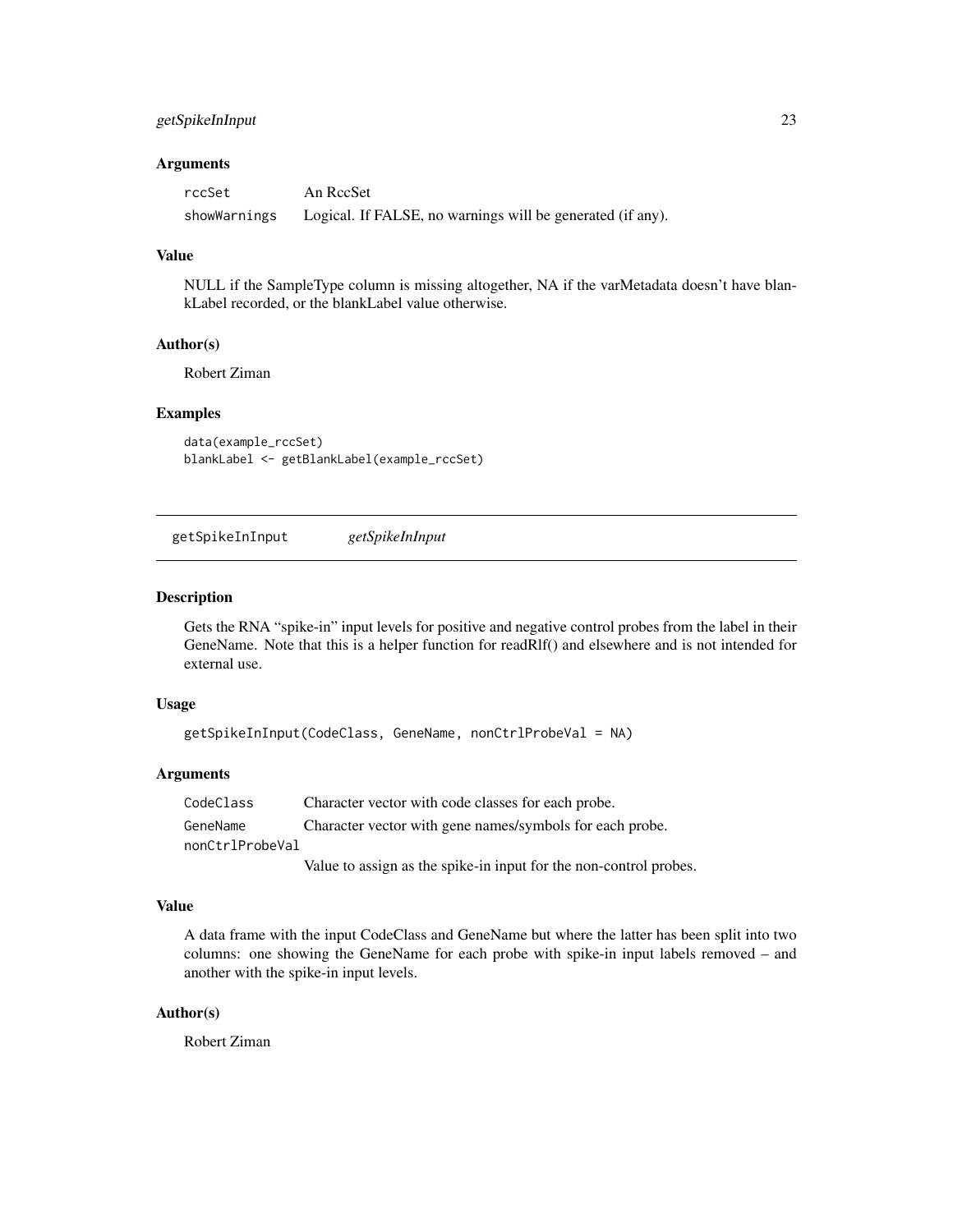### Arguments

| | |
|---|---|
| rccSet | An RccSet |
| showWarnings | Logical. If FALSE, no warnings will be generated (if any). |

### Value

NULL if the SampleType column is missing altogether, NA if the varMetadata doesn't have blankLabel recorded, or the blankLabel value otherwise.

### Author(s)

Robert Ziman

### Examples

```
data(example_rccSet)
blankLabel <- getBlankLabel(example_rccSet)
```

---

## getSpikeInInput *getSpikeInInput*

---

### Description

Gets the RNA "spike-in" input levels for positive and negative control probes from the label in their GeneName. Note that this is a helper function for readRlf() and elsewhere and is not intended for external use.

### Usage

```
getSpikeInInput(CodeClass, GeneName, nonCtrlProbeVal = NA)
```

### Arguments

| | |
|---|---|
| CodeClass | Character vector with code classes for each probe. |
| GeneName | Character vector with gene names/symbols for each probe. |
| nonCtrlProbeVal | Value to assign as the spike-in input for the non-control probes. |

### Value

A data frame with the input CodeClass and GeneName but where the latter has been split into two columns: one showing the GeneName for each probe with spike-in input labels removed – and another with the spike-in input levels.

### Author(s)

Robert Ziman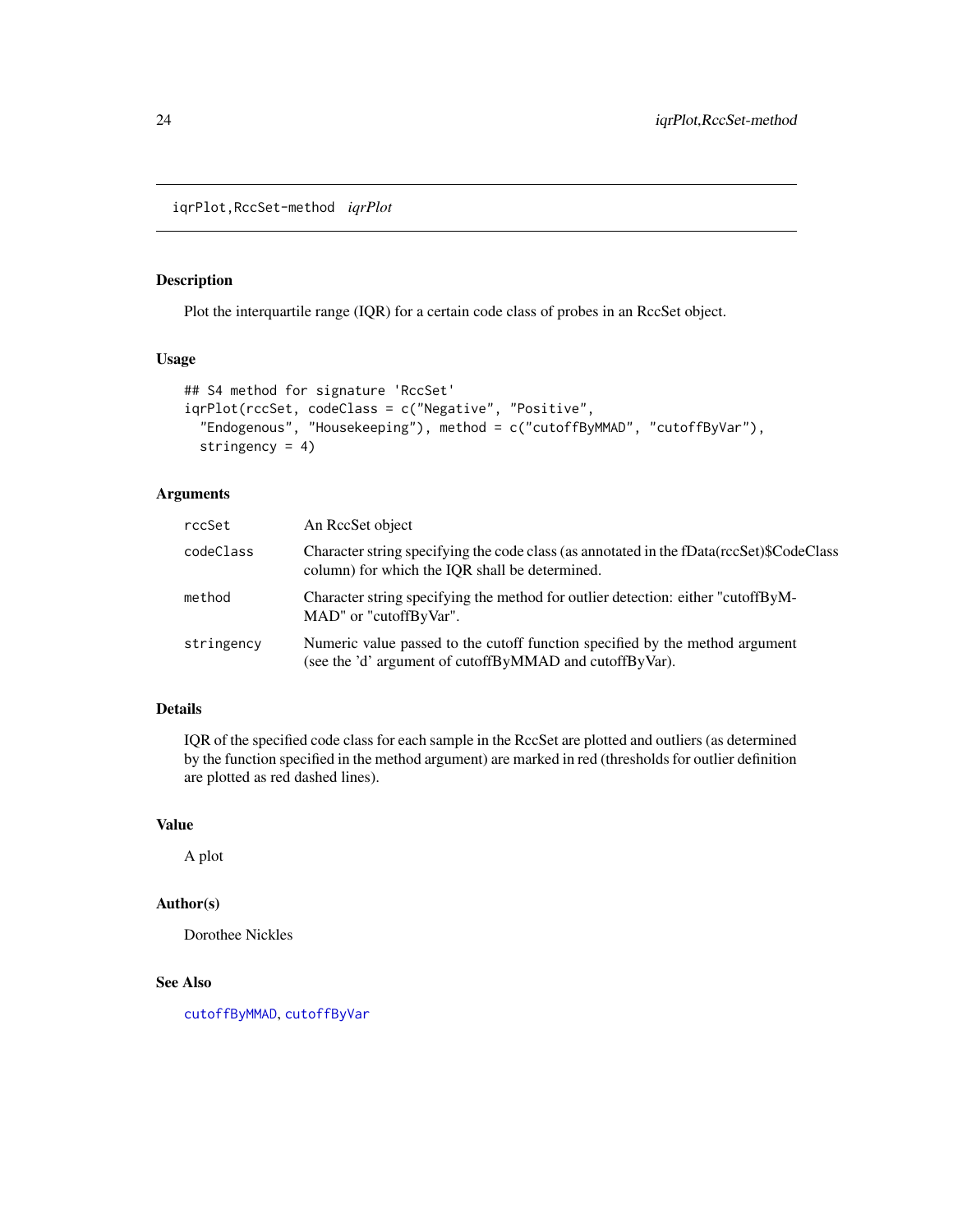## iqrPlot,RccSet-method *iqrPlot*

### Description

Plot the interquartile range (IQR) for a certain code class of probes in an RccSet object.

### Usage

```
## S4 method for signature 'RccSet'
iqrPlot(rccSet, codeClass = c("Negative", "Positive",
  "Endogenous", "Housekeeping"), method = c("cutoffByMMAD", "cutoffByVar"),
  stringency = 4)
```

### Arguments

| | |
|---|---|
| `rccSet` | An RccSet object |
| `codeClass` | Character string specifying the code class (as annotated in the fData(rccSet)$CodeClass column) for which the IQR shall be determined. |
| `method` | Character string specifying the method for outlier detection: either "cutoffByMMAD" or "cutoffByVar". |
| `stringency` | Numeric value passed to the cutoff function specified by the method argument (see the 'd' argument of cutoffByMMAD and cutoffByVar). |

### Details

IQR of the specified code class for each sample in the RccSet are plotted and outliers (as determined by the function specified in the method argument) are marked in red (thresholds for outlier definition are plotted as red dashed lines).

### Value

A plot

### Author(s)

Dorothee Nickles

### See Also

`cutoffByMMAD`, `cutoffByVar`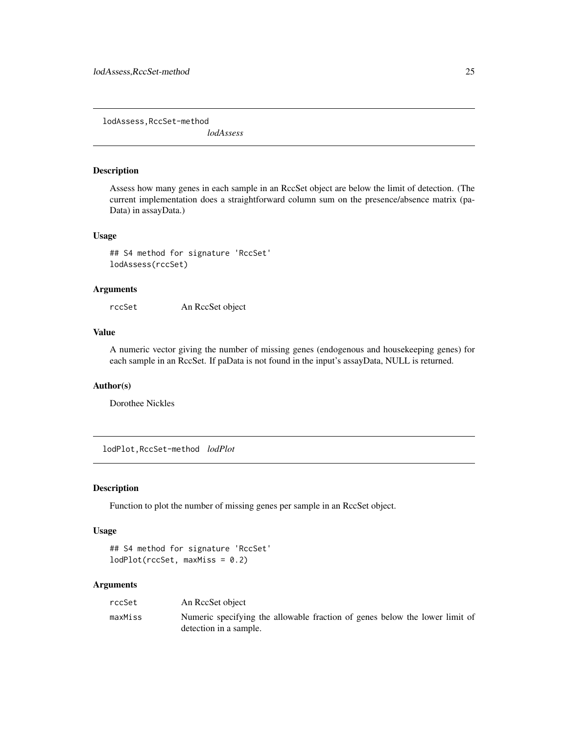## lodAssess,RccSet-method

*lodAssess*

### Description

Assess how many genes in each sample in an RccSet object are below the limit of detection. (The current implementation does a straightforward column sum on the presence/absence matrix (paData) in assayData.)

### Usage

```
## S4 method for signature 'RccSet'
lodAssess(rccSet)
```

### Arguments

| | |
|---|---|
| rccSet | An RccSet object |

### Value

A numeric vector giving the number of missing genes (endogenous and housekeeping genes) for each sample in an RccSet. If paData is not found in the input's assayData, NULL is returned.

### Author(s)

Dorothee Nickles

## lodPlot,RccSet-method

*lodPlot*

### Description

Function to plot the number of missing genes per sample in an RccSet object.

### Usage

```
## S4 method for signature 'RccSet'
lodPlot(rccSet, maxMiss = 0.2)
```

### Arguments

| | |
|---|---|
| rccSet | An RccSet object |
| maxMiss | Numeric specifying the allowable fraction of genes below the lower limit of detection in a sample. |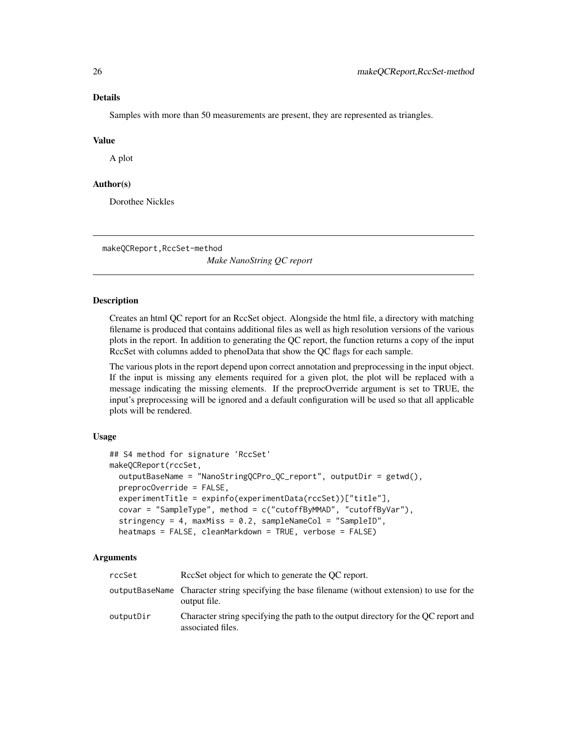### Details

Samples with more than 50 measurements are present, they are represented as triangles.

### Value

A plot

### Author(s)

Dorothee Nickles

---

## makeQCReport,RccSet-method

*Make NanoString QC report*

---

### Description

Creates an html QC report for an RccSet object. Alongside the html file, a directory with matching filename is produced that contains additional files as well as high resolution versions of the various plots in the report. In addition to generating the QC report, the function returns a copy of the input RccSet with columns added to phenoData that show the QC flags for each sample.

The various plots in the report depend upon correct annotation and preprocessing in the input object. If the input is missing any elements required for a given plot, the plot will be replaced with a message indicating the missing elements. If the preprocOverride argument is set to TRUE, the input's preprocessing will be ignored and a default configuration will be used so that all applicable plots will be rendered.

### Usage

```
## S4 method for signature 'RccSet'
makeQCReport(rccSet,
  outputBaseName = "NanoStringQCPro_QC_report", outputDir = getwd(),
  preprocOverride = FALSE,
  experimentTitle = expinfo(experimentData(rccSet))["title"],
  covar = "SampleType", method = c("cutoffByMMAD", "cutoffByVar"),
  stringency = 4, maxMiss = 0.2, sampleNameCol = "SampleID",
  heatmaps = FALSE, cleanMarkdown = TRUE, verbose = FALSE)
```

### Arguments

| | |
|---|---|
| rccSet | RccSet object for which to generate the QC report. |
| outputBaseName | Character string specifying the base filename (without extension) to use for the output file. |
| outputDir | Character string specifying the path to the output directory for the QC report and associated files. |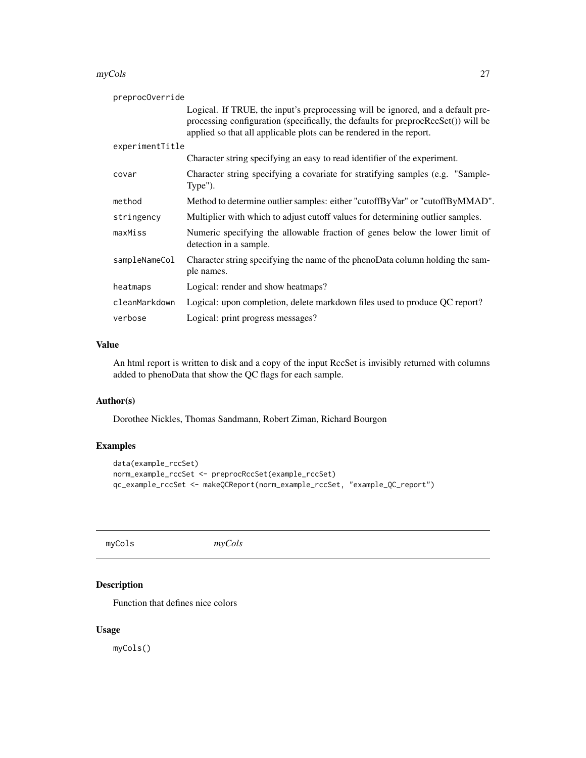| | |
|---|---|
| `preprocOverride` | Logical. If TRUE, the input's preprocessing will be ignored, and a default preprocessing configuration (specifically, the defaults for preprocRccSet()) will be applied so that all applicable plots can be rendered in the report. |
| `experimentTitle` | Character string specifying an easy to read identifier of the experiment. |
| `covar` | Character string specifying a covariate for stratifying samples (e.g. "Sample-Type"). |
| `method` | Method to determine outlier samples: either "cutoffByVar" or "cutoffByMMAD". |
| `stringency` | Multiplier with which to adjust cutoff values for determining outlier samples. |
| `maxMiss` | Numeric specifying the allowable fraction of genes below the lower limit of detection in a sample. |
| `sampleNameCol` | Character string specifying the name of the phenoData column holding the sample names. |
| `heatmaps` | Logical: render and show heatmaps? |
| `cleanMarkdown` | Logical: upon completion, delete markdown files used to produce QC report? |
| `verbose` | Logical: print progress messages? |

### Value

An html report is written to disk and a copy of the input RccSet is invisibly returned with columns added to phenoData that show the QC flags for each sample.

### Author(s)

Dorothee Nickles, Thomas Sandmann, Robert Ziman, Richard Bourgon

### Examples

```
data(example_rccSet)
norm_example_rccSet <- preprocRccSet(example_rccSet)
qc_example_rccSet <- makeQCReport(norm_example_rccSet, "example_QC_report")
```

---

## myCols *myCols*

### Description

Function that defines nice colors

### Usage

```
myCols()
```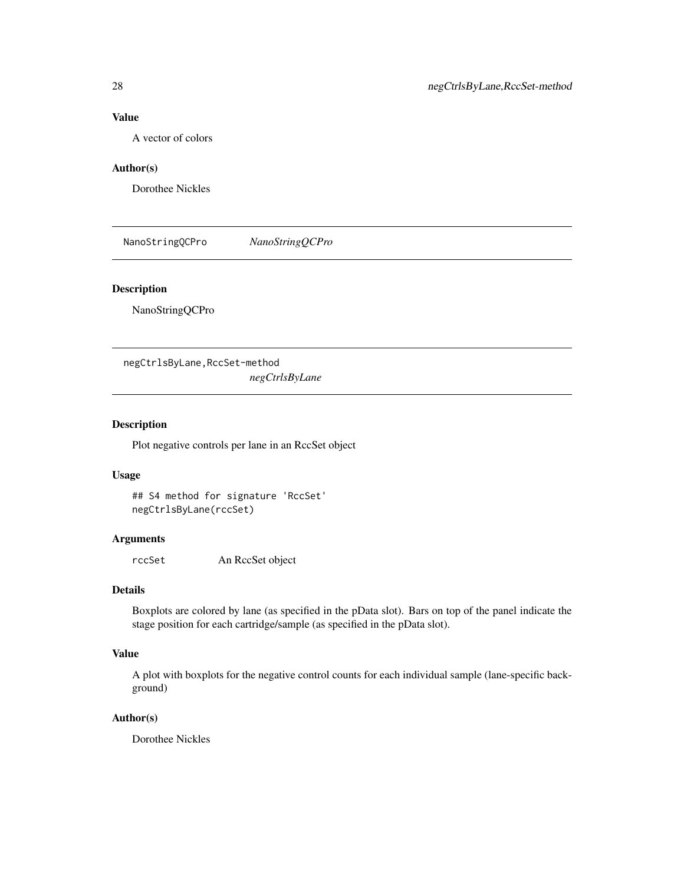### Value

A vector of colors

### Author(s)

Dorothee Nickles

---

## NanoStringQCPro *NanoStringQCPro*

### Description

NanoStringQCPro

---

## negCtrlsByLane,RccSet-method *negCtrlsByLane*

### Description

Plot negative controls per lane in an RccSet object

### Usage

```
## S4 method for signature 'RccSet'
negCtrlsByLane(rccSet)
```

### Arguments

| | |
|---|---|
| rccSet | An RccSet object |

### Details

Boxplots are colored by lane (as specified in the pData slot). Bars on top of the panel indicate the stage position for each cartridge/sample (as specified in the pData slot).

### Value

A plot with boxplots for the negative control counts for each individual sample (lane-specific background)

### Author(s)

Dorothee Nickles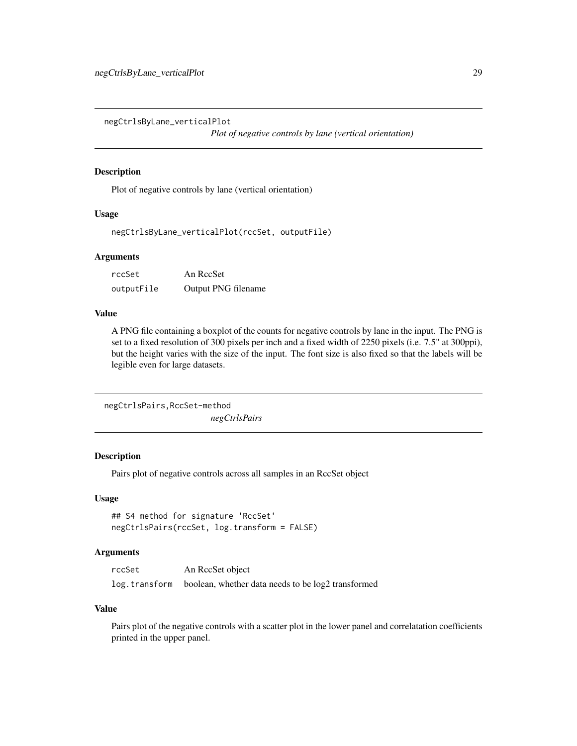## negCtrlsByLane_verticalPlot

*Plot of negative controls by lane (vertical orientation)*

### Description

Plot of negative controls by lane (vertical orientation)

### Usage

```
negCtrlsByLane_verticalPlot(rccSet, outputFile)
```

### Arguments

| | |
|---|---|
| `rccSet` | An RccSet |
| `outputFile` | Output PNG filename |

### Value

A PNG file containing a boxplot of the counts for negative controls by lane in the input. The PNG is set to a fixed resolution of 300 pixels per inch and a fixed width of 2250 pixels (i.e. 7.5" at 300ppi), but the height varies with the size of the input. The font size is also fixed so that the labels will be legible even for large datasets.

## negCtrlsPairs,RccSet-method

*negCtrlsPairs*

### Description

Pairs plot of negative controls across all samples in an RccSet object

### Usage

```
## S4 method for signature 'RccSet'
negCtrlsPairs(rccSet, log.transform = FALSE)
```

### Arguments

| | |
|---|---|
| `rccSet` | An RccSet object |
| `log.transform` | boolean, whether data needs to be log2 transformed |

### Value

Pairs plot of the negative controls with a scatter plot in the lower panel and correlatation coefficients printed in the upper panel.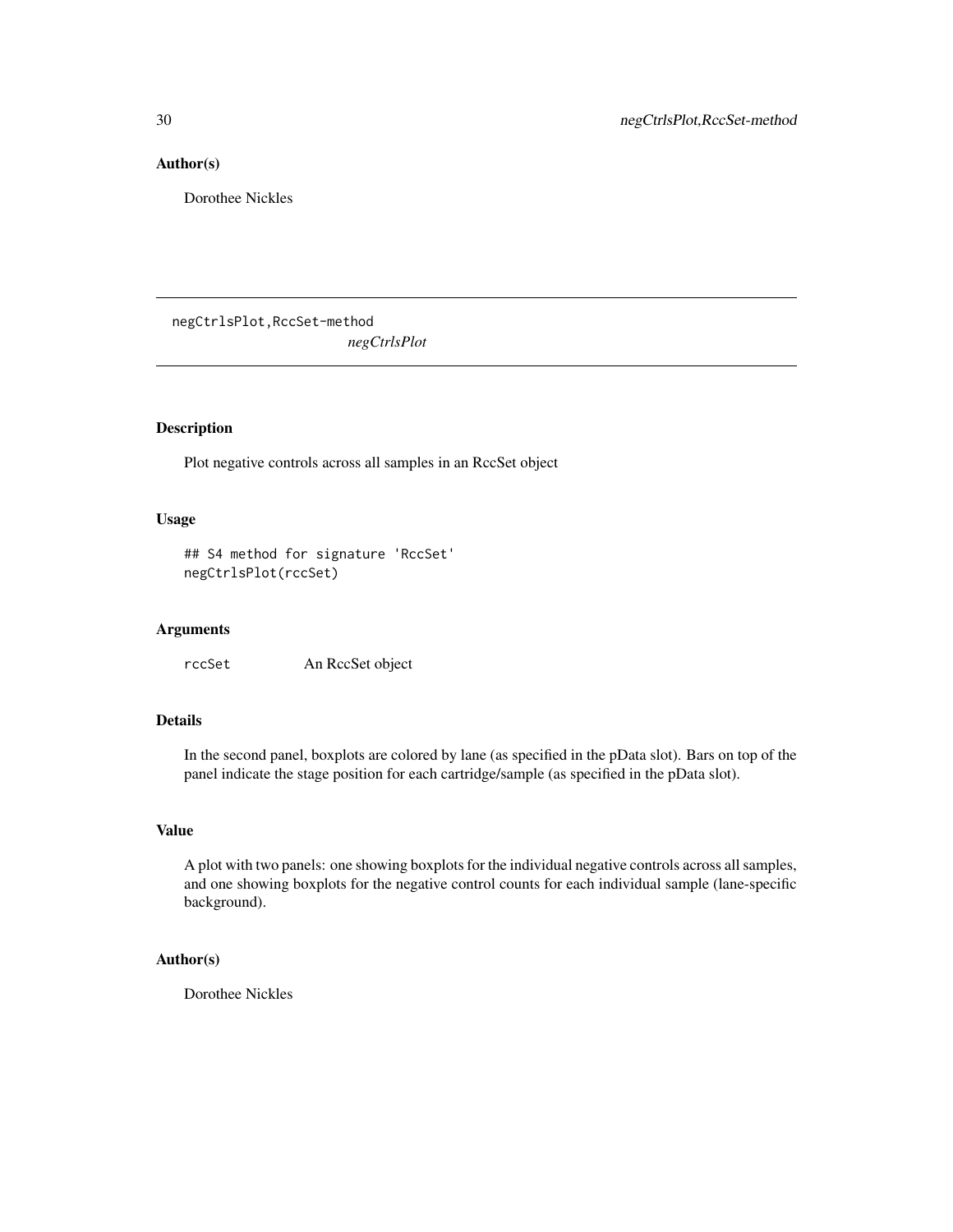## Author(s)

Dorothee Nickles

---

# negCtrlsPlot,RccSet-method

*negCtrlsPlot*

---

## Description

Plot negative controls across all samples in an RccSet object

## Usage

```
## S4 method for signature 'RccSet'
negCtrlsPlot(rccSet)
```

## Arguments

| | |
|---|---|
| `rccSet` | An RccSet object |

## Details

In the second panel, boxplots are colored by lane (as specified in the pData slot). Bars on top of the panel indicate the stage position for each cartridge/sample (as specified in the pData slot).

## Value

A plot with two panels: one showing boxplots for the individual negative controls across all samples, and one showing boxplots for the negative control counts for each individual sample (lane-specific background).

## Author(s)

Dorothee Nickles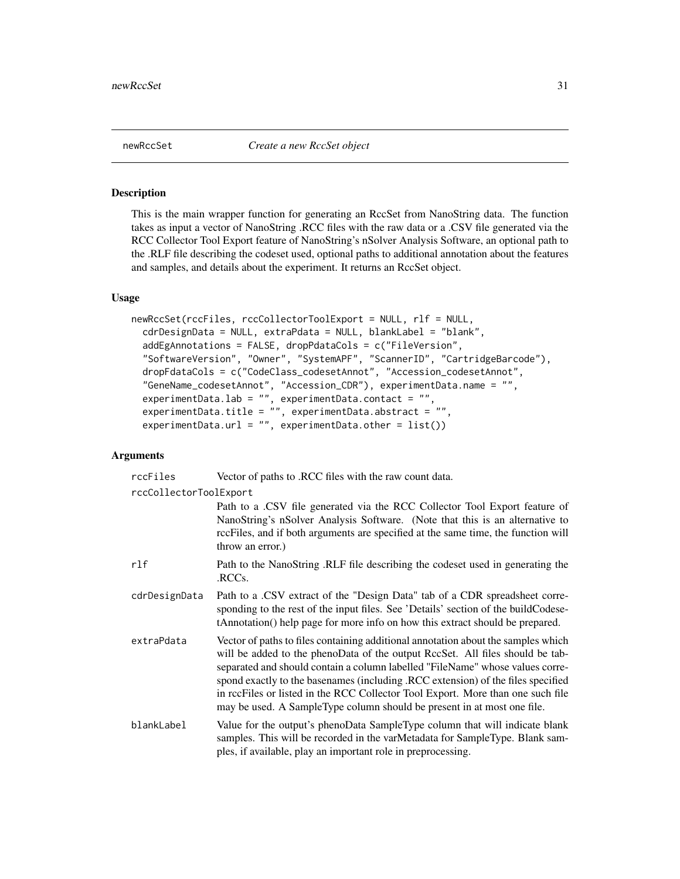newRccSet *Create a new RccSet object*

## Description

This is the main wrapper function for generating an RccSet from NanoString data. The function takes as input a vector of NanoString .RCC files with the raw data or a .CSV file generated via the RCC Collector Tool Export feature of NanoString's nSolver Analysis Software, an optional path to the .RLF file describing the codeset used, optional paths to additional annotation about the features and samples, and details about the experiment. It returns an RccSet object.

## Usage

```
newRccSet(rccFiles, rccCollectorToolExport = NULL, rlf = NULL,
  cdrDesignData = NULL, extraPdata = NULL, blankLabel = "blank",
  addEgAnnotations = FALSE, dropPdataCols = c("FileVersion",
  "SoftwareVersion", "Owner", "SystemAPF", "ScannerID", "CartridgeBarcode"),
  dropFdataCols = c("CodeClass_codesetAnnot", "Accession_codesetAnnot",
  "GeneName_codesetAnnot", "Accession_CDR"), experimentData.name = "",
  experimentData.lab = "", experimentData.contact = "",
  experimentData.title = "", experimentData.abstract = "",
  experimentData.url = "", experimentData.other = list())
```

## Arguments

| | |
|---|---|
| rccFiles | Vector of paths to .RCC files with the raw count data. |
| rccCollectorToolExport | Path to a .CSV file generated via the RCC Collector Tool Export feature of NanoString's nSolver Analysis Software. (Note that this is an alternative to rccFiles, and if both arguments are specified at the same time, the function will throw an error.) |
| rlf | Path to the NanoString .RLF file describing the codeset used in generating the .RCCs. |
| cdrDesignData | Path to a .CSV extract of the "Design Data" tab of a CDR spreadsheet corresponding to the rest of the input files. See 'Details' section of the buildCodesetAnnotation() help page for more info on how this extract should be prepared. |
| extraPdata | Vector of paths to files containing additional annotation about the samples which will be added to the phenoData of the output RccSet. All files should be tab-separated and should contain a column labelled "FileName" whose values correspond exactly to the basenames (including .RCC extension) of the files specified in rccFiles or listed in the RCC Collector Tool Export. More than one such file may be used. A SampleType column should be present in at most one file. |
| blankLabel | Value for the output's phenoData SampleType column that will indicate blank samples. This will be recorded in the varMetadata for SampleType. Blank samples, if available, play an important role in preprocessing. |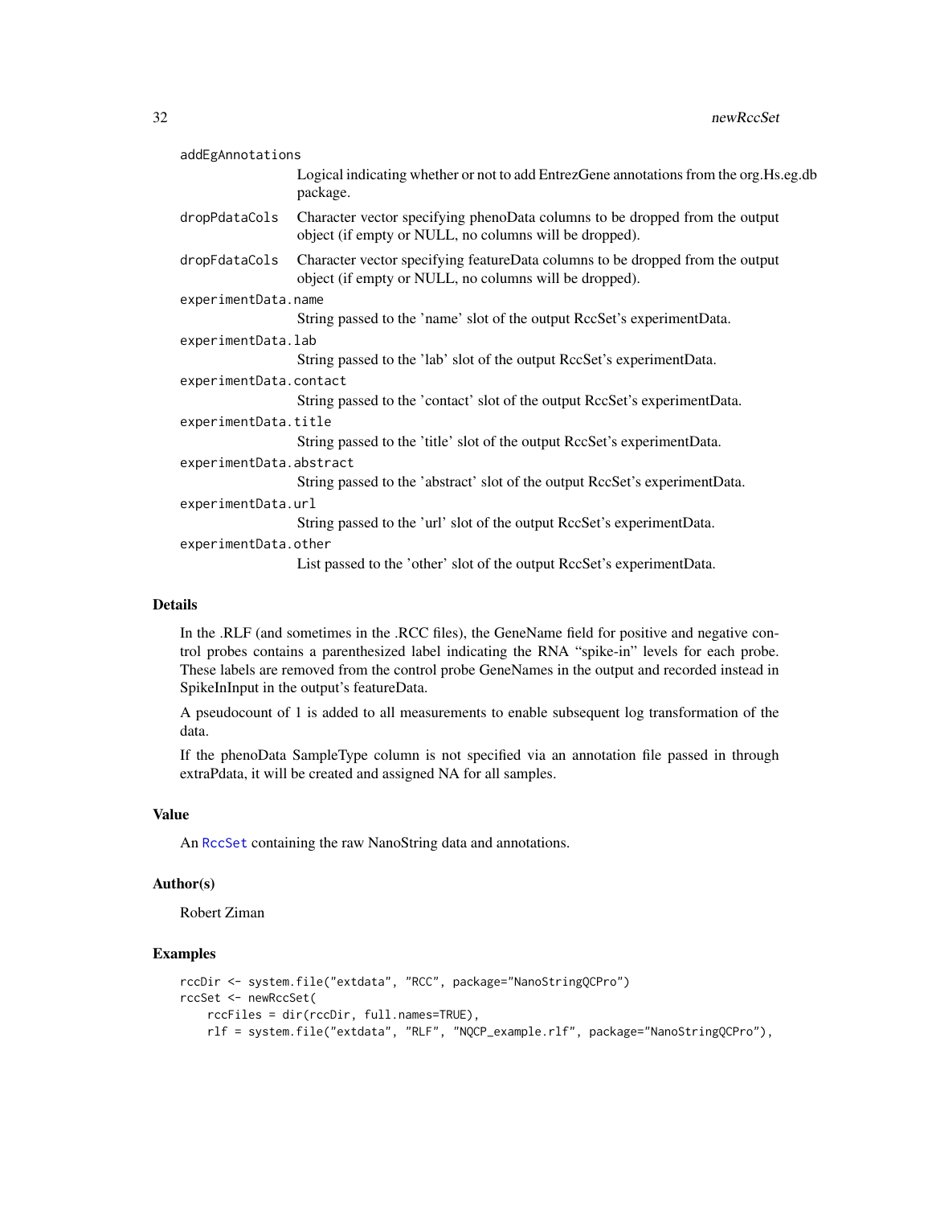`addEgAnnotations`
: Logical indicating whether or not to add EntrezGene annotations from the org.Hs.eg.db package.

`dropPdataCols`
: Character vector specifying phenoData columns to be dropped from the output object (if empty or NULL, no columns will be dropped).

`dropFdataCols`
: Character vector specifying featureData columns to be dropped from the output object (if empty or NULL, no columns will be dropped).

`experimentData.name`
: String passed to the 'name' slot of the output RccSet's experimentData.

`experimentData.lab`
: String passed to the 'lab' slot of the output RccSet's experimentData.

`experimentData.contact`
: String passed to the 'contact' slot of the output RccSet's experimentData.

`experimentData.title`
: String passed to the 'title' slot of the output RccSet's experimentData.

`experimentData.abstract`
: String passed to the 'abstract' slot of the output RccSet's experimentData.

`experimentData.url`
: String passed to the 'url' slot of the output RccSet's experimentData.

`experimentData.other`
: List passed to the 'other' slot of the output RccSet's experimentData.

## Details

In the .RLF (and sometimes in the .RCC files), the GeneName field for positive and negative control probes contains a parenthesized label indicating the RNA "spike-in" levels for each probe. These labels are removed from the control probe GeneNames in the output and recorded instead in SpikeInInput in the output's featureData.

A pseudocount of 1 is added to all measurements to enable subsequent log transformation of the data.

If the phenoData SampleType column is not specified via an annotation file passed in through extraPdata, it will be created and assigned NA for all samples.

## Value

An `RccSet` containing the raw NanoString data and annotations.

## Author(s)

Robert Ziman

## Examples

```
rccDir <- system.file("extdata", "RCC", package="NanoStringQCPro")
rccSet <- newRccSet(
    rccFiles = dir(rccDir, full.names=TRUE),
    rlf = system.file("extdata", "RLF", "NQCP_example.rlf", package="NanoStringQCPro"),
```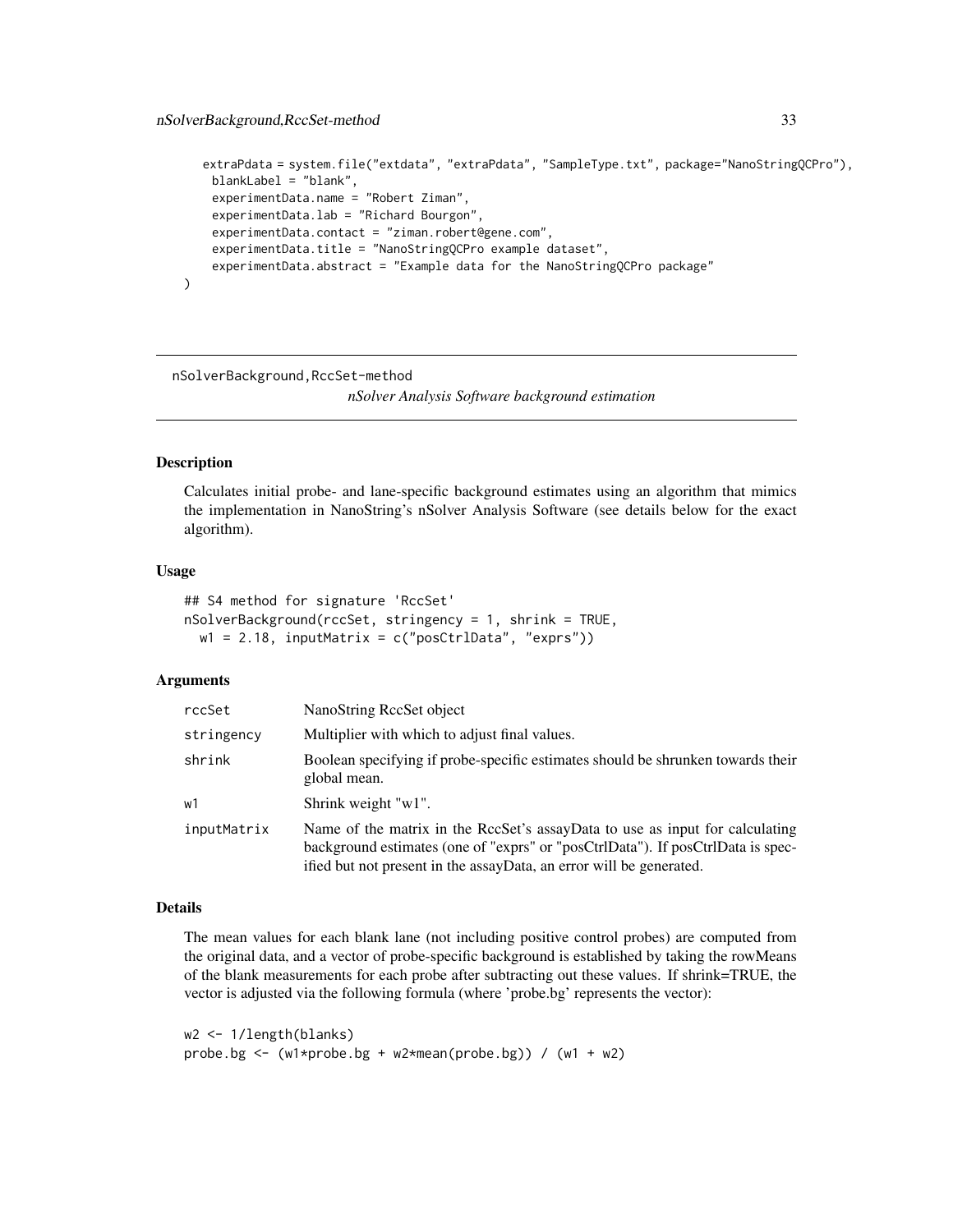```
    extraPdata = system.file("extdata", "extraPdata", "SampleType.txt", package="NanoStringQCPro"),
    blankLabel = "blank",
    experimentData.name = "Robert Ziman",
    experimentData.lab = "Richard Bourgon",
    experimentData.contact = "ziman.robert@gene.com",
    experimentData.title = "NanoStringQCPro example dataset",
    experimentData.abstract = "Example data for the NanoStringQCPro package"
)
```

## nSolverBackground,RccSet-method

*nSolver Analysis Software background estimation*

### Description

Calculates initial probe- and lane-specific background estimates using an algorithm that mimics the implementation in NanoString's nSolver Analysis Software (see details below for the exact algorithm).

### Usage

```
## S4 method for signature 'RccSet'
nSolverBackground(rccSet, stringency = 1, shrink = TRUE,
  w1 = 2.18, inputMatrix = c("posCtrlData", "exprs"))
```

### Arguments

| | |
|---|---|
| rccSet | NanoString RccSet object |
| stringency | Multiplier with which to adjust final values. |
| shrink | Boolean specifying if probe-specific estimates should be shrunken towards their global mean. |
| w1 | Shrink weight "w1". |
| inputMatrix | Name of the matrix in the RccSet's assayData to use as input for calculating background estimates (one of "exprs" or "posCtrlData"). If posCtrlData is specified but not present in the assayData, an error will be generated. |

### Details

The mean values for each blank lane (not including positive control probes) are computed from the original data, and a vector of probe-specific background is established by taking the rowMeans of the blank measurements for each probe after subtracting out these values. If shrink=TRUE, the vector is adjusted via the following formula (where 'probe.bg' represents the vector):

```
w2 <- 1/length(blanks)
probe.bg <- (w1*probe.bg + w2*mean(probe.bg)) / (w1 + w2)
```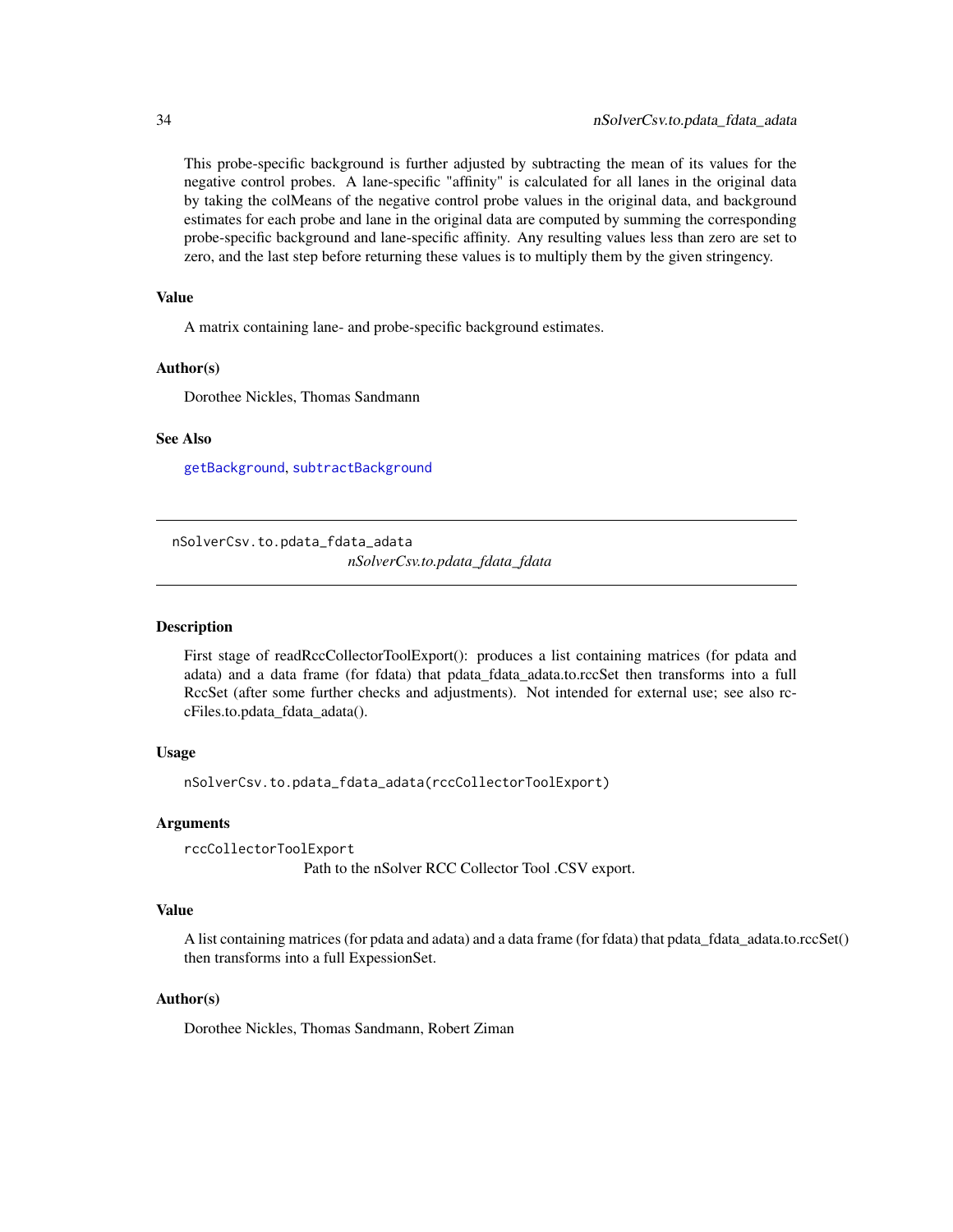This probe-specific background is further adjusted by subtracting the mean of its values for the negative control probes. A lane-specific "affinity" is calculated for all lanes in the original data by taking the colMeans of the negative control probe values in the original data, and background estimates for each probe and lane in the original data are computed by summing the corresponding probe-specific background and lane-specific affinity. Any resulting values less than zero are set to zero, and the last step before returning these values is to multiply them by the given stringency.

### Value

A matrix containing lane- and probe-specific background estimates.

### Author(s)

Dorothee Nickles, Thomas Sandmann

### See Also

getBackground, subtractBackground

---

## nSolverCsv.to.pdata_fdata_adata

*nSolverCsv.to.pdata_fdata_fdata*

---

### Description

First stage of readRccCollectorToolExport(): produces a list containing matrices (for pdata and adata) and a data frame (for fdata) that pdata_fdata_adata.to.rccSet then transforms into a full RccSet (after some further checks and adjustments). Not intended for external use; see also rccFiles.to.pdata_fdata_adata().

### Usage

```
nSolverCsv.to.pdata_fdata_adata(rccCollectorToolExport)
```

### Arguments

`rccCollectorToolExport`
Path to the nSolver RCC Collector Tool .CSV export.

### Value

A list containing matrices (for pdata and adata) and a data frame (for fdata) that pdata_fdata_adata.to.rccSet() then transforms into a full ExpessionSet.

### Author(s)

Dorothee Nickles, Thomas Sandmann, Robert Ziman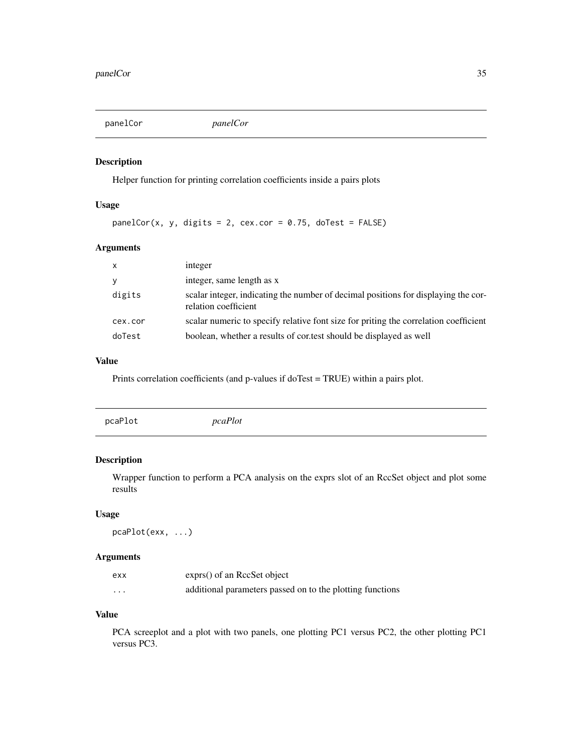## panelCor *panelCor*

### Description

Helper function for printing correlation coefficients inside a pairs plots

### Usage

```
panelCor(x, y, digits = 2, cex.cor = 0.75, doTest = FALSE)
```

### Arguments

| | |
|---|---|
| x | integer |
| y | integer, same length as x |
| digits | scalar integer, indicating the number of decimal positions for displaying the correlation coefficient |
| cex.cor | scalar numeric to specify relative font size for priting the correlation coefficient |
| doTest | boolean, whether a results of cor.test should be displayed as well |

### Value

Prints correlation coefficients (and p-values if doTest = TRUE) within a pairs plot.

## pcaPlot *pcaPlot*

### Description

Wrapper function to perform a PCA analysis on the exprs slot of an RccSet object and plot some results

### Usage

```
pcaPlot(exx, ...)
```

### Arguments

| | |
|---|---|
| exx | exprs() of an RccSet object |
| ... | additional parameters passed on to the plotting functions |

### Value

PCA screeplot and a plot with two panels, one plotting PC1 versus PC2, the other plotting PC1 versus PC3.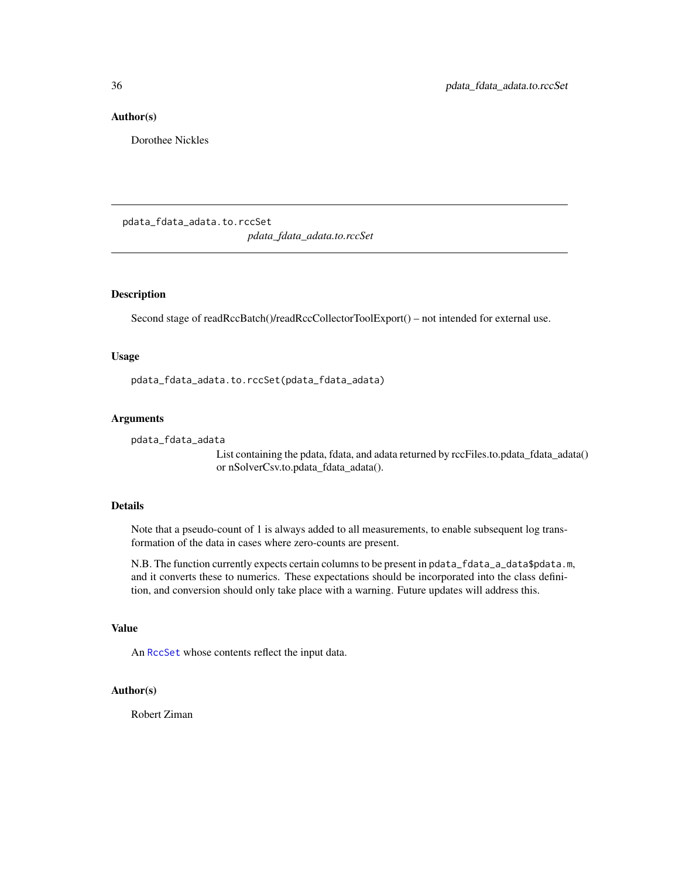## Author(s)

Dorothee Nickles

---

## pdata_fdata_adata.to.rccSet

*pdata_fdata_adata.to.rccSet*

---

### Description

Second stage of readRccBatch()/readRccCollectorToolExport() – not intended for external use.

### Usage

```
pdata_fdata_adata.to.rccSet(pdata_fdata_adata)
```

### Arguments

`pdata_fdata_adata`
: List containing the pdata, fdata, and adata returned by rccFiles.to.pdata_fdata_adata() or nSolverCsv.to.pdata_fdata_adata().

### Details

Note that a pseudo-count of 1 is always added to all measurements, to enable subsequent log transformation of the data in cases where zero-counts are present.

N.B. The function currently expects certain columns to be present in `pdata_fdata_a_data$pdata.m`, and it converts these to numerics. These expectations should be incorporated into the class definition, and conversion should only take place with a warning. Future updates will address this.

### Value

An `RccSet` whose contents reflect the input data.

### Author(s)

Robert Ziman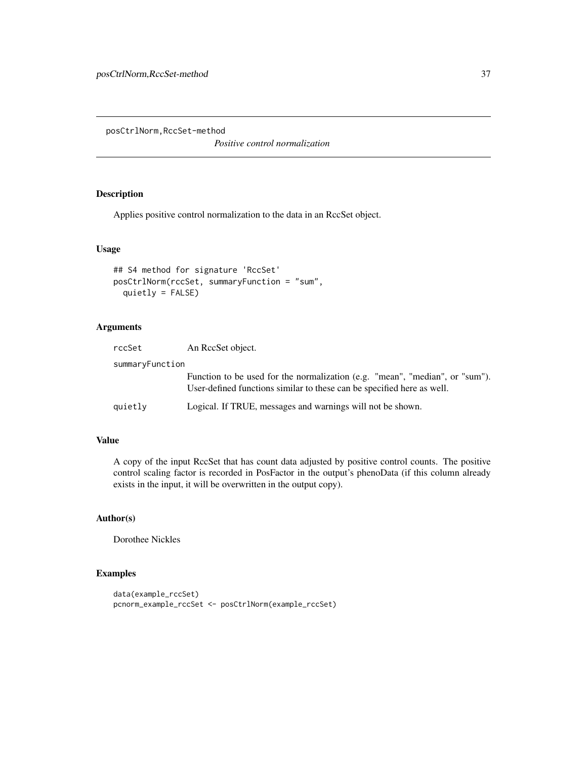posCtrlNorm,RccSet-method

*Positive control normalization*

## Description

Applies positive control normalization to the data in an RccSet object.

## Usage

```
## S4 method for signature 'RccSet'
posCtrlNorm(rccSet, summaryFunction = "sum",
  quietly = FALSE)
```

## Arguments

| | |
|---|---|
| rccSet | An RccSet object. |
| summaryFunction | Function to be used for the normalization (e.g. "mean", "median", or "sum"). User-defined functions similar to these can be specified here as well. |
| quietly | Logical. If TRUE, messages and warnings will not be shown. |

## Value

A copy of the input RccSet that has count data adjusted by positive control counts. The positive control scaling factor is recorded in PosFactor in the output's phenoData (if this column already exists in the input, it will be overwritten in the output copy).

## Author(s)

Dorothee Nickles

## Examples

```
data(example_rccSet)
pcnorm_example_rccSet <- posCtrlNorm(example_rccSet)
```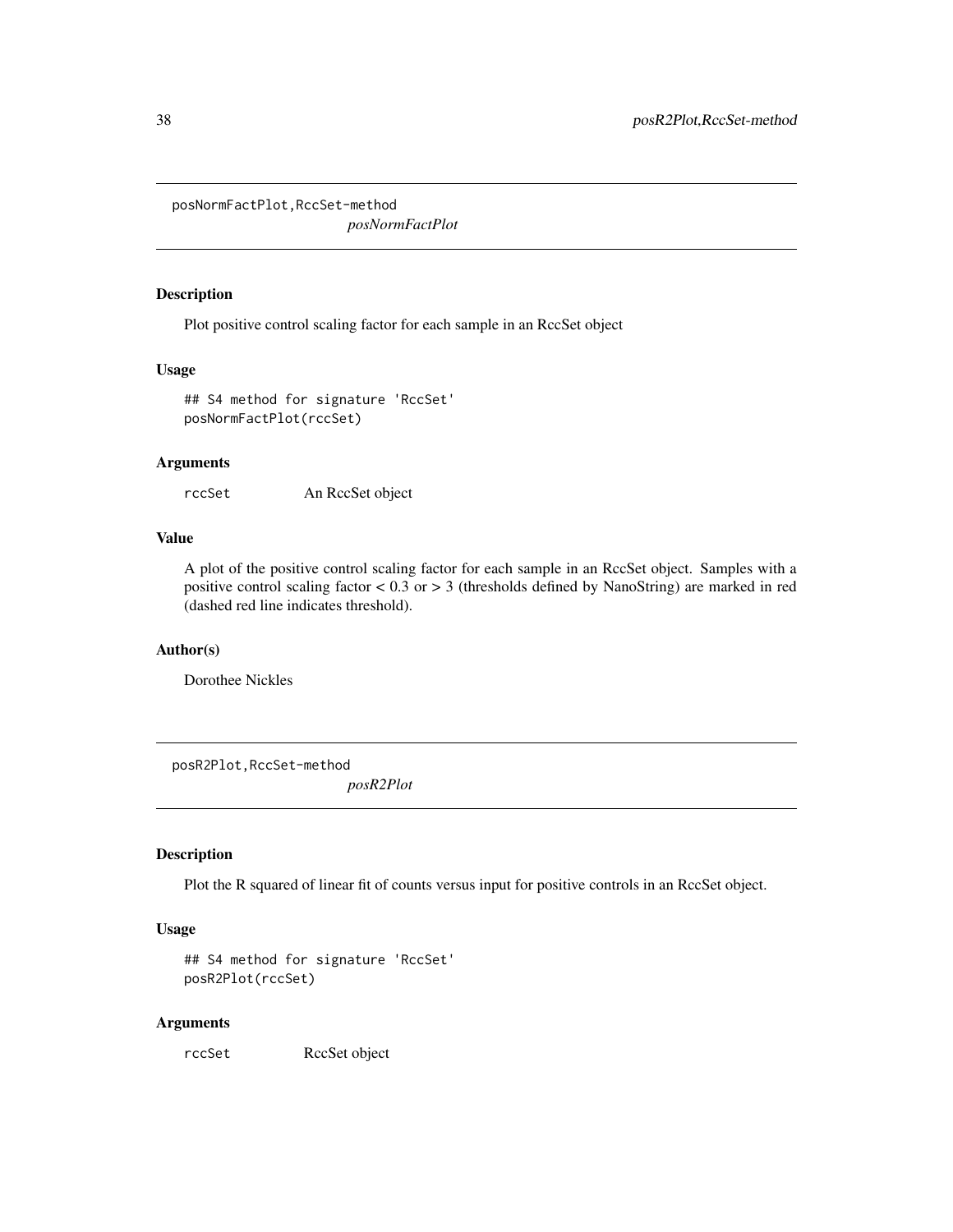## posNormFactPlot,RccSet-method

*posNormFactPlot*

### Description

Plot positive control scaling factor for each sample in an RccSet object

### Usage

```
## S4 method for signature 'RccSet'
posNormFactPlot(rccSet)
```

### Arguments

`rccSet` An RccSet object

### Value

A plot of the positive control scaling factor for each sample in an RccSet object. Samples with a positive control scaling factor < 0.3 or > 3 (thresholds defined by NanoString) are marked in red (dashed red line indicates threshold).

### Author(s)

Dorothee Nickles

## posR2Plot,RccSet-method

*posR2Plot*

### Description

Plot the R squared of linear fit of counts versus input for positive controls in an RccSet object.

### Usage

```
## S4 method for signature 'RccSet'
posR2Plot(rccSet)
```

### Arguments

`rccSet` RccSet object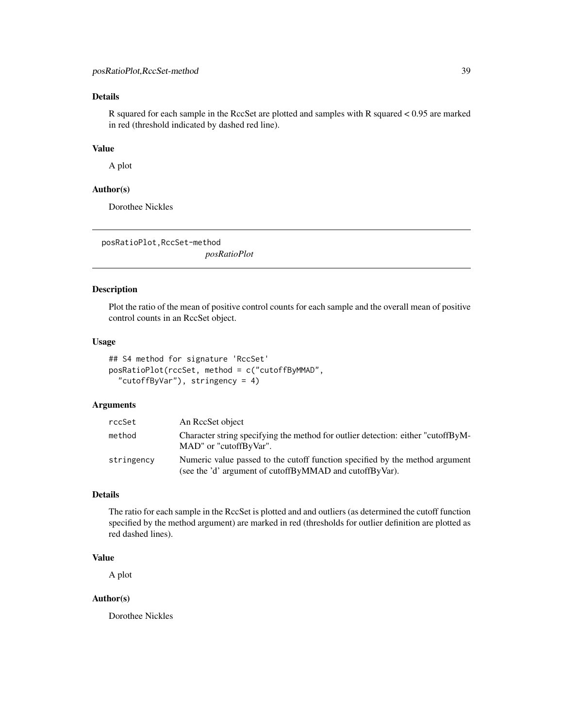### Details

R squared for each sample in the RccSet are plotted and samples with R squared < 0.95 are marked in red (threshold indicated by dashed red line).

### Value

A plot

### Author(s)

Dorothee Nickles

---

## posRatioPlot,RccSet-method

*posRatioPlot*

---

### Description

Plot the ratio of the mean of positive control counts for each sample and the overall mean of positive control counts in an RccSet object.

### Usage

```
## S4 method for signature 'RccSet'
posRatioPlot(rccSet, method = c("cutoffByMMAD",
  "cutoffByVar"), stringency = 4)
```

### Arguments

| | |
|---|---|
| rccSet | An RccSet object |
| method | Character string specifying the method for outlier detection: either "cutoffByMMAD" or "cutoffByVar". |
| stringency | Numeric value passed to the cutoff function specified by the method argument (see the 'd' argument of cutoffByMMAD and cutoffByVar). |

### Details

The ratio for each sample in the RccSet is plotted and and outliers (as determined the cutoff function specified by the method argument) are marked in red (thresholds for outlier definition are plotted as red dashed lines).

### Value

A plot

### Author(s)

Dorothee Nickles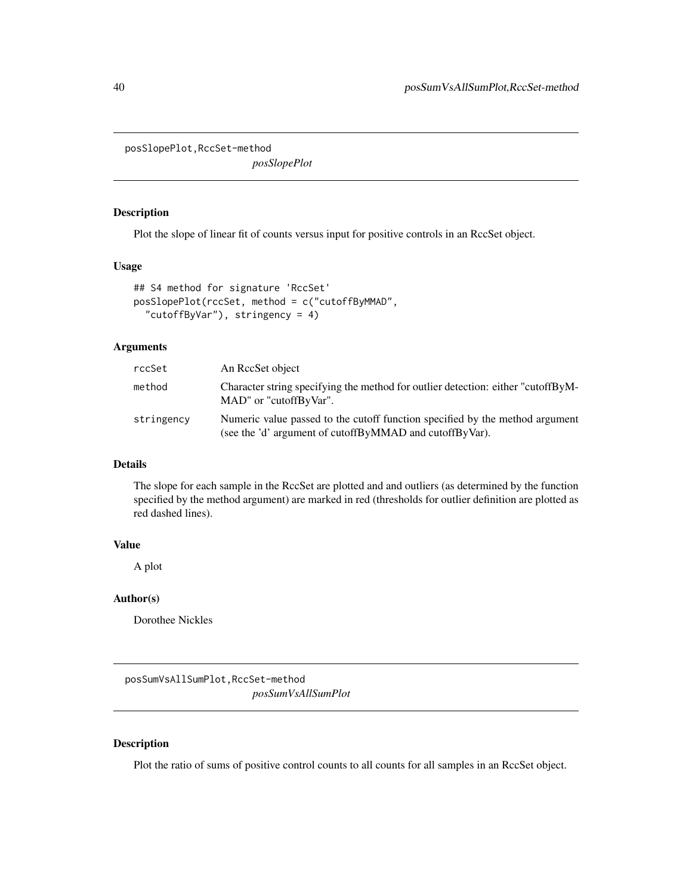## posSlopePlot,RccSet-method

*posSlopePlot*

### Description

Plot the slope of linear fit of counts versus input for positive controls in an RccSet object.

### Usage

```
## S4 method for signature 'RccSet'
posSlopePlot(rccSet, method = c("cutoffByMMAD",
  "cutoffByVar"), stringency = 4)
```

### Arguments

| | |
|---|---|
| rccSet | An RccSet object |
| method | Character string specifying the method for outlier detection: either "cutoffByMMAD" or "cutoffByVar". |
| stringency | Numeric value passed to the cutoff function specified by the method argument (see the 'd' argument of cutoffByMMAD and cutoffByVar). |

### Details

The slope for each sample in the RccSet are plotted and and outliers (as determined by the function specified by the method argument) are marked in red (thresholds for outlier definition are plotted as red dashed lines).

### Value

A plot

### Author(s)

Dorothee Nickles

## posSumVsAllSumPlot,RccSet-method

*posSumVsAllSumPlot*

### Description

Plot the ratio of sums of positive control counts to all counts for all samples in an RccSet object.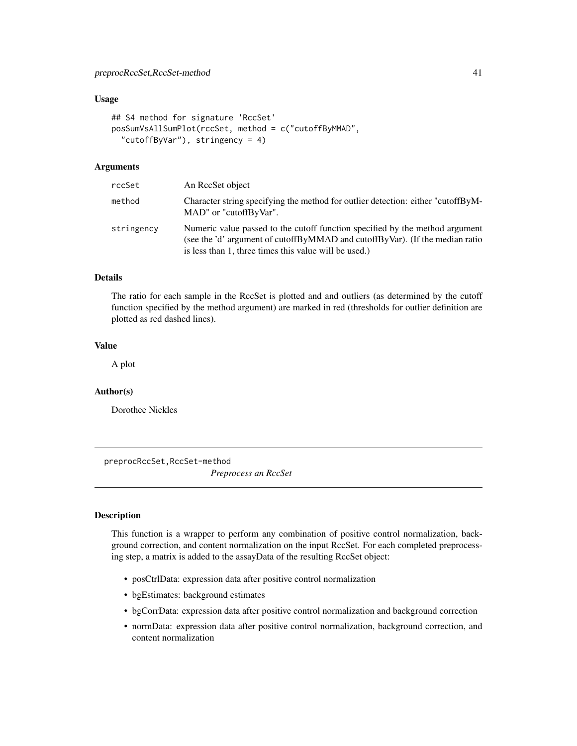### Usage

```
## S4 method for signature 'RccSet'
posSumVsAllSumPlot(rccSet, method = c("cutoffByMMAD",
  "cutoffByVar"), stringency = 4)
```

### Arguments

| | |
|---|---|
| rccSet | An RccSet object |
| method | Character string specifying the method for outlier detection: either "cutoffByMMAD" or "cutoffByVar". |
| stringency | Numeric value passed to the cutoff function specified by the method argument (see the 'd' argument of cutoffByMMAD and cutoffByVar). (If the median ratio is less than 1, three times this value will be used.) |

### Details

The ratio for each sample in the RccSet is plotted and and outliers (as determined by the cutoff function specified by the method argument) are marked in red (thresholds for outlier definition are plotted as red dashed lines).

### Value

A plot

### Author(s)

Dorothee Nickles

---

## preprocRccSet,RccSet-method

*Preprocess an RccSet*

### Description

This function is a wrapper to perform any combination of positive control normalization, background correction, and content normalization on the input RccSet. For each completed preprocessing step, a matrix is added to the assayData of the resulting RccSet object:

- posCtrlData: expression data after positive control normalization
- bgEstimates: background estimates
- bgCorrData: expression data after positive control normalization and background correction
- normData: expression data after positive control normalization, background correction, and content normalization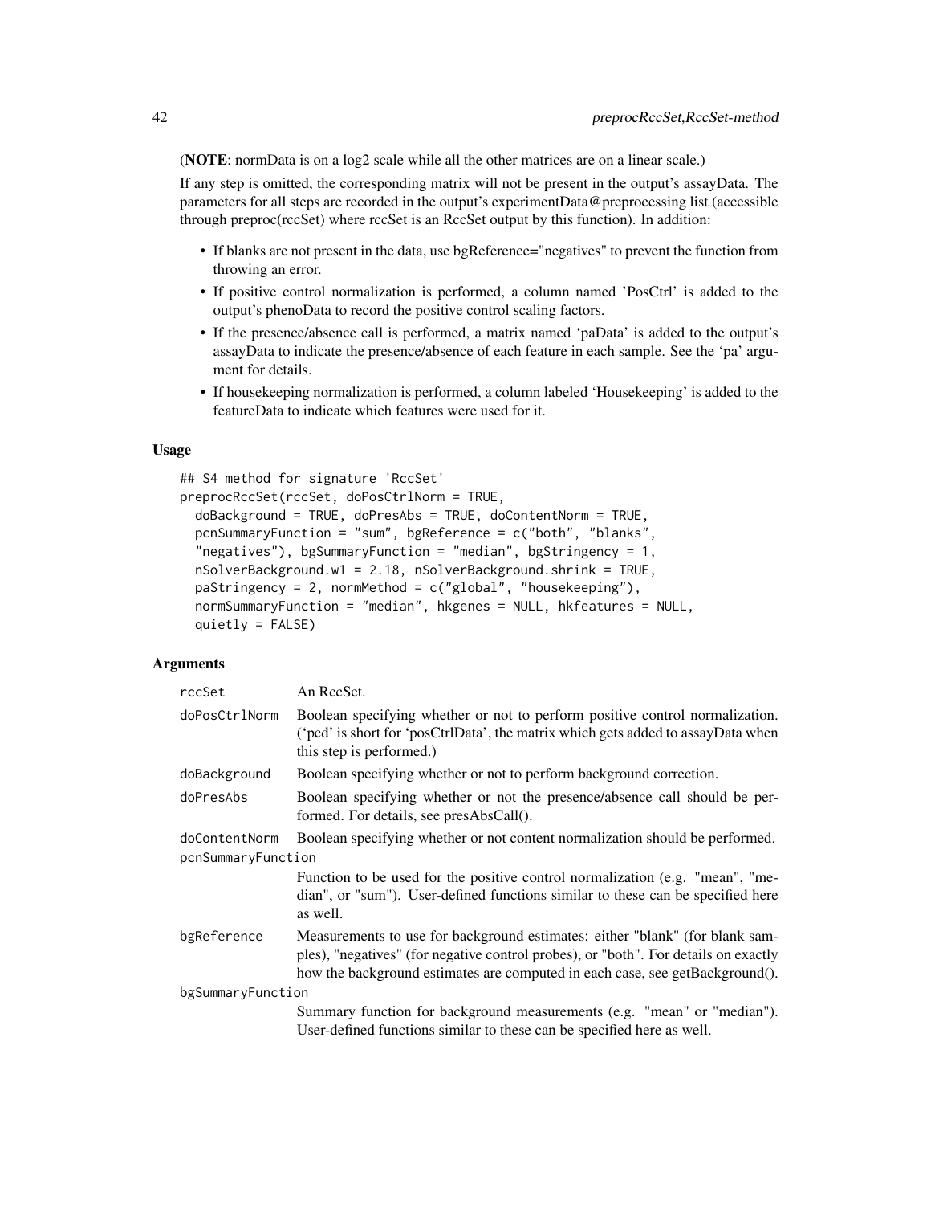(**NOTE**: normData is on a log2 scale while all the other matrices are on a linear scale.)

If any step is omitted, the corresponding matrix will not be present in the output's assayData. The parameters for all steps are recorded in the output's experimentData@preprocessing list (accessible through preproc(rccSet) where rccSet is an RccSet output by this function). In addition:

- If blanks are not present in the data, use bgReference="negatives" to prevent the function from throwing an error.
- If positive control normalization is performed, a column named 'PosCtrl' is added to the output's phenoData to record the positive control scaling factors.
- If the presence/absence call is performed, a matrix named 'paData' is added to the output's assayData to indicate the presence/absence of each feature in each sample. See the 'pa' argument for details.
- If housekeeping normalization is performed, a column labeled 'Housekeeping' is added to the featureData to indicate which features were used for it.

### Usage

```
## S4 method for signature 'RccSet'
preprocRccSet(rccSet, doPosCtrlNorm = TRUE,
  doBackground = TRUE, doPresAbs = TRUE, doContentNorm = TRUE,
  pcnSummaryFunction = "sum", bgReference = c("both", "blanks",
  "negatives"), bgSummaryFunction = "median", bgStringency = 1,
  nSolverBackground.w1 = 2.18, nSolverBackground.shrink = TRUE,
  paStringency = 2, normMethod = c("global", "housekeeping"),
  normSummaryFunction = "median", hkgenes = NULL, hkfeatures = NULL,
  quietly = FALSE)
```

### Arguments

| | |
|---|---|
| `rccSet` | An RccSet. |
| `doPosCtrlNorm` | Boolean specifying whether or not to perform positive control normalization. ('pcd' is short for 'posCtrlData', the matrix which gets added to assayData when this step is performed.) |
| `doBackground` | Boolean specifying whether or not to perform background correction. |
| `doPresAbs` | Boolean specifying whether or not the presence/absence call should be performed. For details, see presAbsCall(). |
| `doContentNorm` | Boolean specifying whether or not content normalization should be performed. |
| `pcnSummaryFunction` | Function to be used for the positive control normalization (e.g. "mean", "median", or "sum"). User-defined functions similar to these can be specified here as well. |
| `bgReference` | Measurements to use for background estimates: either "blank" (for blank samples), "negatives" (for negative control probes), or "both". For details on exactly how the background estimates are computed in each case, see getBackground(). |
| `bgSummaryFunction` | Summary function for background measurements (e.g. "mean" or "median"). User-defined functions similar to these can be specified here as well. |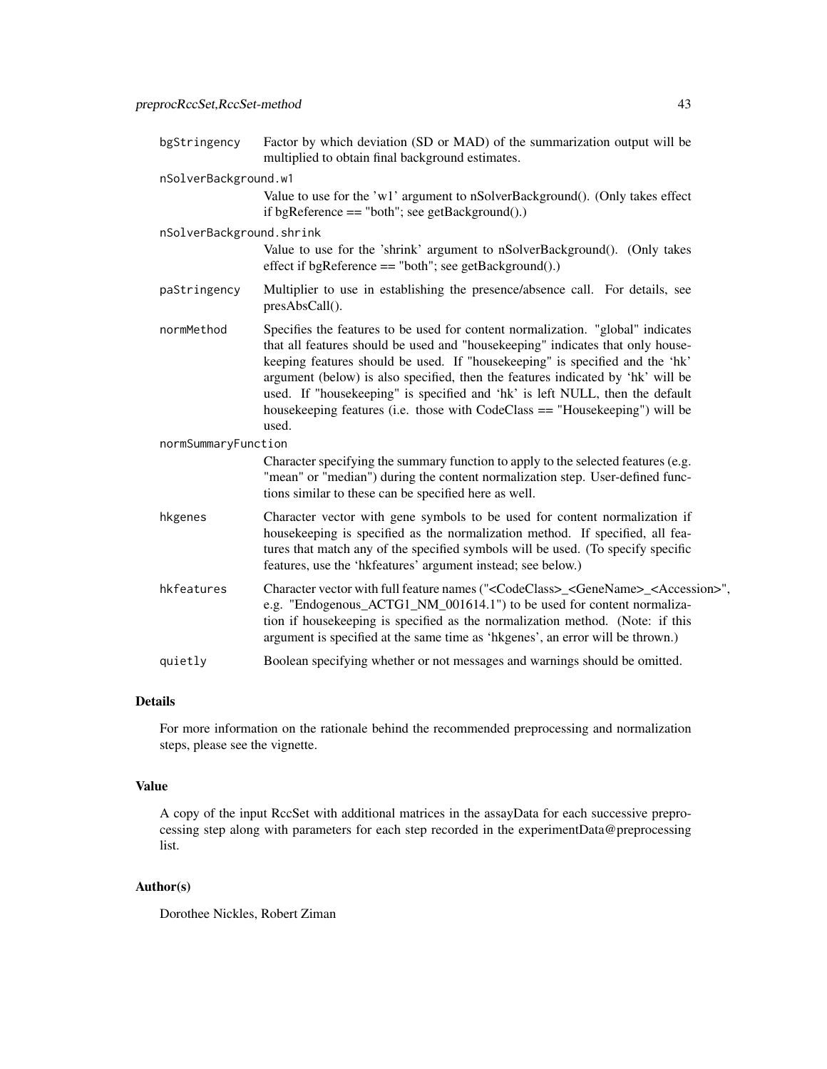bgStringency
: Factor by which deviation (SD or MAD) of the summarization output will be multiplied to obtain final background estimates.

nSolverBackground.w1
: Value to use for the 'w1' argument to nSolverBackground(). (Only takes effect if bgReference == "both"; see getBackground().)

nSolverBackground.shrink
: Value to use for the 'shrink' argument to nSolverBackground(). (Only takes effect if bgReference == "both"; see getBackground().)

paStringency
: Multiplier to use in establishing the presence/absence call. For details, see presAbsCall().

normMethod
: Specifies the features to be used for content normalization. "global" indicates that all features should be used and "housekeeping" indicates that only housekeeping features should be used. If "housekeeping" is specified and the 'hk' argument (below) is also specified, then the features indicated by 'hk' will be used. If "housekeeping" is specified and 'hk' is left NULL, then the default housekeeping features (i.e. those with CodeClass == "Housekeeping") will be used.

normSummaryFunction
: Character specifying the summary function to apply to the selected features (e.g. "mean" or "median") during the content normalization step. User-defined functions similar to these can be specified here as well.

hkgenes
: Character vector with gene symbols to be used for content normalization if housekeeping is specified as the normalization method. If specified, all features that match any of the specified symbols will be used. (To specify specific features, use the 'hkfeatures' argument instead; see below.)

hkfeatures
: Character vector with full feature names ("<CodeClass>_<GeneName>_<Accession>", e.g. "Endogenous_ACTG1_NM_001614.1") to be used for content normalization if housekeeping is specified as the normalization method. (Note: if this argument is specified at the same time as 'hkgenes', an error will be thrown.)

quietly
: Boolean specifying whether or not messages and warnings should be omitted.

## Details

For more information on the rationale behind the recommended preprocessing and normalization steps, please see the vignette.

## Value

A copy of the input RccSet with additional matrices in the assayData for each successive preprocessing step along with parameters for each step recorded in the experimentData@preprocessing list.

## Author(s)

Dorothee Nickles, Robert Ziman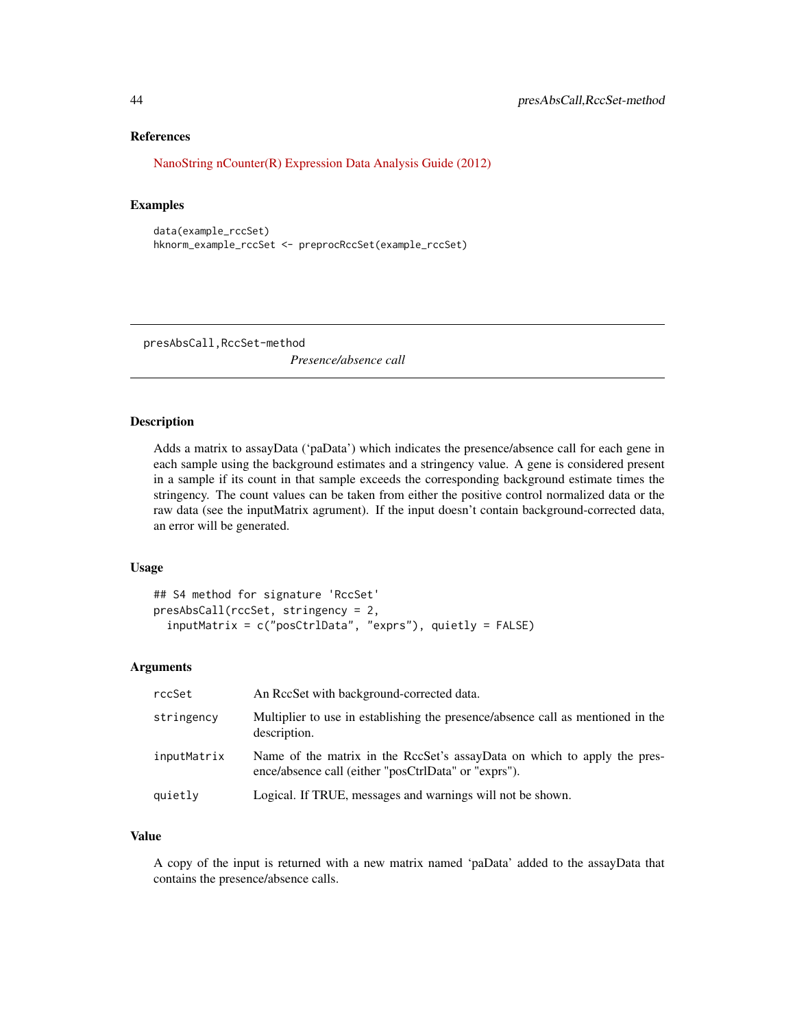### References

NanoString nCounter(R) Expression Data Analysis Guide (2012)

### Examples

```
data(example_rccSet)
hknorm_example_rccSet <- preprocRccSet(example_rccSet)
```

---

## presAbsCall,RccSet-method

*Presence/absence call*

---

### Description

Adds a matrix to assayData ('paData') which indicates the presence/absence call for each gene in each sample using the background estimates and a stringency value. A gene is considered present in a sample if its count in that sample exceeds the corresponding background estimate times the stringency. The count values can be taken from either the positive control normalized data or the raw data (see the inputMatrix agrument). If the input doesn't contain background-corrected data, an error will be generated.

### Usage

```
## S4 method for signature 'RccSet'
presAbsCall(rccSet, stringency = 2,
  inputMatrix = c("posCtrlData", "exprs"), quietly = FALSE)
```

### Arguments

| | |
|---|---|
| `rccSet` | An RccSet with background-corrected data. |
| `stringency` | Multiplier to use in establishing the presence/absence call as mentioned in the description. |
| `inputMatrix` | Name of the matrix in the RccSet's assayData on which to apply the presence/absence call (either "posCtrlData" or "exprs"). |
| `quietly` | Logical. If TRUE, messages and warnings will not be shown. |

### Value

A copy of the input is returned with a new matrix named 'paData' added to the assayData that contains the presence/absence calls.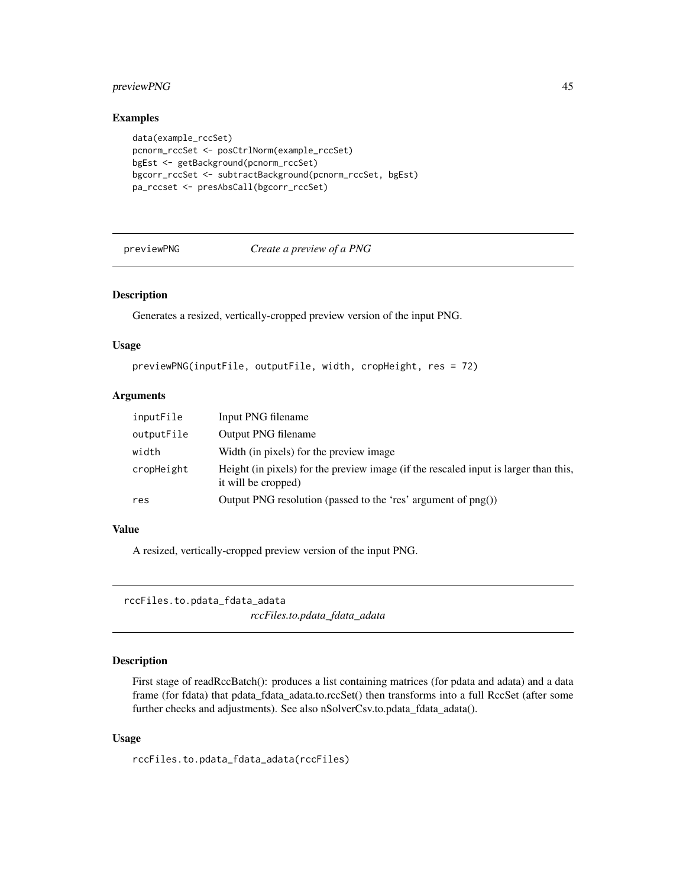## Examples

```
data(example_rccSet)
pcnorm_rccSet <- posCtrlNorm(example_rccSet)
bgEst <- getBackground(pcnorm_rccSet)
bgcorr_rccSet <- subtractBackground(pcnorm_rccSet, bgEst)
pa_rccset <- presAbsCall(bgcorr_rccSet)
```

---

# previewPNG — *Create a preview of a PNG*

---

## Description

Generates a resized, vertically-cropped preview version of the input PNG.

## Usage

```
previewPNG(inputFile, outputFile, width, cropHeight, res = 72)
```

## Arguments

| | |
|---|---|
| `inputFile` | Input PNG filename |
| `outputFile` | Output PNG filename |
| `width` | Width (in pixels) for the preview image |
| `cropHeight` | Height (in pixels) for the preview image (if the rescaled input is larger than this, it will be cropped) |
| `res` | Output PNG resolution (passed to the 'res' argument of png()) |

## Value

A resized, vertically-cropped preview version of the input PNG.

---

# rccFiles.to.pdata_fdata_adata — *rccFiles.to.pdata_fdata_adata*

---

## Description

First stage of readRccBatch(): produces a list containing matrices (for pdata and adata) and a data frame (for fdata) that pdata_fdata_adata.to.rccSet() then transforms into a full RccSet (after some further checks and adjustments). See also nSolverCsv.to.pdata_fdata_adata().

## Usage

```
rccFiles.to.pdata_fdata_adata(rccFiles)
```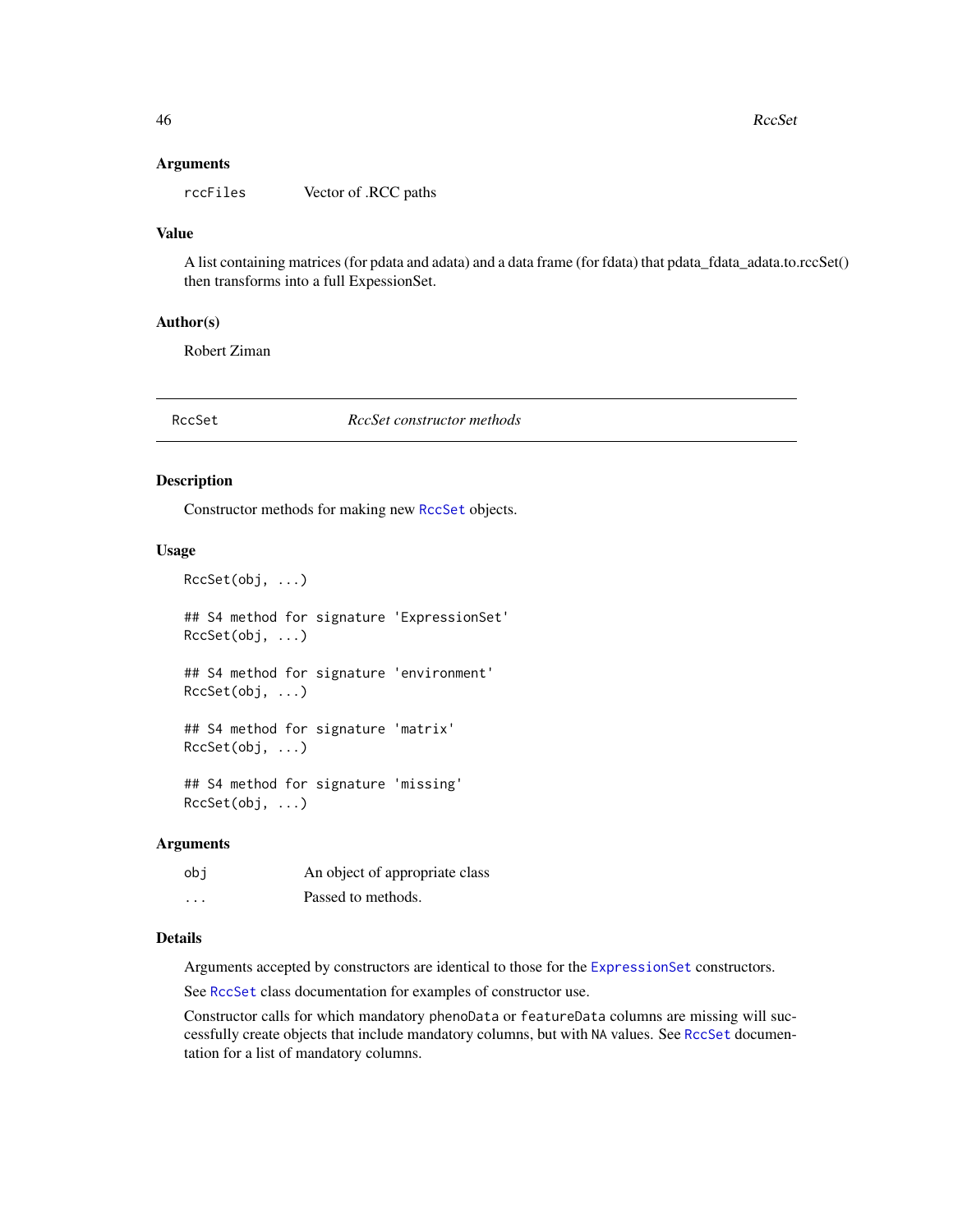### Arguments

rccFiles Vector of .RCC paths

### Value

A list containing matrices (for pdata and adata) and a data frame (for fdata) that pdata_fdata_adata.to.rccSet() then transforms into a full ExpressionSet.

### Author(s)

Robert Ziman

---

## RccSet — *RccSet constructor methods*

---

### Description

Constructor methods for making new RccSet objects.

### Usage

```
RccSet(obj, ...)

## S4 method for signature 'ExpressionSet'
RccSet(obj, ...)

## S4 method for signature 'environment'
RccSet(obj, ...)

## S4 method for signature 'matrix'
RccSet(obj, ...)

## S4 method for signature 'missing'
RccSet(obj, ...)
```

### Arguments

| | |
|---|---|
| obj | An object of appropriate class |
| ... | Passed to methods. |

### Details

Arguments accepted by constructors are identical to those for the ExpressionSet constructors.

See RccSet class documentation for examples of constructor use.

Constructor calls for which mandatory phenoData or featureData columns are missing will successfully create objects that include mandatory columns, but with NA values. See RccSet documentation for a list of mandatory columns.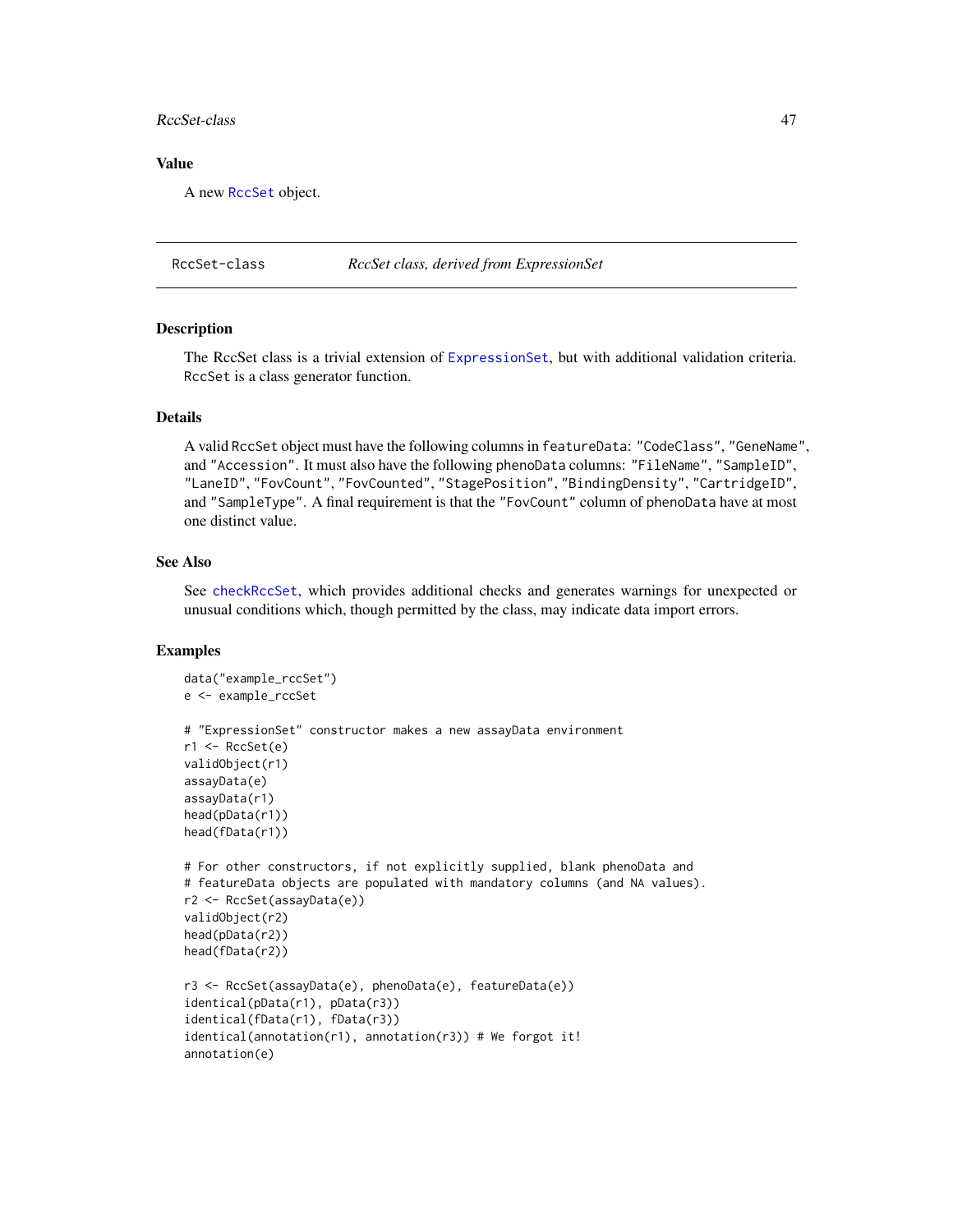### Value

A new RccSet object.

## RccSet-class — *RccSet class, derived from ExpressionSet*

### Description

The RccSet class is a trivial extension of ExpressionSet, but with additional validation criteria. RccSet is a class generator function.

### Details

A valid RccSet object must have the following columns in featureData: "CodeClass", "GeneName", and "Accession". It must also have the following phenoData columns: "FileName", "SampleID", "LaneID", "FovCount", "FovCounted", "StagePosition", "BindingDensity", "CartridgeID", and "SampleType". A final requirement is that the "FovCount" column of phenoData have at most one distinct value.

### See Also

See checkRccSet, which provides additional checks and generates warnings for unexpected or unusual conditions which, though permitted by the class, may indicate data import errors.

### Examples

```
data("example_rccSet")
e <- example_rccSet

# "ExpressionSet" constructor makes a new assayData environment
r1 <- RccSet(e)
validObject(r1)
assayData(e)
assayData(r1)
head(pData(r1))
head(fData(r1))

# For other constructors, if not explicitly supplied, blank phenoData and
# featureData objects are populated with mandatory columns (and NA values).
r2 <- RccSet(assayData(e))
validObject(r2)
head(pData(r2))
head(fData(r2))

r3 <- RccSet(assayData(e), phenoData(e), featureData(e))
identical(pData(r1), pData(r3))
identical(fData(r1), fData(r3))
identical(annotation(r1), annotation(r3)) # We forgot it!
annotation(e)
```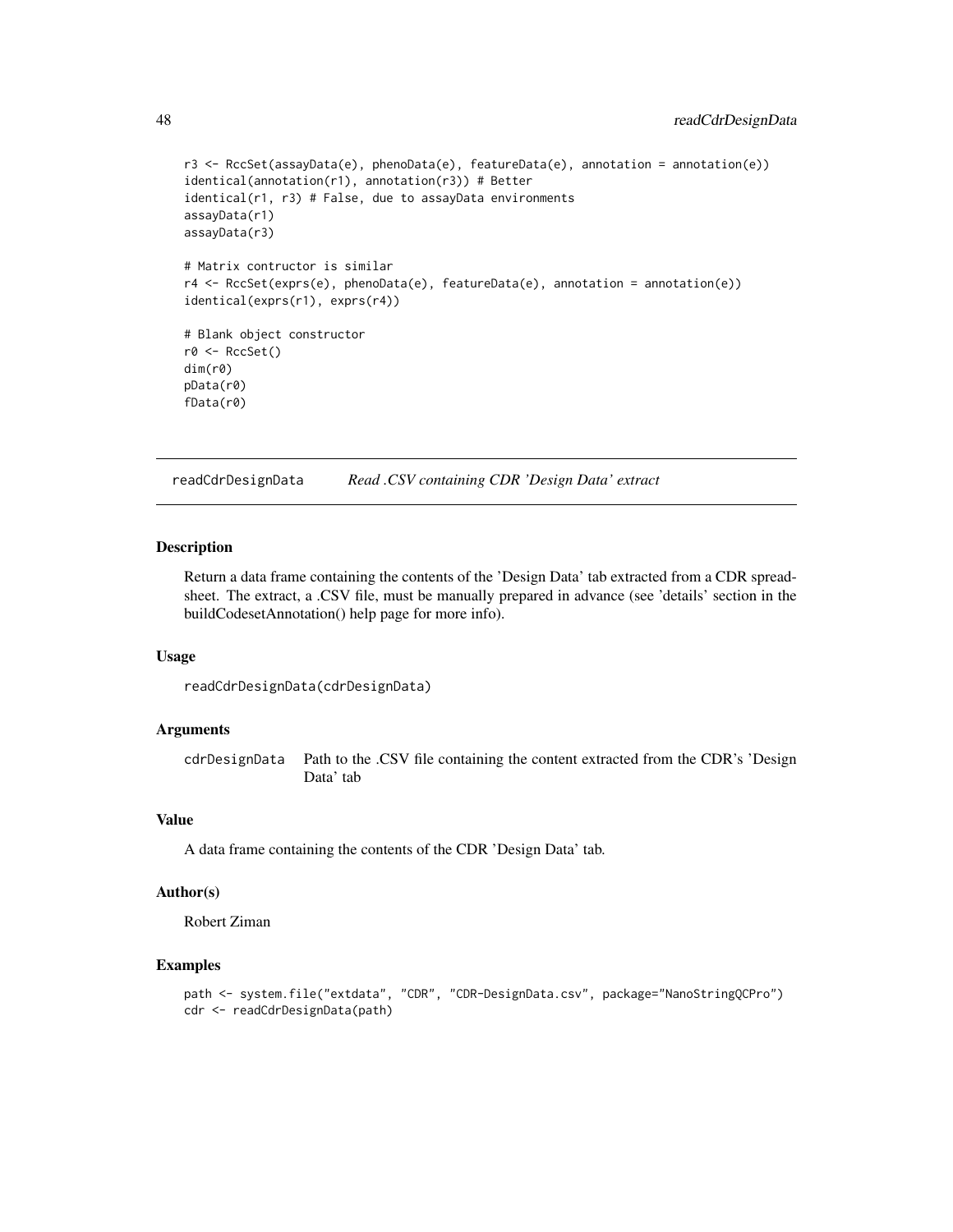```
r3 <- RccSet(assayData(e), phenoData(e), featureData(e), annotation = annotation(e))
identical(annotation(r1), annotation(r3)) # Better
identical(r1, r3) # False, due to assayData environments
assayData(r1)
assayData(r3)

# Matrix contructor is similar
r4 <- RccSet(exprs(e), phenoData(e), featureData(e), annotation = annotation(e))
identical(exprs(r1), exprs(r4))

# Blank object constructor
r0 <- RccSet()
dim(r0)
pData(r0)
fData(r0)
```

---

## readCdrDesignData    *Read .CSV containing CDR 'Design Data' extract*

---

### Description

Return a data frame containing the contents of the 'Design Data' tab extracted from a CDR spreadsheet. The extract, a .CSV file, must be manually prepared in advance (see 'details' section in the buildCodesetAnnotation() help page for more info).

### Usage

```
readCdrDesignData(cdrDesignData)
```

### Arguments

| | |
|---|---|
| `cdrDesignData` | Path to the .CSV file containing the content extracted from the CDR's 'Design Data' tab |

### Value

A data frame containing the contents of the CDR 'Design Data' tab.

### Author(s)

Robert Ziman

### Examples

```
path <- system.file("extdata", "CDR", "CDR-DesignData.csv", package="NanoStringQCPro")
cdr <- readCdrDesignData(path)
```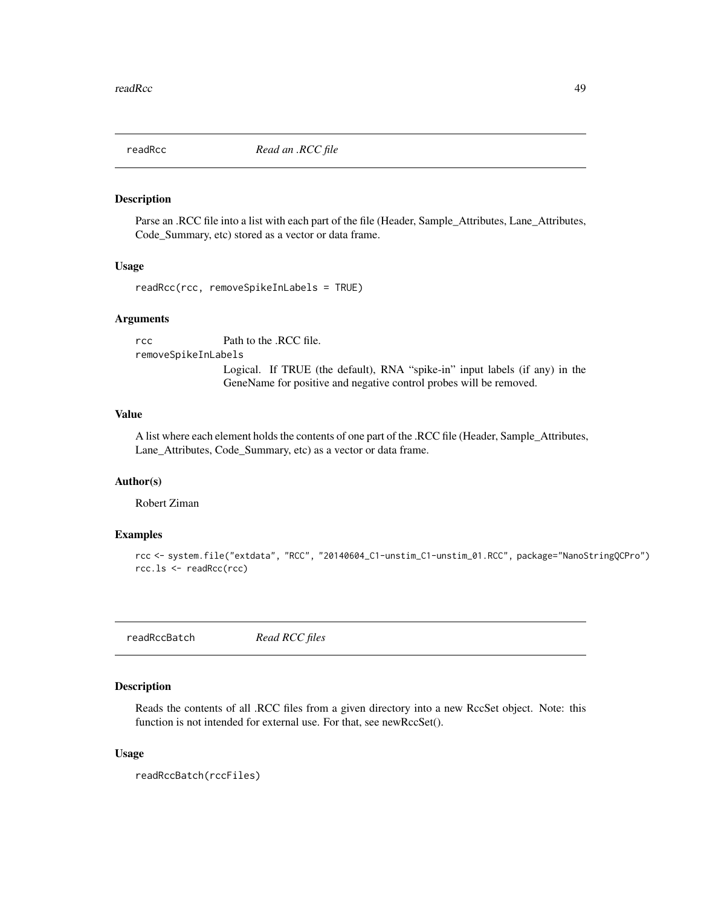## readRcc *Read an .RCC file*

### Description

Parse an .RCC file into a list with each part of the file (Header, Sample_Attributes, Lane_Attributes, Code_Summary, etc) stored as a vector or data frame.

### Usage

```
readRcc(rcc, removeSpikeInLabels = TRUE)
```

### Arguments

- `rcc` Path to the .RCC file.
- `removeSpikeInLabels` Logical. If TRUE (the default), RNA "spike-in" input labels (if any) in the GeneName for positive and negative control probes will be removed.

### Value

A list where each element holds the contents of one part of the .RCC file (Header, Sample_Attributes, Lane_Attributes, Code_Summary, etc) as a vector or data frame.

### Author(s)

Robert Ziman

### Examples

```
rcc <- system.file("extdata", "RCC", "20140604_C1-unstim_C1-unstim_01.RCC", package="NanoStringQCPro")
rcc.ls <- readRcc(rcc)
```

## readRccBatch *Read RCC files*

### Description

Reads the contents of all .RCC files from a given directory into a new RccSet object. Note: this function is not intended for external use. For that, see newRccSet().

### Usage

```
readRccBatch(rccFiles)
```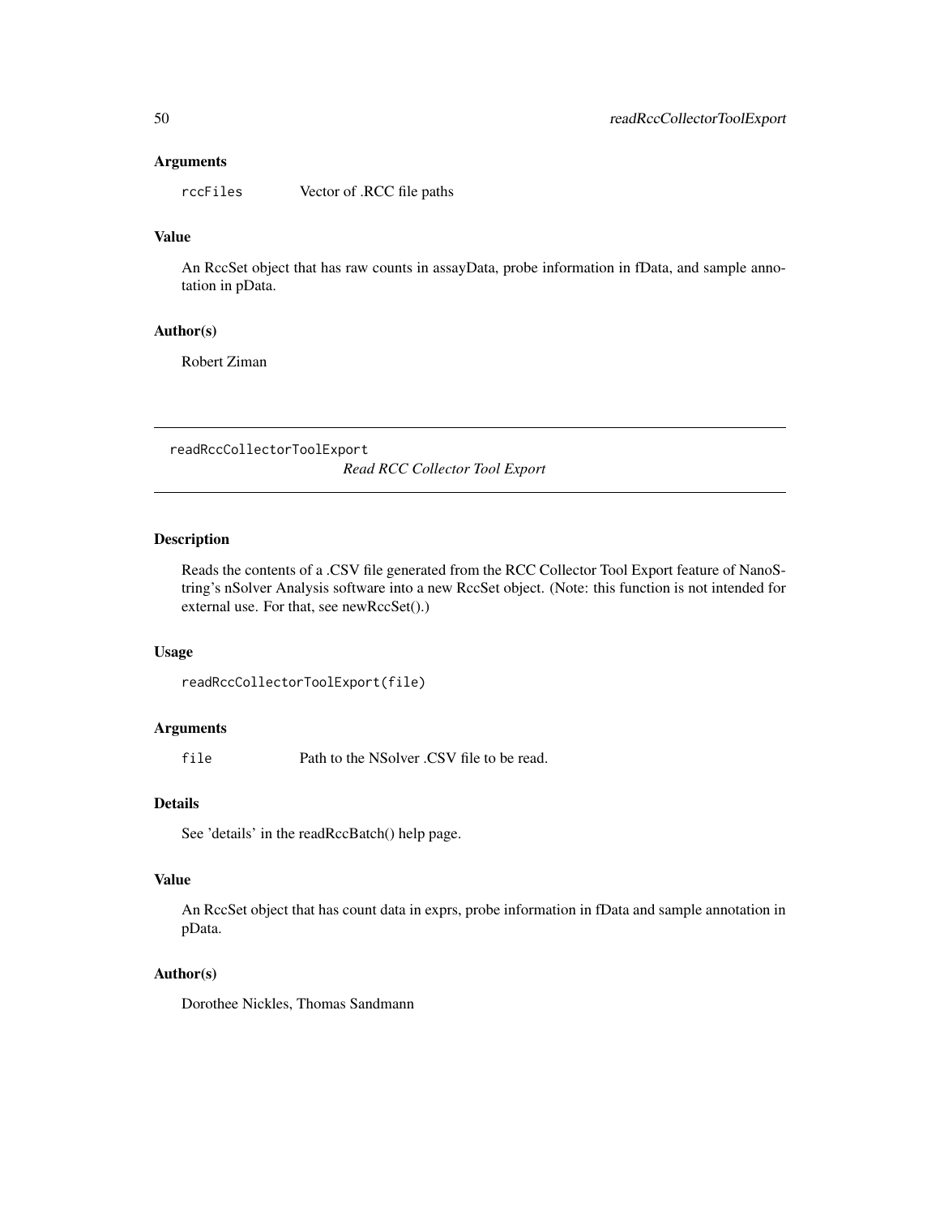### Arguments

`rccFiles` Vector of .RCC file paths

### Value

An RccSet object that has raw counts in assayData, probe information in fData, and sample annotation in pData.

### Author(s)

Robert Ziman

---

## readRccCollectorToolExport *Read RCC Collector Tool Export*

---

### Description

Reads the contents of a .CSV file generated from the RCC Collector Tool Export feature of NanoString's nSolver Analysis software into a new RccSet object. (Note: this function is not intended for external use. For that, see newRccSet().)

### Usage

```
readRccCollectorToolExport(file)
```

### Arguments

`file` Path to the NSolver .CSV file to be read.

### Details

See 'details' in the readRccBatch() help page.

### Value

An RccSet object that has count data in exprs, probe information in fData and sample annotation in pData.

### Author(s)

Dorothee Nickles, Thomas Sandmann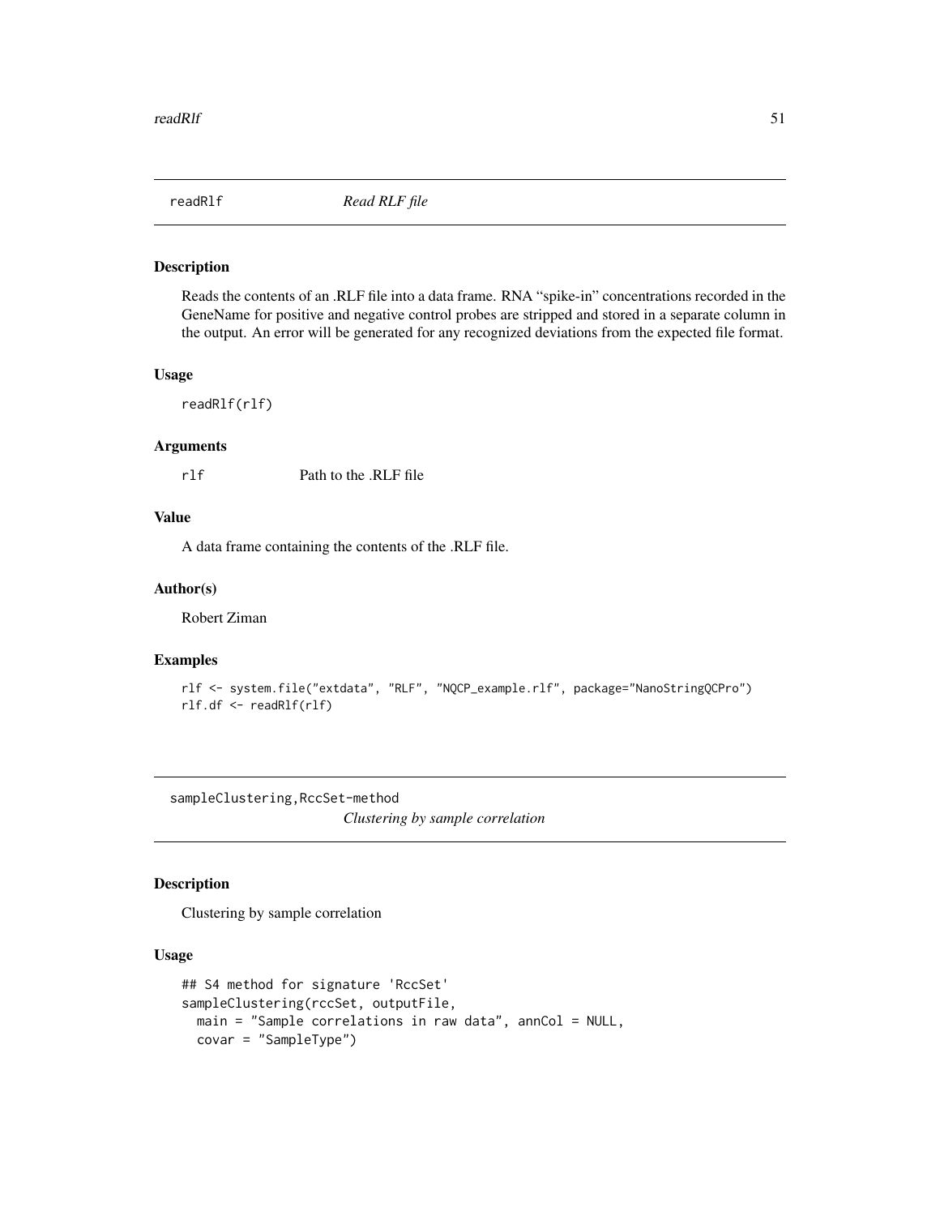## readRlf — *Read RLF file*

### Description

Reads the contents of an .RLF file into a data frame. RNA "spike-in" concentrations recorded in the GeneName for positive and negative control probes are stripped and stored in a separate column in the output. An error will be generated for any recognized deviations from the expected file format.

### Usage

```
readRlf(rlf)
```

### Arguments

| | |
|---|---|
| rlf | Path to the .RLF file |

### Value

A data frame containing the contents of the .RLF file.

### Author(s)

Robert Ziman

### Examples

```
rlf <- system.file("extdata", "RLF", "NQCP_example.rlf", package="NanoStringQCPro")
rlf.df <- readRlf(rlf)
```

## sampleClustering,RccSet-method — *Clustering by sample correlation*

### Description

Clustering by sample correlation

### Usage

```
## S4 method for signature 'RccSet'
sampleClustering(rccSet, outputFile,
  main = "Sample correlations in raw data", annCol = NULL,
  covar = "SampleType")
```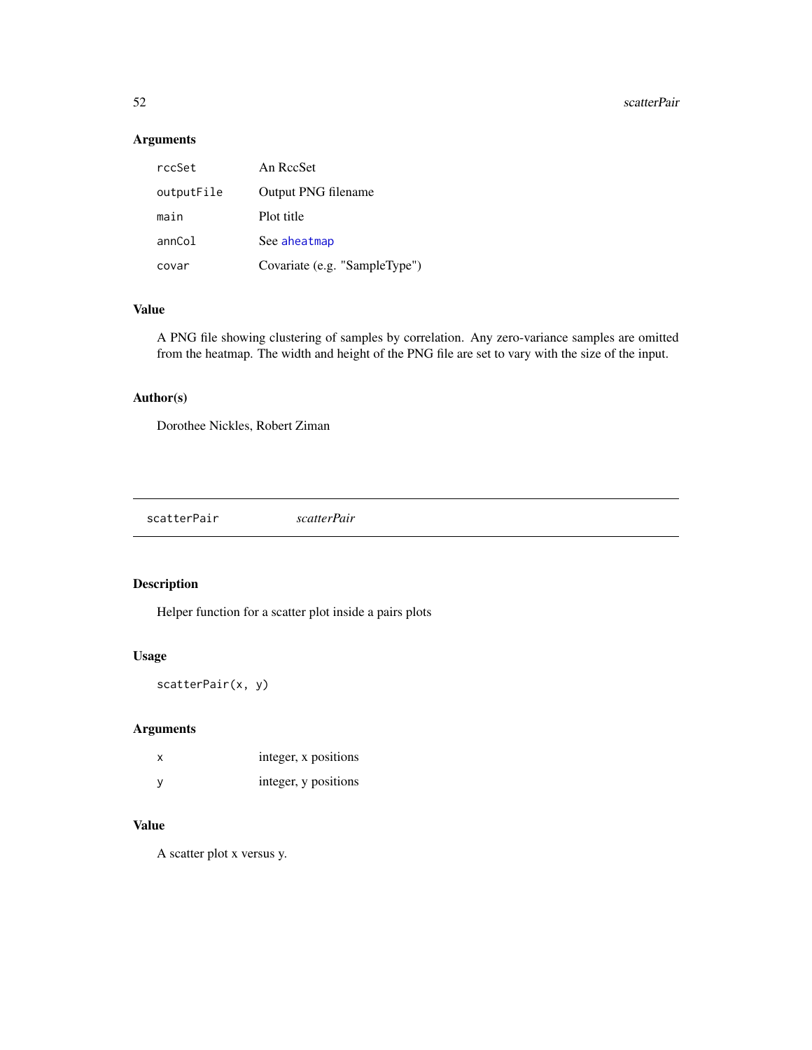### Arguments

| | |
|---|---|
| rccSet | An RccSet |
| outputFile | Output PNG filename |
| main | Plot title |
| annCol | See aheatmap |
| covar | Covariate (e.g. "SampleType") |

### Value

A PNG file showing clustering of samples by correlation. Any zero-variance samples are omitted from the heatmap. The width and height of the PNG file are set to vary with the size of the input.

### Author(s)

Dorothee Nickles, Robert Ziman

---

## scatterPair *scatterPair*

---

### Description

Helper function for a scatter plot inside a pairs plots

### Usage

```
scatterPair(x, y)
```

### Arguments

| | |
|---|---|
| x | integer, x positions |
| y | integer, y positions |

### Value

A scatter plot x versus y.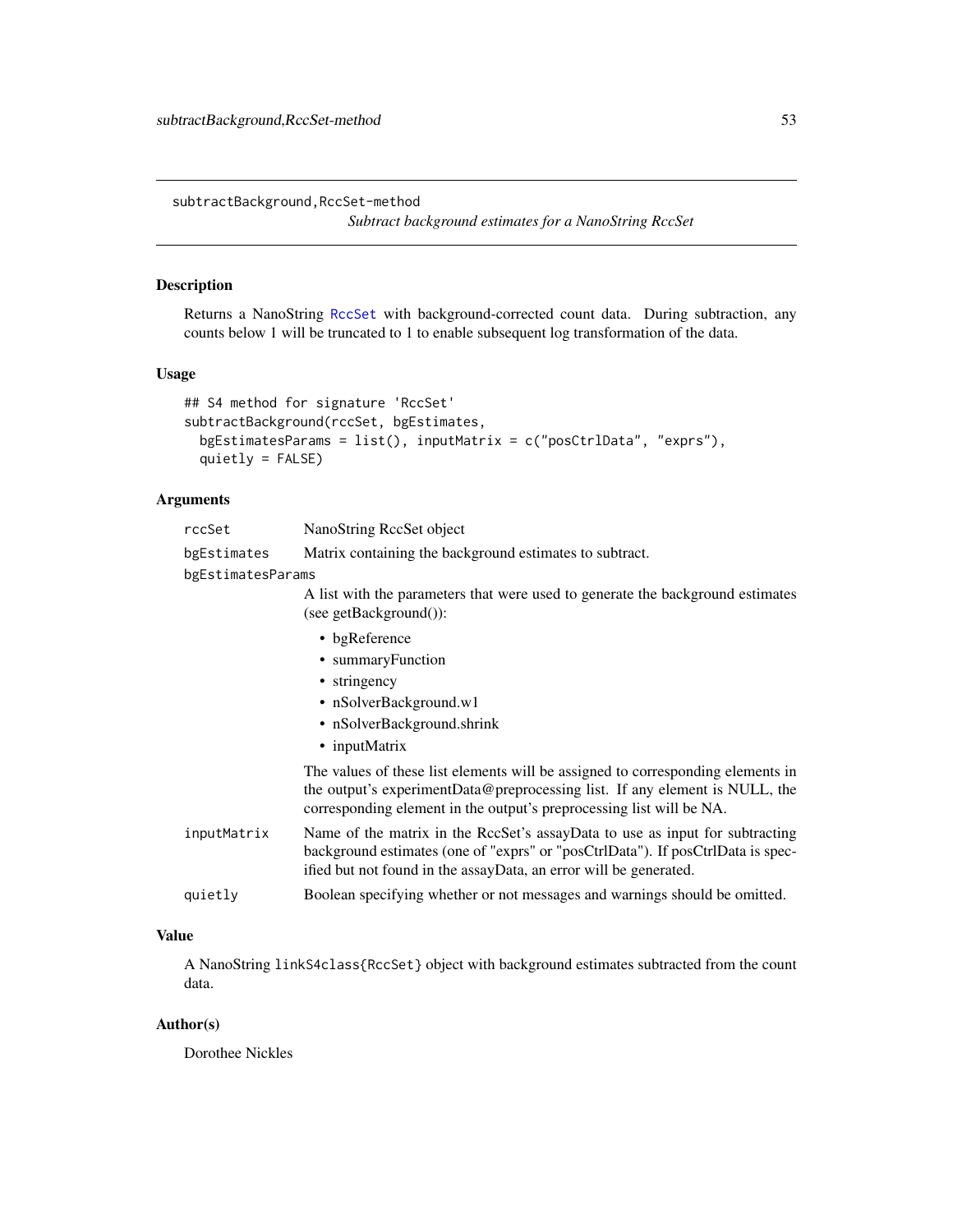## subtractBackground,RccSet-method

*Subtract background estimates for a NanoString RccSet*

### Description

Returns a NanoString RccSet with background-corrected count data. During subtraction, any counts below 1 will be truncated to 1 to enable subsequent log transformation of the data.

### Usage

```
## S4 method for signature 'RccSet'
subtractBackground(rccSet, bgEstimates,
  bgEstimatesParams = list(), inputMatrix = c("posCtrlData", "exprs"),
  quietly = FALSE)
```

### Arguments

`rccSet` NanoString RccSet object

`bgEstimates` Matrix containing the background estimates to subtract.

`bgEstimatesParams`
A list with the parameters that were used to generate the background estimates (see getBackground()):

- bgReference
- summaryFunction
- stringency
- nSolverBackground.w1
- nSolverBackground.shrink
- inputMatrix

The values of these list elements will be assigned to corresponding elements in the output's experimentData@preprocessing list. If any element is NULL, the corresponding element in the output's preprocessing list will be NA.

`inputMatrix` Name of the matrix in the RccSet's assayData to use as input for subtracting background estimates (one of "exprs" or "posCtrlData"). If posCtrlData is specified but not found in the assayData, an error will be generated.

`quietly` Boolean specifying whether or not messages and warnings should be omitted.

### Value

A NanoString `linkS4class{RccSet}` object with background estimates subtracted from the count data.

### Author(s)

Dorothee Nickles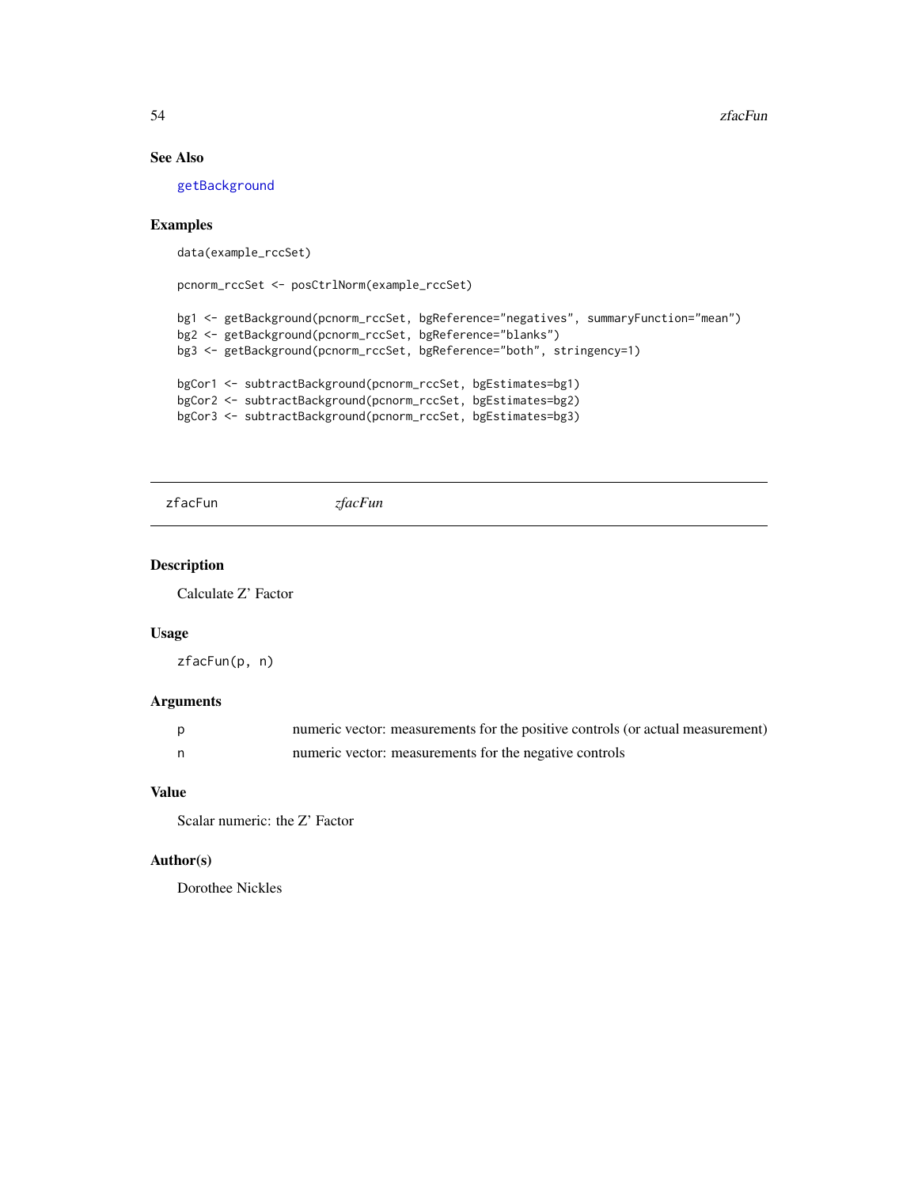## See Also

getBackground

## Examples

```
data(example_rccSet)

pcnorm_rccSet <- posCtrlNorm(example_rccSet)

bg1 <- getBackground(pcnorm_rccSet, bgReference="negatives", summaryFunction="mean")
bg2 <- getBackground(pcnorm_rccSet, bgReference="blanks")
bg3 <- getBackground(pcnorm_rccSet, bgReference="both", stringency=1)

bgCor1 <- subtractBackground(pcnorm_rccSet, bgEstimates=bg1)
bgCor2 <- subtractBackground(pcnorm_rccSet, bgEstimates=bg2)
bgCor3 <- subtractBackground(pcnorm_rccSet, bgEstimates=bg3)
```

---

# zfacFun *zfacFun*

## Description

Calculate Z' Factor

## Usage

```
zfacFun(p, n)
```

## Arguments

| | |
|---|---|
| p | numeric vector: measurements for the positive controls (or actual measurement) |
| n | numeric vector: measurements for the negative controls |

## Value

Scalar numeric: the Z' Factor

## Author(s)

Dorothee Nickles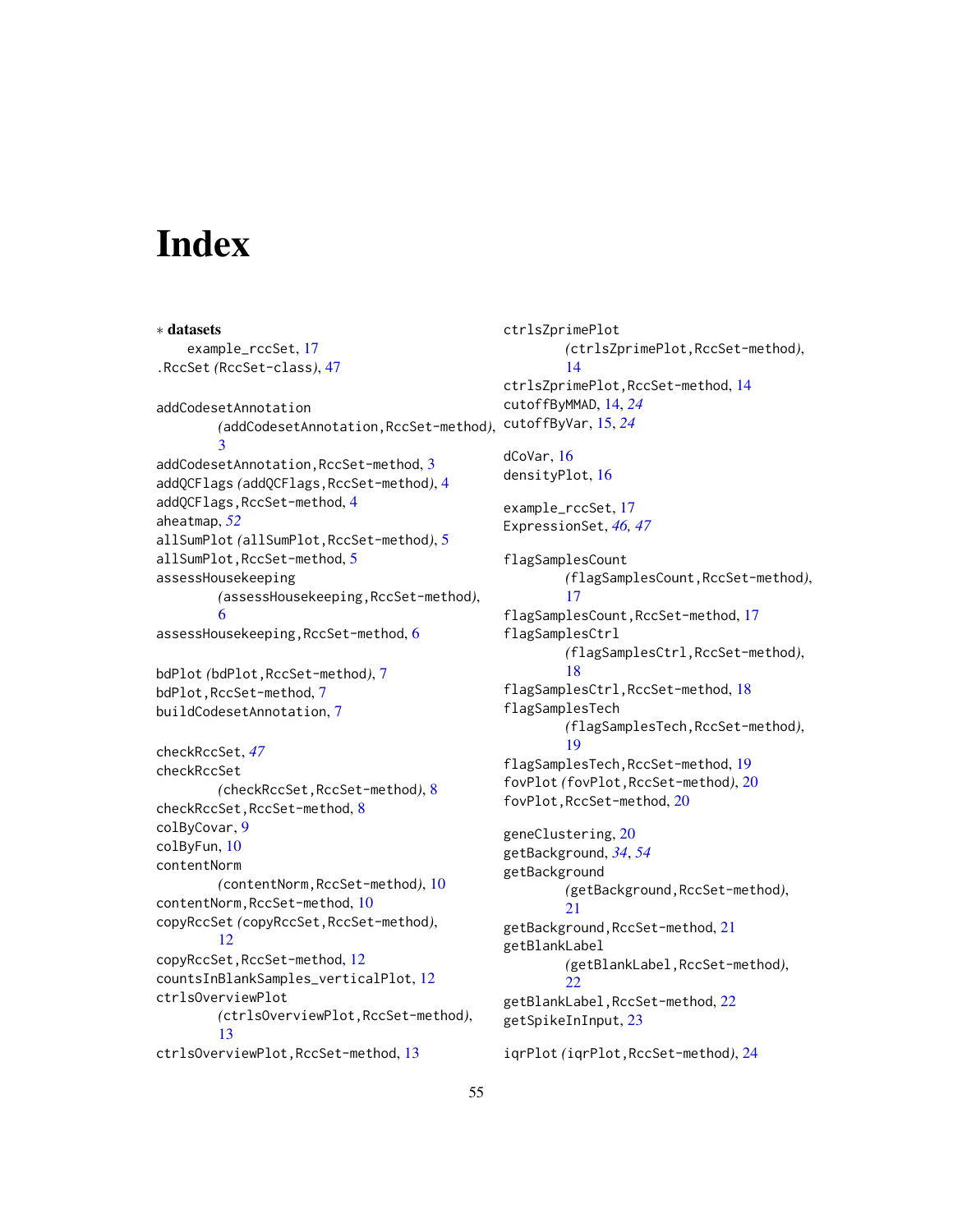# Index

∗ **datasets**

example_rccSet, 17

.RccSet *(*RccSet-class*)*, 47

addCodesetAnnotation *(*addCodesetAnnotation,RccSet-method*)*, 3

addCodesetAnnotation,RccSet-method, 3

addQCFlags *(*addQCFlags,RccSet-method*)*, 4

addQCFlags,RccSet-method, 4

aheatmap, *52*

allSumPlot *(*allSumPlot,RccSet-method*)*, 5

allSumPlot,RccSet-method, 5

assessHousekeeping *(*assessHousekeeping,RccSet-method*)*, 6

assessHousekeeping,RccSet-method, 6

bdPlot *(*bdPlot,RccSet-method*)*, 7

bdPlot,RccSet-method, 7

buildCodesetAnnotation, 7

checkRccSet, *47*

checkRccSet *(*checkRccSet,RccSet-method*)*, 8

checkRccSet,RccSet-method, 8

colByCovar, 9

colByFun, 10

contentNorm *(*contentNorm,RccSet-method*)*, 10

contentNorm,RccSet-method, 10

copyRccSet *(*copyRccSet,RccSet-method*)*, 12

copyRccSet,RccSet-method, 12

countsInBlankSamples_verticalPlot, 12

ctrlsOverviewPlot *(*ctrlsOverviewPlot,RccSet-method*)*, 13

ctrlsOverviewPlot,RccSet-method, 13

ctrlsZprimePlot *(*ctrlsZprimePlot,RccSet-method*)*, 14

ctrlsZprimePlot,RccSet-method, 14

cutoffByMMAD, 14, *24*

cutoffByVar, 15, *24*

dCoVar, 16

densityPlot, 16

example_rccSet, 17

ExpressionSet, *46*, *47*

flagSamplesCount *(*flagSamplesCount,RccSet-method*)*, 17

flagSamplesCount,RccSet-method, 17

flagSamplesCtrl *(*flagSamplesCtrl,RccSet-method*)*, 18

flagSamplesCtrl,RccSet-method, 18

flagSamplesTech *(*flagSamplesTech,RccSet-method*)*, 19

flagSamplesTech,RccSet-method, 19

fovPlot *(*fovPlot,RccSet-method*)*, 20

fovPlot,RccSet-method, 20

geneClustering, 20

getBackground, *34*, *54*

getBackground *(*getBackground,RccSet-method*)*, 21

getBackground,RccSet-method, 21

getBlankLabel *(*getBlankLabel,RccSet-method*)*, 22

getBlankLabel,RccSet-method, 22

getSpikeInInput, 23

iqrPlot *(*iqrPlot,RccSet-method*)*, 24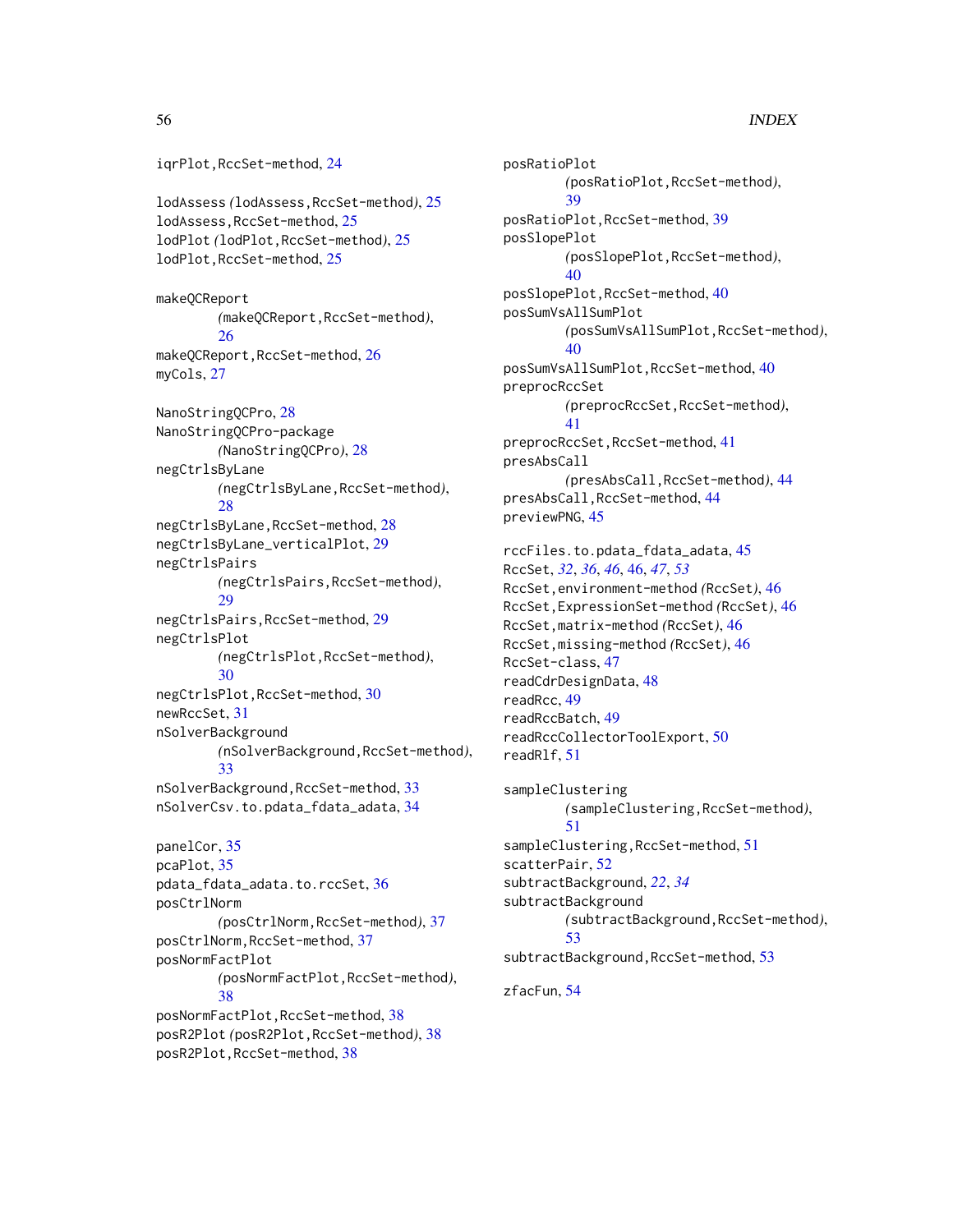iqrPlot,RccSet-method, 24

lodAssess *(*lodAssess,RccSet-method*)*, 25
lodAssess,RccSet-method, 25
lodPlot *(*lodPlot,RccSet-method*)*, 25
lodPlot,RccSet-method, 25

makeQCReport *(*makeQCReport,RccSet-method*)*, 26
makeQCReport,RccSet-method, 26
myCols, 27

NanoStringQCPro, 28
NanoStringQCPro-package *(*NanoStringQCPro*)*, 28
negCtrlsByLane *(*negCtrlsByLane,RccSet-method*)*, 28
negCtrlsByLane,RccSet-method, 28
negCtrlsByLane_verticalPlot, 29
negCtrlsPairs *(*negCtrlsPairs,RccSet-method*)*, 29
negCtrlsPairs,RccSet-method, 29
negCtrlsPlot *(*negCtrlsPlot,RccSet-method*)*, 30
negCtrlsPlot,RccSet-method, 30
newRccSet, 31
nSolverBackground *(*nSolverBackground,RccSet-method*)*, 33
nSolverBackground,RccSet-method, 33
nSolverCsv.to.pdata_fdata_adata, 34

panelCor, 35
pcaPlot, 35
pdata_fdata_adata.to.rccSet, 36
posCtrlNorm *(*posCtrlNorm,RccSet-method*)*, 37
posCtrlNorm,RccSet-method, 37
posNormFactPlot *(*posNormFactPlot,RccSet-method*)*, 38
posNormFactPlot,RccSet-method, 38
posR2Plot *(*posR2Plot,RccSet-method*)*, 38
posR2Plot,RccSet-method, 38
posRatioPlot *(*posRatioPlot,RccSet-method*)*, 39
posRatioPlot,RccSet-method, 39
posSlopePlot *(*posSlopePlot,RccSet-method*)*, 40
posSlopePlot,RccSet-method, 40
posSumVsAllSumPlot *(*posSumVsAllSumPlot,RccSet-method*)*, 40
posSumVsAllSumPlot,RccSet-method, 40
preprocRccSet *(*preprocRccSet,RccSet-method*)*, 41
preprocRccSet,RccSet-method, 41
presAbsCall *(*presAbsCall,RccSet-method*)*, 44
presAbsCall,RccSet-method, 44
previewPNG, 45

rccFiles.to.pdata_fdata_adata, 45
RccSet, *32*, *36*, *46*, 46, *47*, *53*
RccSet,environment-method *(*RccSet*)*, 46
RccSet,ExpressionSet-method *(*RccSet*)*, 46
RccSet,matrix-method *(*RccSet*)*, 46
RccSet,missing-method *(*RccSet*)*, 46
RccSet-class, 47
readCdrDesignData, 48
readRcc, 49
readRccBatch, 49
readRccCollectorToolExport, 50
readRlf, 51

sampleClustering *(*sampleClustering,RccSet-method*)*, 51
sampleClustering,RccSet-method, 51
scatterPair, 52
subtractBackground, *22*, *34*
subtractBackground *(*subtractBackground,RccSet-method*)*, 53
subtractBackground,RccSet-method, 53

zfacFun, 54